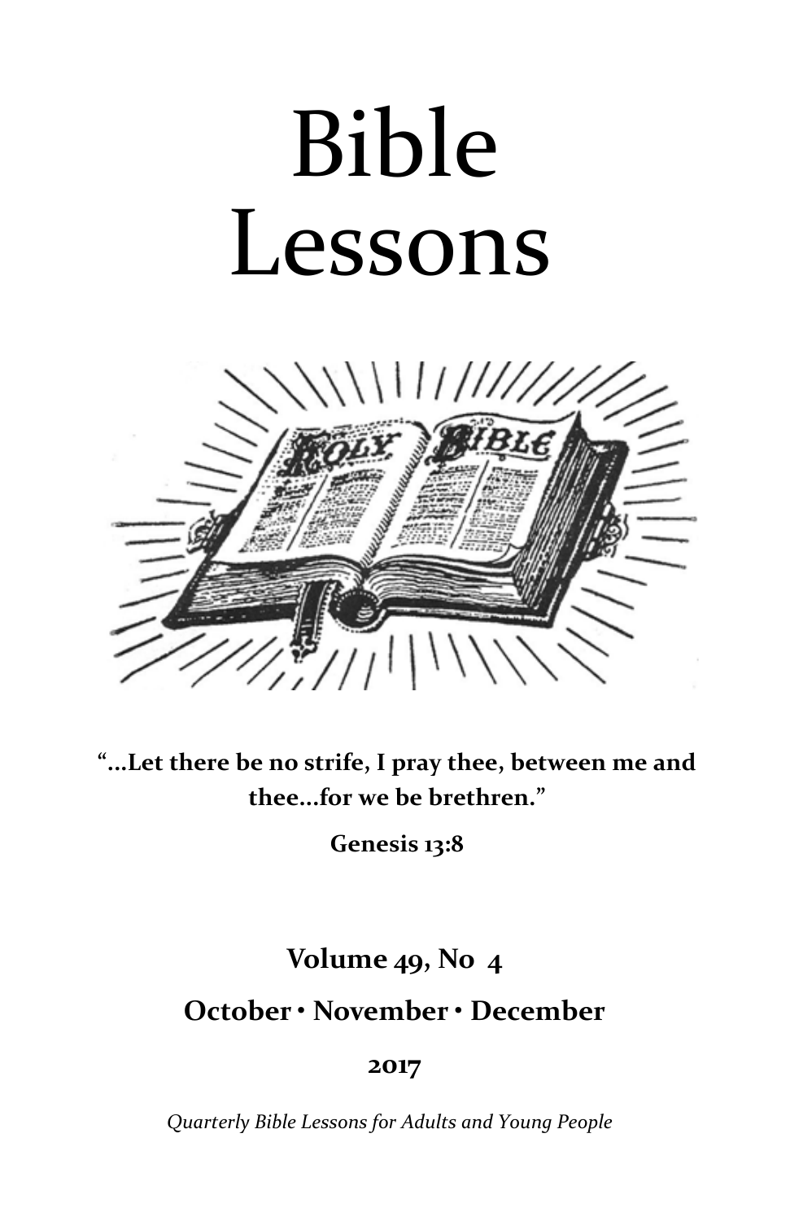# Bible Lessons

**"...Let there be no strife, I pray thee, between me and thee...for we be brethren."**

**Genesis 13:8**

**Volume 49, No 4**

**October • November • December**

**2017**

*Quarterly Bible Lessons for Adults and Young People*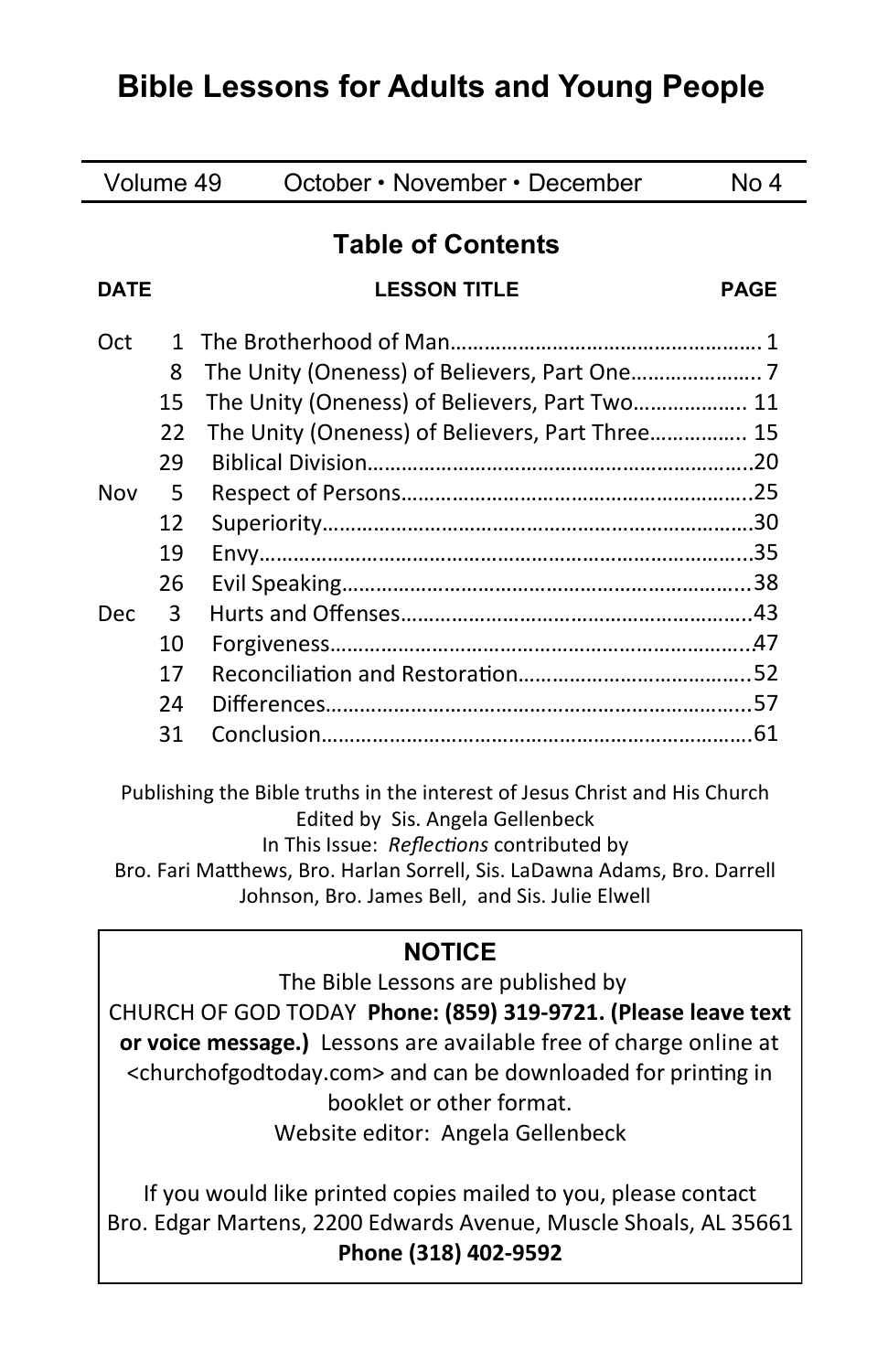# Bible Lessons for Adults and Young People

| Volume 49 | October • November • December | No 4 |
|---|---|---|

## Table of Contents

| DATE | | LESSON TITLE | PAGE |
|---|---|---|---|
| Oct | 1 | The Brotherhood of Man | 1 |
| | 8 | The Unity (Oneness) of Believers, Part One | 7 |
| | 15 | The Unity (Oneness) of Believers, Part Two | 11 |
| | 22 | The Unity (Oneness) of Believers, Part Three | 15 |
| | 29 | Biblical Division | 20 |
| Nov | 5 | Respect of Persons | 25 |
| | 12 | Superiority | 30 |
| | 19 | Envy | 35 |
| | 26 | Evil Speaking | 38 |
| Dec | 3 | Hurts and Offenses | 43 |
| | 10 | Forgiveness | 47 |
| | 17 | Reconciliation and Restoration | 52 |
| | 24 | Differences | 57 |
| | 31 | Conclusion | 61 |

Publishing the Bible truths in the interest of Jesus Christ and His Church
Edited by Sis. Angela Gellenbeck
In This Issue: *Reflections* contributed by
Bro. Fari Matthews, Bro. Harlan Sorrell, Sis. LaDawna Adams, Bro. Darrell Johnson, Bro. James Bell, and Sis. Julie Elwell

**NOTICE**

The Bible Lessons are published by
CHURCH OF GOD TODAY **Phone: (859) 319-9721. (Please leave text or voice message.)** Lessons are available free of charge online at <churchofgodtoday.com> and can be downloaded for printing in booklet or other format.
Website editor: Angela Gellenbeck

If you would like printed copies mailed to you, please contact
Bro. Edgar Martens, 2200 Edwards Avenue, Muscle Shoals, AL 35661
**Phone (318) 402-9592**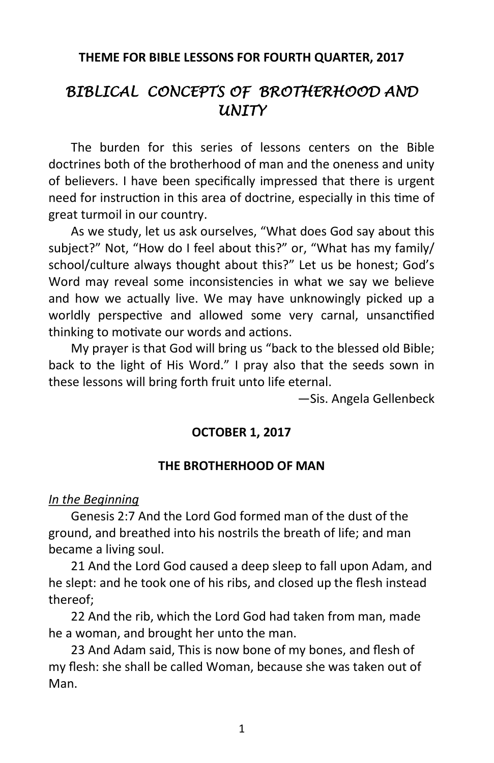**THEME FOR BIBLE LESSONS FOR FOURTH QUARTER, 2017**

# *BIBLICAL CONCEPTS OF BROTHERHOOD AND UNITY*

The burden for this series of lessons centers on the Bible doctrines both of the brotherhood of man and the oneness and unity of believers. I have been specifically impressed that there is urgent need for instruction in this area of doctrine, especially in this time of great turmoil in our country.

As we study, let us ask ourselves, "What does God say about this subject?" Not, "How do I feel about this?" or, "What has my family/school/culture always thought about this?" Let us be honest; God's Word may reveal some inconsistencies in what we say we believe and how we actually live. We may have unknowingly picked up a worldly perspective and allowed some very carnal, unsanctified thinking to motivate our words and actions.

My prayer is that God will bring us "back to the blessed old Bible; back to the light of His Word." I pray also that the seeds sown in these lessons will bring forth fruit unto life eternal.

—Sis. Angela Gellenbeck

**OCTOBER 1, 2017**

## THE BROTHERHOOD OF MAN

*In the Beginning*

Genesis 2:7 And the Lord God formed man of the dust of the ground, and breathed into his nostrils the breath of life; and man became a living soul.

21 And the Lord God caused a deep sleep to fall upon Adam, and he slept: and he took one of his ribs, and closed up the flesh instead thereof;

22 And the rib, which the Lord God had taken from man, made he a woman, and brought her unto the man.

23 And Adam said, This is now bone of my bones, and flesh of my flesh: she shall be called Woman, because she was taken out of Man.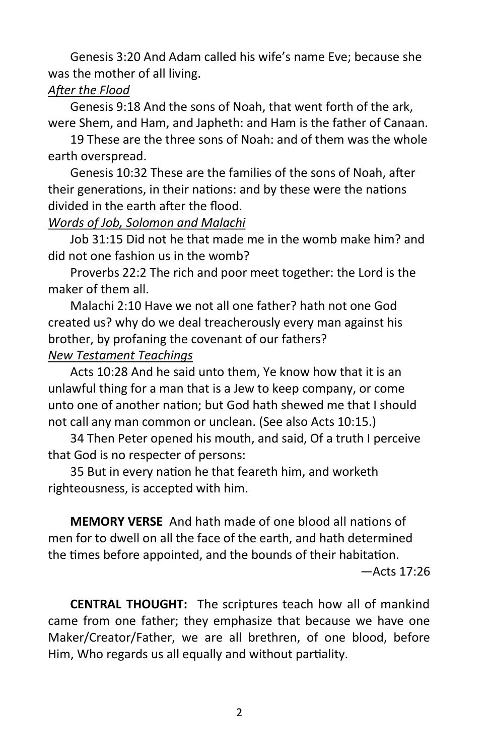Genesis 3:20 And Adam called his wife's name Eve; because she was the mother of all living.

*After the Flood*

Genesis 9:18 And the sons of Noah, that went forth of the ark, were Shem, and Ham, and Japheth: and Ham is the father of Canaan.

19 These are the three sons of Noah: and of them was the whole earth overspread.

Genesis 10:32 These are the families of the sons of Noah, after their generations, in their nations: and by these were the nations divided in the earth after the flood.

*Words of Job, Solomon and Malachi*

Job 31:15 Did not he that made me in the womb make him? and did not one fashion us in the womb?

Proverbs 22:2 The rich and poor meet together: the Lord is the maker of them all.

Malachi 2:10 Have we not all one father? hath not one God created us? why do we deal treacherously every man against his brother, by profaning the covenant of our fathers?

*New Testament Teachings*

Acts 10:28 And he said unto them, Ye know how that it is an unlawful thing for a man that is a Jew to keep company, or come unto one of another nation; but God hath shewed me that I should not call any man common or unclean. (See also Acts 10:15.)

34 Then Peter opened his mouth, and said, Of a truth I perceive that God is no respecter of persons:

35 But in every nation he that feareth him, and worketh righteousness, is accepted with him.

**MEMORY VERSE** And hath made of one blood all nations of men for to dwell on all the face of the earth, and hath determined the times before appointed, and the bounds of their habitation.

—Acts 17:26

**CENTRAL THOUGHT:** The scriptures teach how all of mankind came from one father; they emphasize that because we have one Maker/Creator/Father, we are all brethren, of one blood, before Him, Who regards us all equally and without partiality.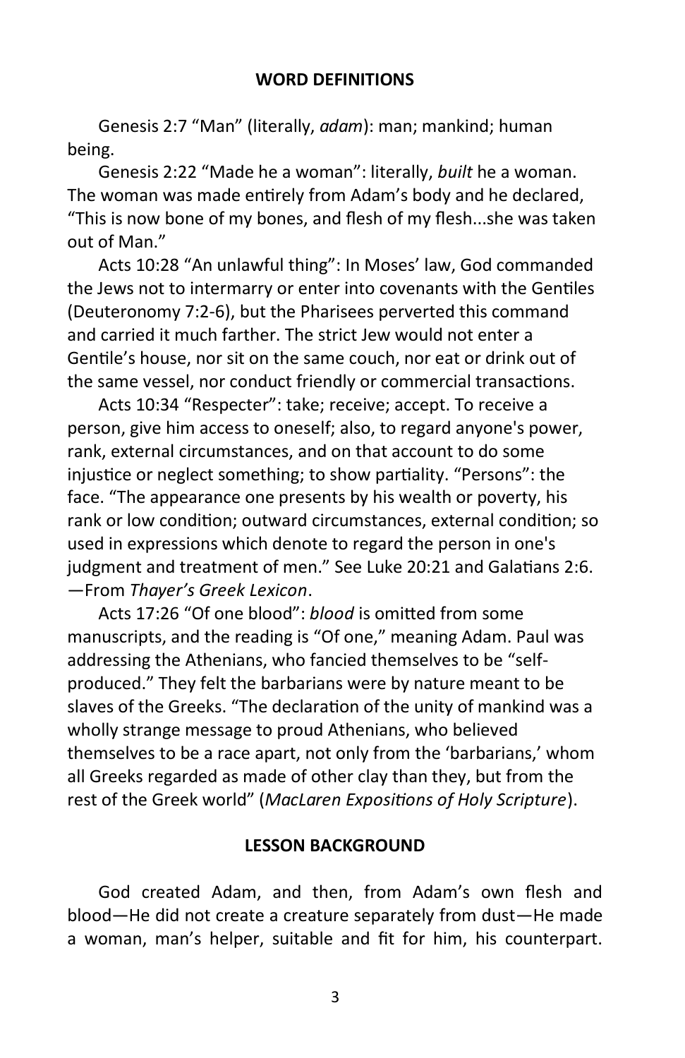## WORD DEFINITIONS

Genesis 2:7 "Man" (literally, *adam*): man; mankind; human being.

Genesis 2:22 "Made he a woman": literally, *built* he a woman. The woman was made entirely from Adam's body and he declared, "This is now bone of my bones, and flesh of my flesh...she was taken out of Man."

Acts 10:28 "An unlawful thing": In Moses' law, God commanded the Jews not to intermarry or enter into covenants with the Gentiles (Deuteronomy 7:2-6), but the Pharisees perverted this command and carried it much farther. The strict Jew would not enter a Gentile's house, nor sit on the same couch, nor eat or drink out of the same vessel, nor conduct friendly or commercial transactions.

Acts 10:34 "Respecter": take; receive; accept. To receive a person, give him access to oneself; also, to regard anyone's power, rank, external circumstances, and on that account to do some injustice or neglect something; to show partiality. "Persons": the face. "The appearance one presents by his wealth or poverty, his rank or low condition; outward circumstances, external condition; so used in expressions which denote to regard the person in one's judgment and treatment of men." See Luke 20:21 and Galatians 2:6. —From *Thayer's Greek Lexicon*.

Acts 17:26 "Of one blood": *blood* is omitted from some manuscripts, and the reading is "Of one," meaning Adam. Paul was addressing the Athenians, who fancied themselves to be "self-produced." They felt the barbarians were by nature meant to be slaves of the Greeks. "The declaration of the unity of mankind was a wholly strange message to proud Athenians, who believed themselves to be a race apart, not only from the 'barbarians,' whom all Greeks regarded as made of other clay than they, but from the rest of the Greek world" (*MacLaren Expositions of Holy Scripture*).

## LESSON BACKGROUND

God created Adam, and then, from Adam's own flesh and blood—He did not create a creature separately from dust—He made a woman, man's helper, suitable and fit for him, his counterpart.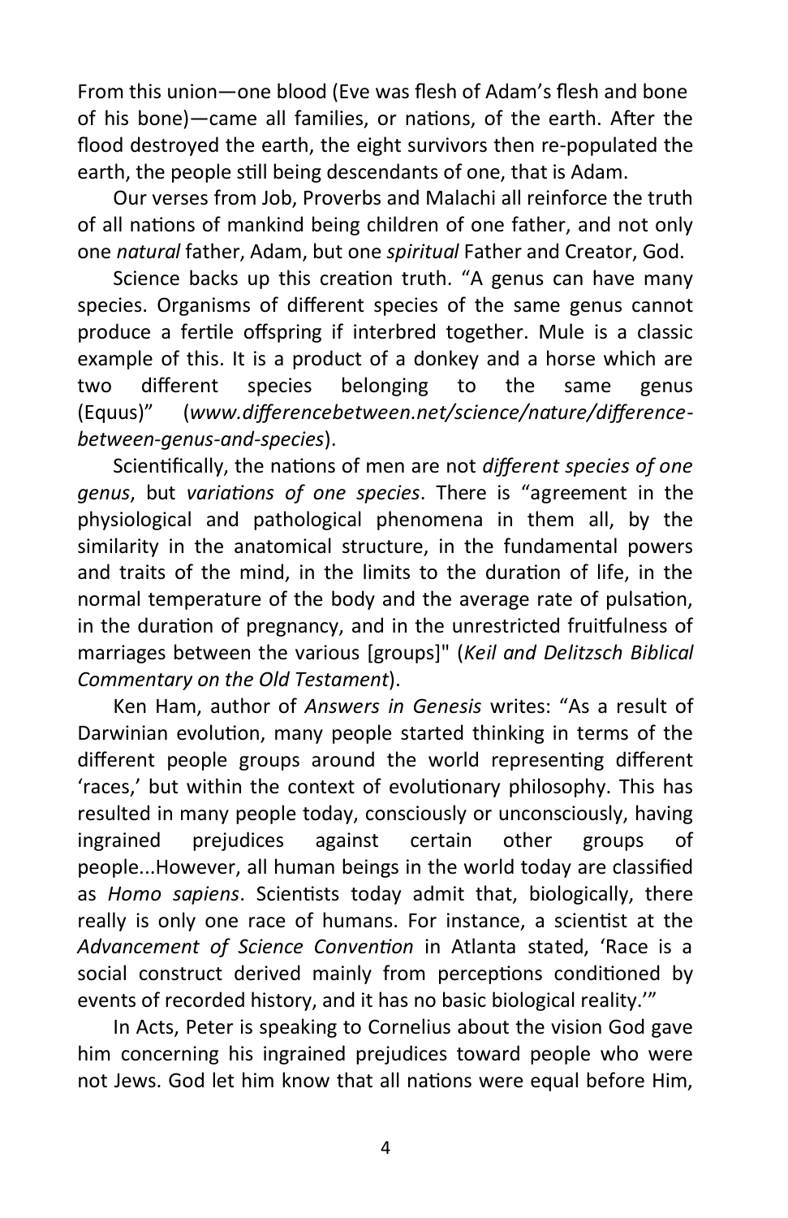From this union—one blood (Eve was flesh of Adam's flesh and bone of his bone)—came all families, or nations, of the earth. After the flood destroyed the earth, the eight survivors then re-populated the earth, the people still being descendants of one, that is Adam.

Our verses from Job, Proverbs and Malachi all reinforce the truth of all nations of mankind being children of one father, and not only one *natural* father, Adam, but one *spiritual* Father and Creator, God.

Science backs up this creation truth. "A genus can have many species. Organisms of different species of the same genus cannot produce a fertile offspring if interbred together. Mule is a classic example of this. It is a product of a donkey and a horse which are two different species belonging to the same genus (Equus)" (*www.differencebetween.net/science/nature/difference-between-genus-and-species*).

Scientifically, the nations of men are not *different species of one genus*, but *variations of one species*. There is "agreement in the physiological and pathological phenomena in them all, by the similarity in the anatomical structure, in the fundamental powers and traits of the mind, in the limits to the duration of life, in the normal temperature of the body and the average rate of pulsation, in the duration of pregnancy, and in the unrestricted fruitfulness of marriages between the various [groups]" (*Keil and Delitzsch Biblical Commentary on the Old Testament*).

Ken Ham, author of *Answers in Genesis* writes: "As a result of Darwinian evolution, many people started thinking in terms of the different people groups around the world representing different 'races,' but within the context of evolutionary philosophy. This has resulted in many people today, consciously or unconsciously, having ingrained prejudices against certain other groups of people...However, all human beings in the world today are classified as *Homo sapiens*. Scientists today admit that, biologically, there really is only one race of humans. For instance, a scientist at the *Advancement of Science Convention* in Atlanta stated, 'Race is a social construct derived mainly from perceptions conditioned by events of recorded history, and it has no basic biological reality.'"

In Acts, Peter is speaking to Cornelius about the vision God gave him concerning his ingrained prejudices toward people who were not Jews. God let him know that all nations were equal before Him,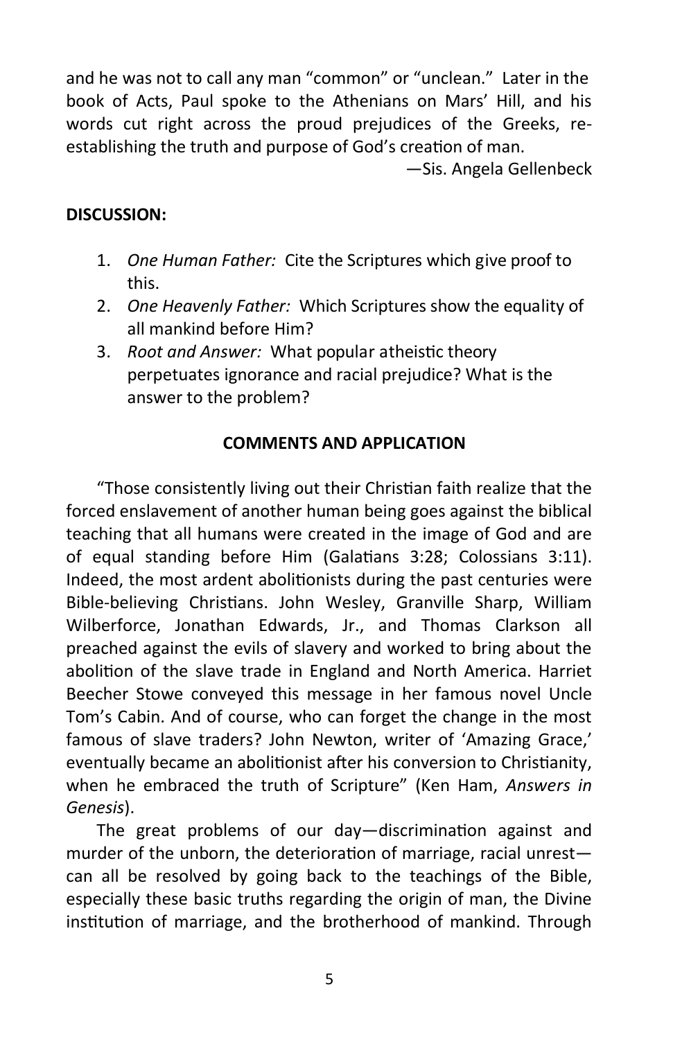and he was not to call any man "common" or "unclean." Later in the book of Acts, Paul spoke to the Athenians on Mars' Hill, and his words cut right across the proud prejudices of the Greeks, re-establishing the truth and purpose of God's creation of man.

—Sis. Angela Gellenbeck

**DISCUSSION:**

1. *One Human Father:* Cite the Scriptures which give proof to this.
2. *One Heavenly Father:* Which Scriptures show the equality of all mankind before Him?
3. *Root and Answer:* What popular atheistic theory perpetuates ignorance and racial prejudice? What is the answer to the problem?

**COMMENTS AND APPLICATION**

"Those consistently living out their Christian faith realize that the forced enslavement of another human being goes against the biblical teaching that all humans were created in the image of God and are of equal standing before Him (Galatians 3:28; Colossians 3:11). Indeed, the most ardent abolitionists during the past centuries were Bible-believing Christians. John Wesley, Granville Sharp, William Wilberforce, Jonathan Edwards, Jr., and Thomas Clarkson all preached against the evils of slavery and worked to bring about the abolition of the slave trade in England and North America. Harriet Beecher Stowe conveyed this message in her famous novel Uncle Tom's Cabin. And of course, who can forget the change in the most famous of slave traders? John Newton, writer of 'Amazing Grace,' eventually became an abolitionist after his conversion to Christianity, when he embraced the truth of Scripture" (Ken Ham, *Answers in Genesis*).

The great problems of our day—discrimination against and murder of the unborn, the deterioration of marriage, racial unrest—can all be resolved by going back to the teachings of the Bible, especially these basic truths regarding the origin of man, the Divine institution of marriage, and the brotherhood of mankind. Through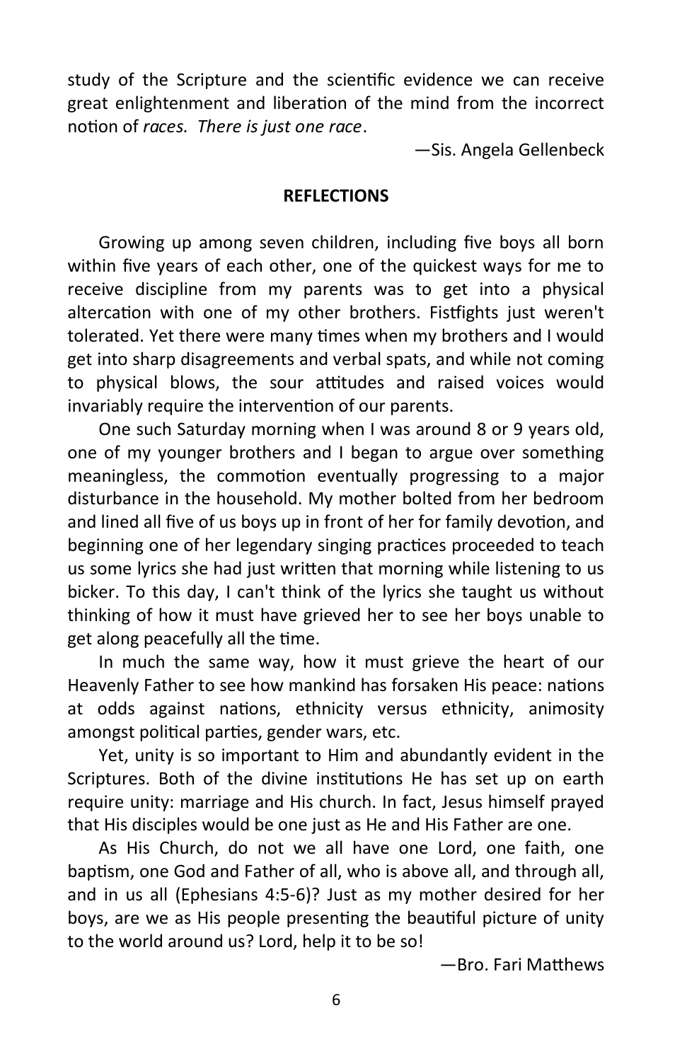study of the Scripture and the scientific evidence we can receive great enlightenment and liberation of the mind from the incorrect notion of *races. There is just one race*.

—Sis. Angela Gellenbeck

**REFLECTIONS**

Growing up among seven children, including five boys all born within five years of each other, one of the quickest ways for me to receive discipline from my parents was to get into a physical altercation with one of my other brothers. Fistfights just weren't tolerated. Yet there were many times when my brothers and I would get into sharp disagreements and verbal spats, and while not coming to physical blows, the sour attitudes and raised voices would invariably require the intervention of our parents.

One such Saturday morning when I was around 8 or 9 years old, one of my younger brothers and I began to argue over something meaningless, the commotion eventually progressing to a major disturbance in the household. My mother bolted from her bedroom and lined all five of us boys up in front of her for family devotion, and beginning one of her legendary singing practices proceeded to teach us some lyrics she had just written that morning while listening to us bicker. To this day, I can't think of the lyrics she taught us without thinking of how it must have grieved her to see her boys unable to get along peacefully all the time.

In much the same way, how it must grieve the heart of our Heavenly Father to see how mankind has forsaken His peace: nations at odds against nations, ethnicity versus ethnicity, animosity amongst political parties, gender wars, etc.

Yet, unity is so important to Him and abundantly evident in the Scriptures. Both of the divine institutions He has set up on earth require unity: marriage and His church. In fact, Jesus himself prayed that His disciples would be one just as He and His Father are one.

As His Church, do not we all have one Lord, one faith, one baptism, one God and Father of all, who is above all, and through all, and in us all (Ephesians 4:5-6)? Just as my mother desired for her boys, are we as His people presenting the beautiful picture of unity to the world around us? Lord, help it to be so!

—Bro. Fari Matthews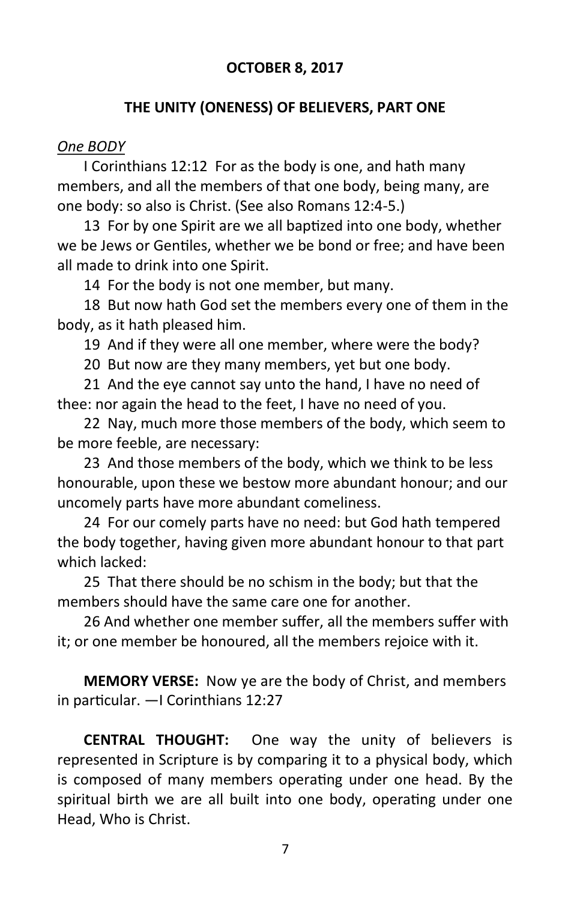**OCTOBER 8, 2017**

**THE UNITY (ONENESS) OF BELIEVERS, PART ONE**

*One BODY*

I Corinthians 12:12 For as the body is one, and hath many members, and all the members of that one body, being many, are one body: so also is Christ. (See also Romans 12:4-5.)

13 For by one Spirit are we all baptized into one body, whether we be Jews or Gentiles, whether we be bond or free; and have been all made to drink into one Spirit.

14 For the body is not one member, but many.

18 But now hath God set the members every one of them in the body, as it hath pleased him.

19 And if they were all one member, where were the body?

20 But now are they many members, yet but one body.

21 And the eye cannot say unto the hand, I have no need of thee: nor again the head to the feet, I have no need of you.

22 Nay, much more those members of the body, which seem to be more feeble, are necessary:

23 And those members of the body, which we think to be less honourable, upon these we bestow more abundant honour; and our uncomely parts have more abundant comeliness.

24 For our comely parts have no need: but God hath tempered the body together, having given more abundant honour to that part which lacked:

25 That there should be no schism in the body; but that the members should have the same care one for another.

26 And whether one member suffer, all the members suffer with it; or one member be honoured, all the members rejoice with it.

**MEMORY VERSE:** Now ye are the body of Christ, and members in particular. —I Corinthians 12:27

**CENTRAL THOUGHT:** One way the unity of believers is represented in Scripture is by comparing it to a physical body, which is composed of many members operating under one head. By the spiritual birth we are all built into one body, operating under one Head, Who is Christ.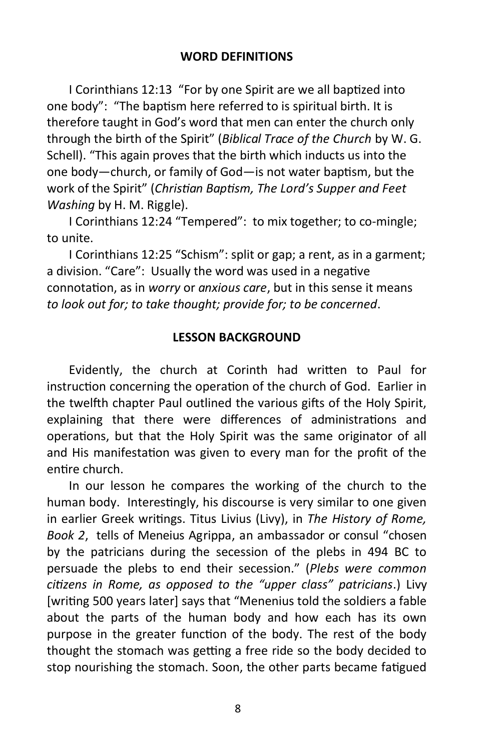## WORD DEFINITIONS

I Corinthians 12:13 "For by one Spirit are we all baptized into one body": "The baptism here referred to is spiritual birth. It is therefore taught in God's word that men can enter the church only through the birth of the Spirit" (*Biblical Trace of the Church* by W. G. Schell). "This again proves that the birth which inducts us into the one body—church, or family of God—is not water baptism, but the work of the Spirit" (*Christian Baptism, The Lord's Supper and Feet Washing* by H. M. Riggle).

I Corinthians 12:24 "Tempered": to mix together; to co-mingle; to unite.

I Corinthians 12:25 "Schism": split or gap; a rent, as in a garment; a division. "Care": Usually the word was used in a negative connotation, as in *worry* or *anxious care*, but in this sense it means *to look out for; to take thought; provide for; to be concerned*.

## LESSON BACKGROUND

Evidently, the church at Corinth had written to Paul for instruction concerning the operation of the church of God. Earlier in the twelfth chapter Paul outlined the various gifts of the Holy Spirit, explaining that there were differences of administrations and operations, but that the Holy Spirit was the same originator of all and His manifestation was given to every man for the profit of the entire church.

In our lesson he compares the working of the church to the human body. Interestingly, his discourse is very similar to one given in earlier Greek writings. Titus Livius (Livy), in *The History of Rome, Book 2*, tells of Meneius Agrippa, an ambassador or consul "chosen by the patricians during the secession of the plebs in 494 BC to persuade the plebs to end their secession." (*Plebs were common citizens in Rome, as opposed to the "upper class" patricians*.) Livy [writing 500 years later] says that "Menenius told the soldiers a fable about the parts of the human body and how each has its own purpose in the greater function of the body. The rest of the body thought the stomach was getting a free ride so the body decided to stop nourishing the stomach. Soon, the other parts became fatigued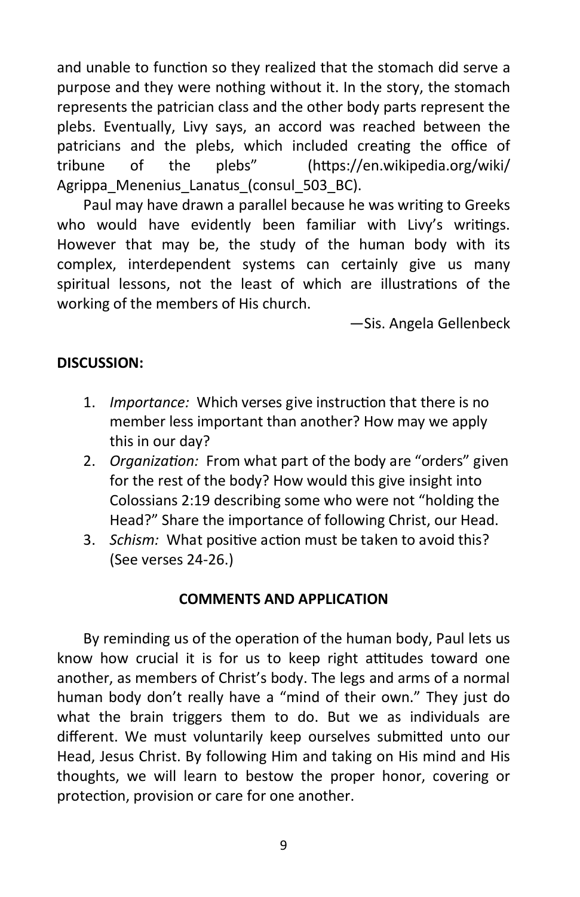and unable to function so they realized that the stomach did serve a purpose and they were nothing without it. In the story, the stomach represents the patrician class and the other body parts represent the plebs. Eventually, Livy says, an accord was reached between the patricians and the plebs, which included creating the office of tribune of the plebs" (https://en.wikipedia.org/wiki/Agrippa_Menenius_Lanatus_(consul_503_BC).

Paul may have drawn a parallel because he was writing to Greeks who would have evidently been familiar with Livy's writings. However that may be, the study of the human body with its complex, interdependent systems can certainly give us many spiritual lessons, not the least of which are illustrations of the working of the members of His church.

—Sis. Angela Gellenbeck

**DISCUSSION:**

1. *Importance:* Which verses give instruction that there is no member less important than another? How may we apply this in our day?
2. *Organization:* From what part of the body are "orders" given for the rest of the body? How would this give insight into Colossians 2:19 describing some who were not "holding the Head?" Share the importance of following Christ, our Head.
3. *Schism:* What positive action must be taken to avoid this? (See verses 24-26.)

## COMMENTS AND APPLICATION

By reminding us of the operation of the human body, Paul lets us know how crucial it is for us to keep right attitudes toward one another, as members of Christ's body. The legs and arms of a normal human body don't really have a "mind of their own." They just do what the brain triggers them to do. But we as individuals are different. We must voluntarily keep ourselves submitted unto our Head, Jesus Christ. By following Him and taking on His mind and His thoughts, we will learn to bestow the proper honor, covering or protection, provision or care for one another.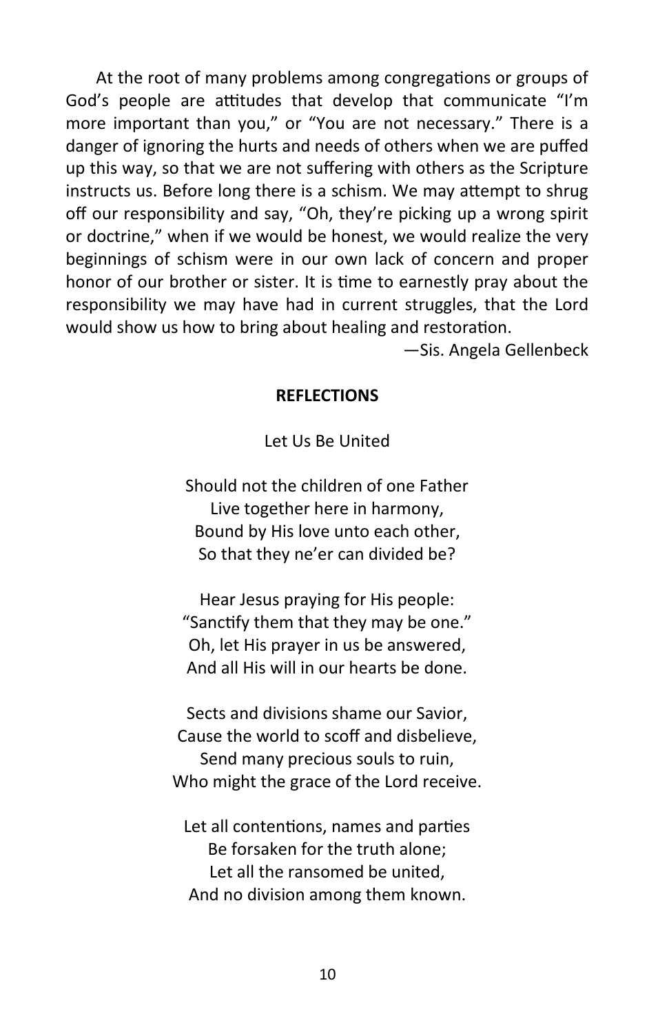At the root of many problems among congregations or groups of God's people are attitudes that develop that communicate "I'm more important than you," or "You are not necessary." There is a danger of ignoring the hurts and needs of others when we are puffed up this way, so that we are not suffering with others as the Scripture instructs us. Before long there is a schism. We may attempt to shrug off our responsibility and say, "Oh, they're picking up a wrong spirit or doctrine," when if we would be honest, we would realize the very beginnings of schism were in our own lack of concern and proper honor of our brother or sister. It is time to earnestly pray about the responsibility we may have had in current struggles, that the Lord would show us how to bring about healing and restoration.

—Sis. Angela Gellenbeck

## REFLECTIONS

Let Us Be United

Should not the children of one Father  
Live together here in harmony,  
Bound by His love unto each other,  
So that they ne'er can divided be?

Hear Jesus praying for His people:  
"Sanctify them that they may be one."  
Oh, let His prayer in us be answered,  
And all His will in our hearts be done.

Sects and divisions shame our Savior,  
Cause the world to scoff and disbelieve,  
Send many precious souls to ruin,  
Who might the grace of the Lord receive.

Let all contentions, names and parties  
Be forsaken for the truth alone;  
Let all the ransomed be united,  
And no division among them known.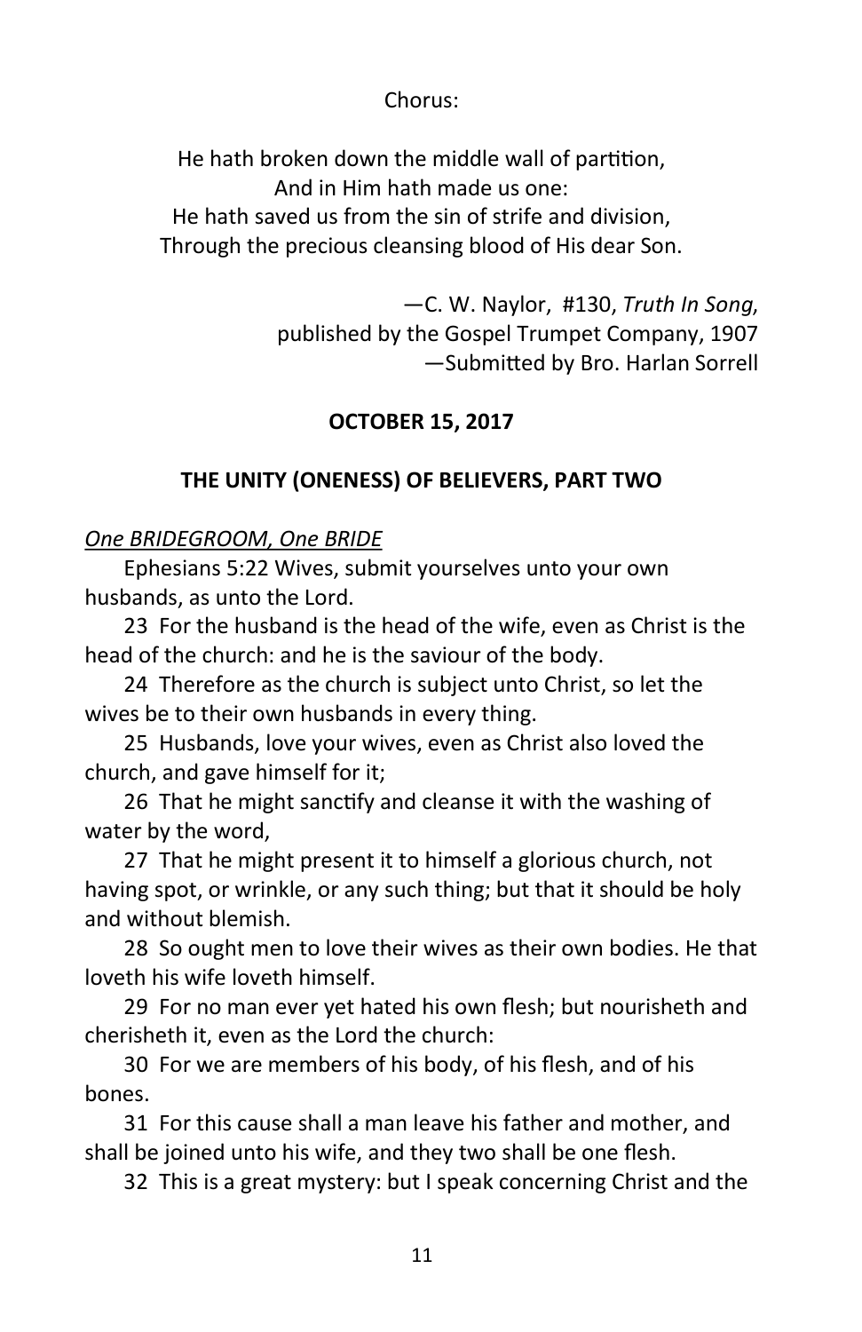Chorus:

He hath broken down the middle wall of partition,
And in Him hath made us one:
He hath saved us from the sin of strife and division,
Through the precious cleansing blood of His dear Son.

—C. W. Naylor, #130, *Truth In Song*,
published by the Gospel Trumpet Company, 1907
—Submitted by Bro. Harlan Sorrell

**OCTOBER 15, 2017**

**THE UNITY (ONENESS) OF BELIEVERS, PART TWO**

*One BRIDEGROOM, One BRIDE*

Ephesians 5:22 Wives, submit yourselves unto your own husbands, as unto the Lord.

23 For the husband is the head of the wife, even as Christ is the head of the church: and he is the saviour of the body.

24 Therefore as the church is subject unto Christ, so let the wives be to their own husbands in every thing.

25 Husbands, love your wives, even as Christ also loved the church, and gave himself for it;

26 That he might sanctify and cleanse it with the washing of water by the word,

27 That he might present it to himself a glorious church, not having spot, or wrinkle, or any such thing; but that it should be holy and without blemish.

28 So ought men to love their wives as their own bodies. He that loveth his wife loveth himself.

29 For no man ever yet hated his own flesh; but nourisheth and cherisheth it, even as the Lord the church:

30 For we are members of his body, of his flesh, and of his bones.

31 For this cause shall a man leave his father and mother, and shall be joined unto his wife, and they two shall be one flesh.

32 This is a great mystery: but I speak concerning Christ and the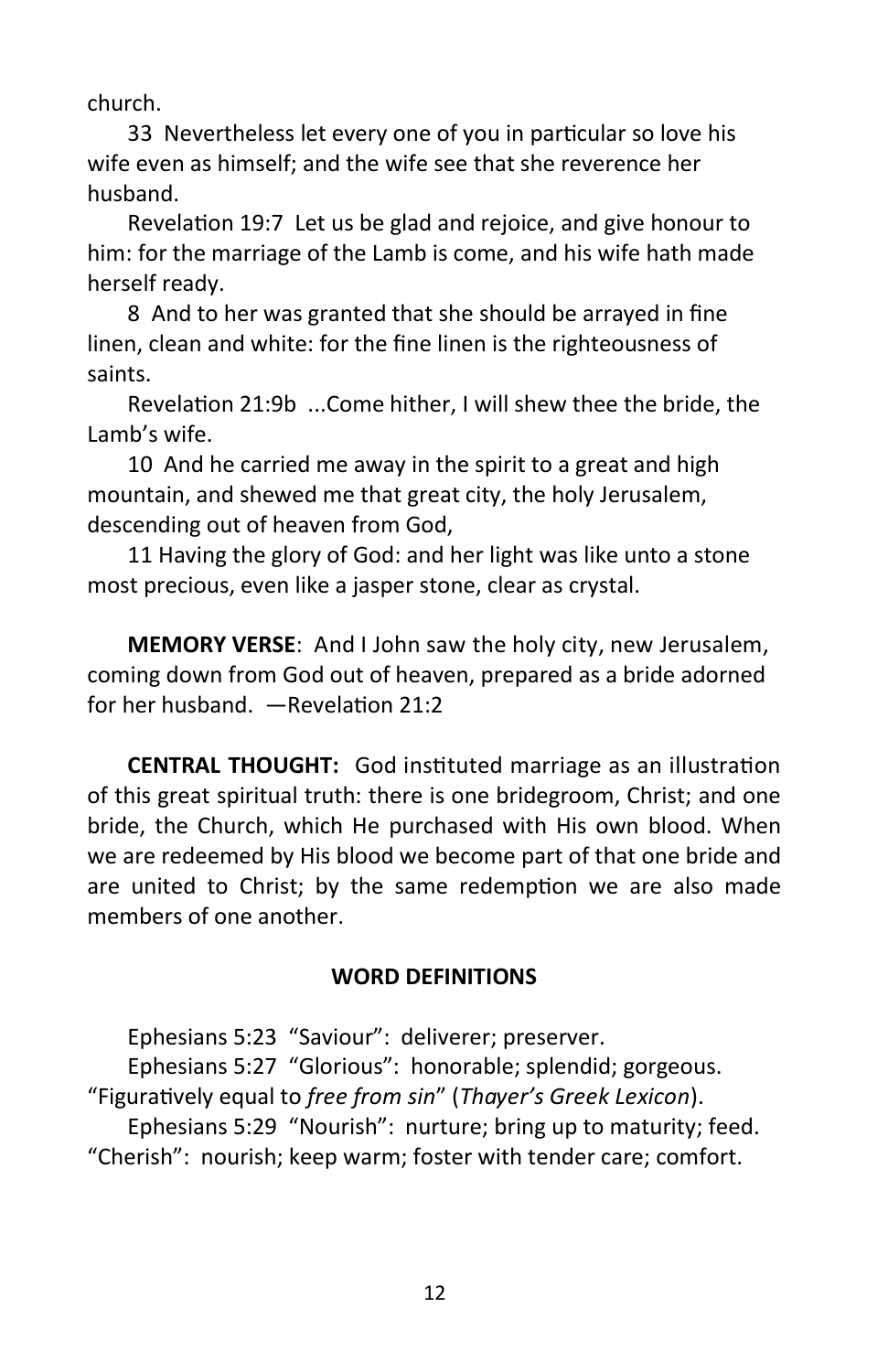church.

33 Nevertheless let every one of you in particular so love his wife even as himself; and the wife see that she reverence her husband.

Revelation 19:7 Let us be glad and rejoice, and give honour to him: for the marriage of the Lamb is come, and his wife hath made herself ready.

8 And to her was granted that she should be arrayed in fine linen, clean and white: for the fine linen is the righteousness of saints.

Revelation 21:9b ...Come hither, I will shew thee the bride, the Lamb's wife.

10 And he carried me away in the spirit to a great and high mountain, and shewed me that great city, the holy Jerusalem, descending out of heaven from God,

11 Having the glory of God: and her light was like unto a stone most precious, even like a jasper stone, clear as crystal.

**MEMORY VERSE**: And I John saw the holy city, new Jerusalem, coming down from God out of heaven, prepared as a bride adorned for her husband. —Revelation 21:2

**CENTRAL THOUGHT:** God instituted marriage as an illustration of this great spiritual truth: there is one bridegroom, Christ; and one bride, the Church, which He purchased with His own blood. When we are redeemed by His blood we become part of that one bride and are united to Christ; by the same redemption we are also made members of one another.

## WORD DEFINITIONS

Ephesians 5:23 "Saviour": deliverer; preserver.

Ephesians 5:27 "Glorious": honorable; splendid; gorgeous. "Figuratively equal to *free from sin*" (*Thayer's Greek Lexicon*).

Ephesians 5:29 "Nourish": nurture; bring up to maturity; feed. "Cherish": nourish; keep warm; foster with tender care; comfort.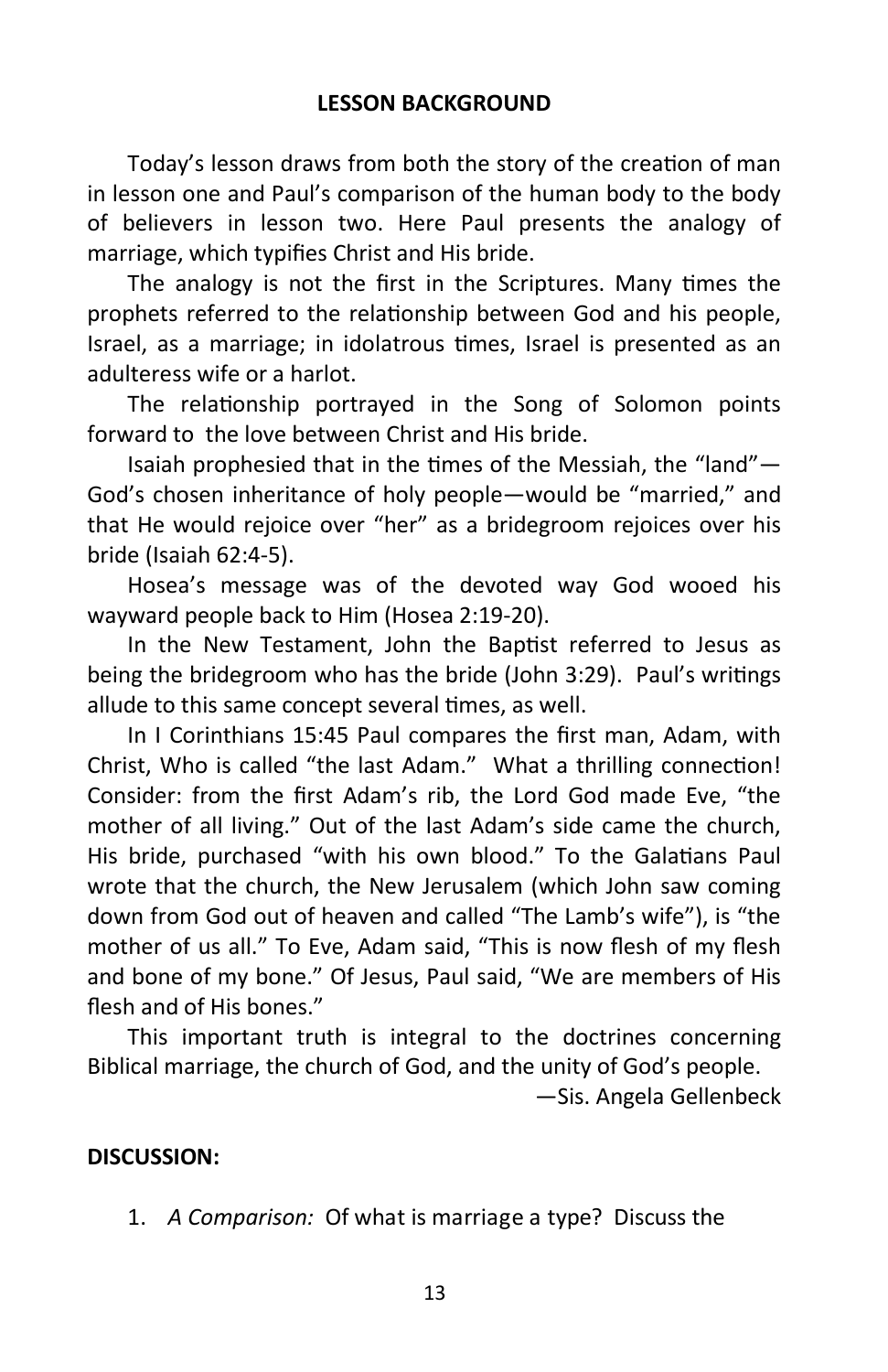## LESSON BACKGROUND

Today's lesson draws from both the story of the creation of man in lesson one and Paul's comparison of the human body to the body of believers in lesson two. Here Paul presents the analogy of marriage, which typifies Christ and His bride.

The analogy is not the first in the Scriptures. Many times the prophets referred to the relationship between God and his people, Israel, as a marriage; in idolatrous times, Israel is presented as an adulteress wife or a harlot.

The relationship portrayed in the Song of Solomon points forward to the love between Christ and His bride.

Isaiah prophesied that in the times of the Messiah, the "land"—God's chosen inheritance of holy people—would be "married," and that He would rejoice over "her" as a bridegroom rejoices over his bride (Isaiah 62:4-5).

Hosea's message was of the devoted way God wooed his wayward people back to Him (Hosea 2:19-20).

In the New Testament, John the Baptist referred to Jesus as being the bridegroom who has the bride (John 3:29). Paul's writings allude to this same concept several times, as well.

In I Corinthians 15:45 Paul compares the first man, Adam, with Christ, Who is called "the last Adam." What a thrilling connection! Consider: from the first Adam's rib, the Lord God made Eve, "the mother of all living." Out of the last Adam's side came the church, His bride, purchased "with his own blood." To the Galatians Paul wrote that the church, the New Jerusalem (which John saw coming down from God out of heaven and called "The Lamb's wife"), is "the mother of us all." To Eve, Adam said, "This is now flesh of my flesh and bone of my bone." Of Jesus, Paul said, "We are members of His flesh and of His bones."

This important truth is integral to the doctrines concerning Biblical marriage, the church of God, and the unity of God's people.

—Sis. Angela Gellenbeck

**DISCUSSION:**

1. *A Comparison:* Of what is marriage a type? Discuss the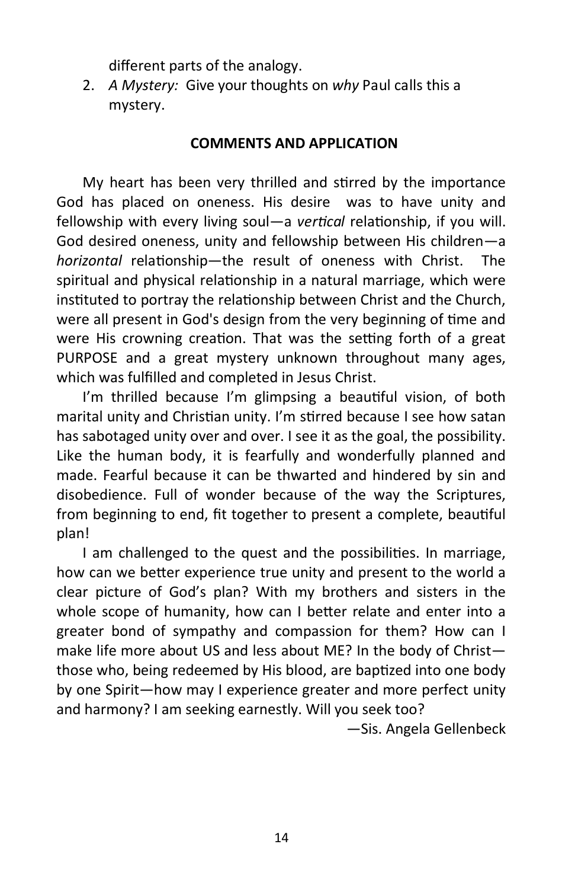different parts of the analogy.

2. *A Mystery:* Give your thoughts on *why* Paul calls this a mystery.

**COMMENTS AND APPLICATION**

My heart has been very thrilled and stirred by the importance God has placed on oneness. His desire was to have unity and fellowship with every living soul—a *vertical* relationship, if you will. God desired oneness, unity and fellowship between His children—a *horizontal* relationship—the result of oneness with Christ. The spiritual and physical relationship in a natural marriage, which were instituted to portray the relationship between Christ and the Church, were all present in God's design from the very beginning of time and were His crowning creation. That was the setting forth of a great PURPOSE and a great mystery unknown throughout many ages, which was fulfilled and completed in Jesus Christ.

I'm thrilled because I'm glimpsing a beautiful vision, of both marital unity and Christian unity. I'm stirred because I see how satan has sabotaged unity over and over. I see it as the goal, the possibility. Like the human body, it is fearfully and wonderfully planned and made. Fearful because it can be thwarted and hindered by sin and disobedience. Full of wonder because of the way the Scriptures, from beginning to end, fit together to present a complete, beautiful plan!

I am challenged to the quest and the possibilities. In marriage, how can we better experience true unity and present to the world a clear picture of God's plan? With my brothers and sisters in the whole scope of humanity, how can I better relate and enter into a greater bond of sympathy and compassion for them? How can I make life more about US and less about ME? In the body of Christ—those who, being redeemed by His blood, are baptized into one body by one Spirit—how may I experience greater and more perfect unity and harmony? I am seeking earnestly. Will you seek too?

—Sis. Angela Gellenbeck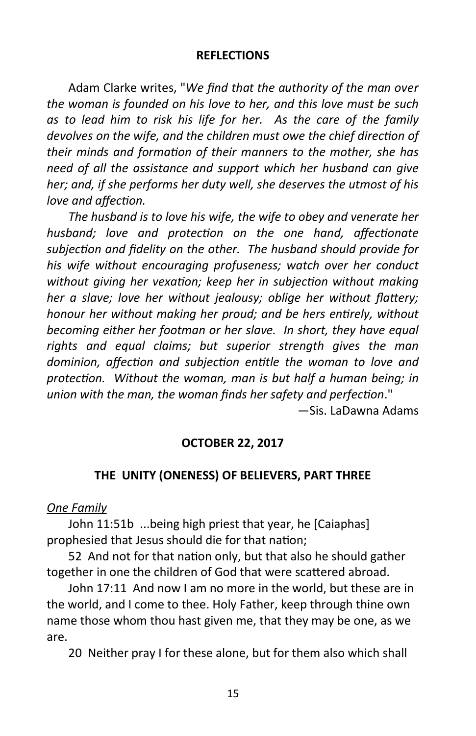## REFLECTIONS

Adam Clarke writes, "*We find that the authority of the man over the woman is founded on his love to her, and this love must be such as to lead him to risk his life for her. As the care of the family devolves on the wife, and the children must owe the chief direction of their minds and formation of their manners to the mother, she has need of all the assistance and support which her husband can give her; and, if she performs her duty well, she deserves the utmost of his love and affection.*

*The husband is to love his wife, the wife to obey and venerate her husband; love and protection on the one hand, affectionate subjection and fidelity on the other. The husband should provide for his wife without encouraging profuseness; watch over her conduct without giving her vexation; keep her in subjection without making her a slave; love her without jealousy; oblige her without flattery; honour her without making her proud; and be hers entirely, without becoming either her footman or her slave. In short, they have equal rights and equal claims; but superior strength gives the man dominion, affection and subjection entitle the woman to love and protection. Without the woman, man is but half a human being; in union with the man, the woman finds her safety and perfection*."

—Sis. LaDawna Adams

## OCTOBER 22, 2017

## THE UNITY (ONENESS) OF BELIEVERS, PART THREE

<u>*One Family*</u>

John 11:51b ...being high priest that year, he [Caiaphas] prophesied that Jesus should die for that nation;

52 And not for that nation only, but that also he should gather together in one the children of God that were scattered abroad.

John 17:11 And now I am no more in the world, but these are in the world, and I come to thee. Holy Father, keep through thine own name those whom thou hast given me, that they may be one, as we are.

20 Neither pray I for these alone, but for them also which shall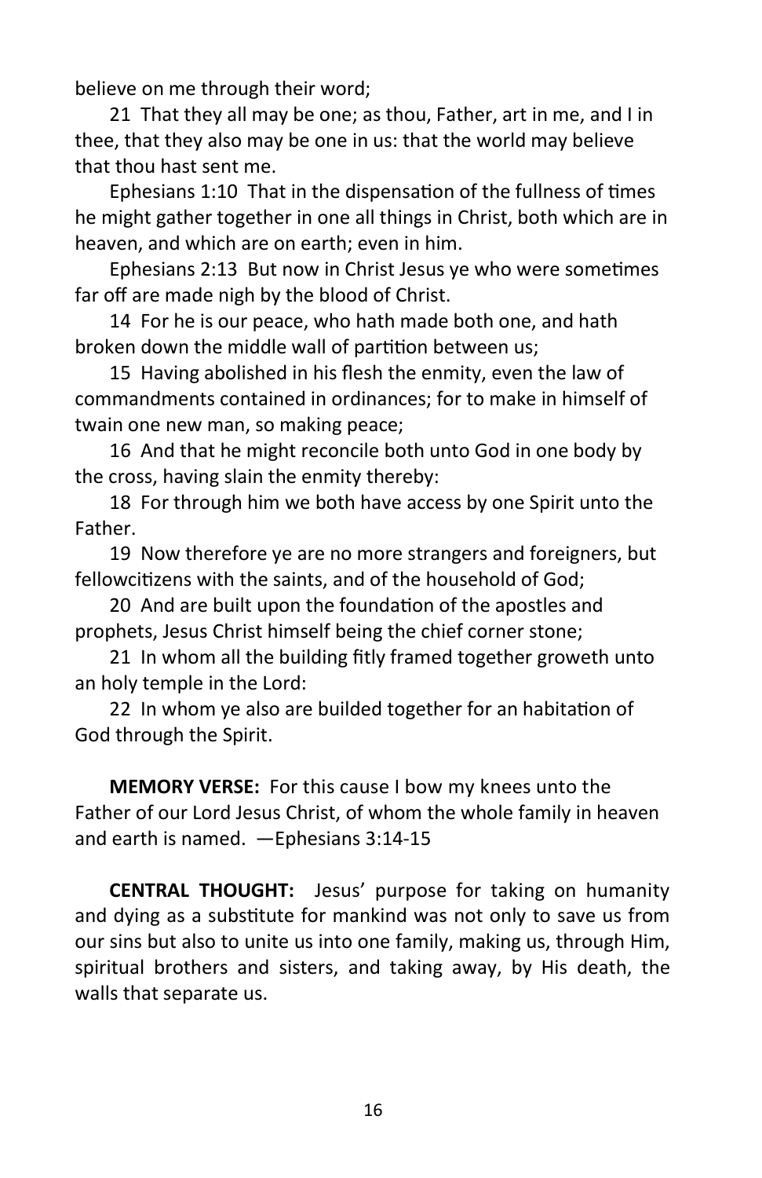believe on me through their word;

21 That they all may be one; as thou, Father, art in me, and I in thee, that they also may be one in us: that the world may believe that thou hast sent me.

Ephesians 1:10 That in the dispensation of the fullness of times he might gather together in one all things in Christ, both which are in heaven, and which are on earth; even in him.

Ephesians 2:13 But now in Christ Jesus ye who were sometimes far off are made nigh by the blood of Christ.

14 For he is our peace, who hath made both one, and hath broken down the middle wall of partition between us;

15 Having abolished in his flesh the enmity, even the law of commandments contained in ordinances; for to make in himself of twain one new man, so making peace;

16 And that he might reconcile both unto God in one body by the cross, having slain the enmity thereby:

18 For through him we both have access by one Spirit unto the Father.

19 Now therefore ye are no more strangers and foreigners, but fellowcitizens with the saints, and of the household of God;

20 And are built upon the foundation of the apostles and prophets, Jesus Christ himself being the chief corner stone;

21 In whom all the building fitly framed together groweth unto an holy temple in the Lord:

22 In whom ye also are builded together for an habitation of God through the Spirit.

**MEMORY VERSE:** For this cause I bow my knees unto the Father of our Lord Jesus Christ, of whom the whole family in heaven and earth is named. —Ephesians 3:14-15

**CENTRAL THOUGHT:** Jesus' purpose for taking on humanity and dying as a substitute for mankind was not only to save us from our sins but also to unite us into one family, making us, through Him, spiritual brothers and sisters, and taking away, by His death, the walls that separate us.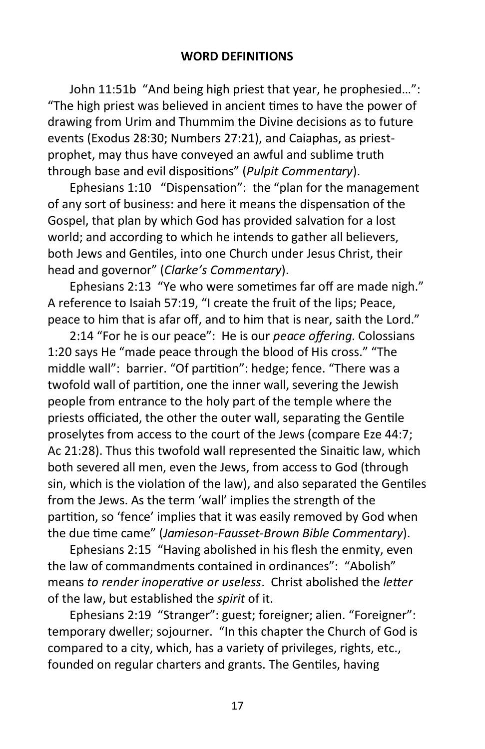## WORD DEFINITIONS

John 11:51b "And being high priest that year, he prophesied…": "The high priest was believed in ancient times to have the power of drawing from Urim and Thummim the Divine decisions as to future events (Exodus 28:30; Numbers 27:21), and Caiaphas, as priest-prophet, may thus have conveyed an awful and sublime truth through base and evil dispositions" (*Pulpit Commentary*).

Ephesians 1:10 "Dispensation": the "plan for the management of any sort of business: and here it means the dispensation of the Gospel, that plan by which God has provided salvation for a lost world; and according to which he intends to gather all believers, both Jews and Gentiles, into one Church under Jesus Christ, their head and governor" (*Clarke's Commentary*).

Ephesians 2:13 "Ye who were sometimes far off are made nigh." A reference to Isaiah 57:19, "I create the fruit of the lips; Peace, peace to him that is afar off, and to him that is near, saith the Lord."

2:14 "For he is our peace": He is our *peace offering*. Colossians 1:20 says He "made peace through the blood of His cross." "The middle wall": barrier. "Of partition": hedge; fence. "There was a twofold wall of partition, one the inner wall, severing the Jewish people from entrance to the holy part of the temple where the priests officiated, the other the outer wall, separating the Gentile proselytes from access to the court of the Jews (compare Eze 44:7; Ac 21:28). Thus this twofold wall represented the Sinaitic law, which both severed all men, even the Jews, from access to God (through sin, which is the violation of the law), and also separated the Gentiles from the Jews. As the term 'wall' implies the strength of the partition, so 'fence' implies that it was easily removed by God when the due time came" (*Jamieson-Fausset-Brown Bible Commentary*).

Ephesians 2:15 "Having abolished in his flesh the enmity, even the law of commandments contained in ordinances": "Abolish" means *to render inoperative or useless*. Christ abolished the *letter* of the law, but established the *spirit* of it.

Ephesians 2:19 "Stranger": guest; foreigner; alien. "Foreigner": temporary dweller; sojourner. "In this chapter the Church of God is compared to a city, which, has a variety of privileges, rights, etc., founded on regular charters and grants. The Gentiles, having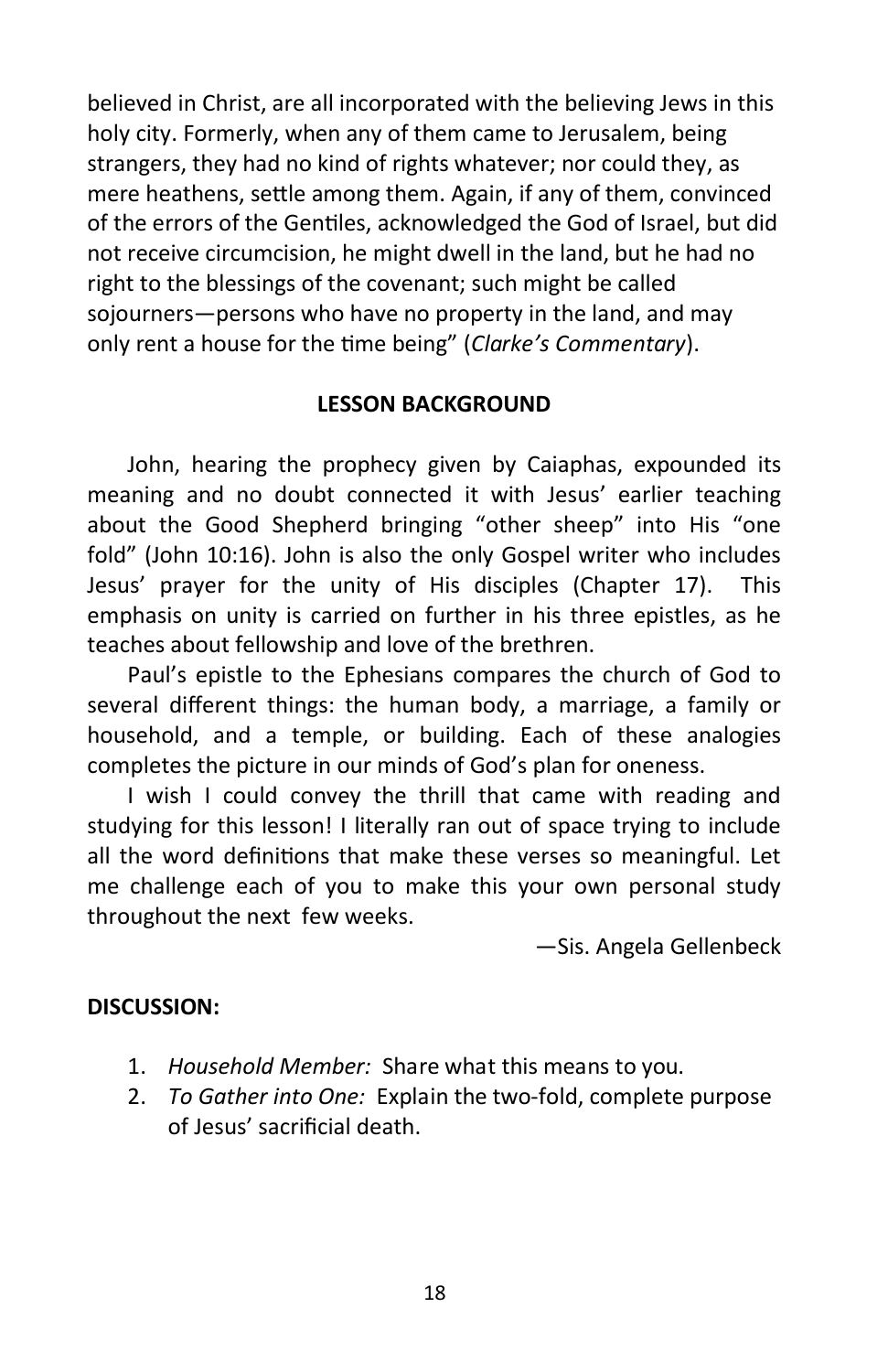believed in Christ, are all incorporated with the believing Jews in this holy city. Formerly, when any of them came to Jerusalem, being strangers, they had no kind of rights whatever; nor could they, as mere heathens, settle among them. Again, if any of them, convinced of the errors of the Gentiles, acknowledged the God of Israel, but did not receive circumcision, he might dwell in the land, but he had no right to the blessings of the covenant; such might be called sojourners—persons who have no property in the land, and may only rent a house for the time being" (*Clarke's Commentary*).

## LESSON BACKGROUND

John, hearing the prophecy given by Caiaphas, expounded its meaning and no doubt connected it with Jesus' earlier teaching about the Good Shepherd bringing "other sheep" into His "one fold" (John 10:16). John is also the only Gospel writer who includes Jesus' prayer for the unity of His disciples (Chapter 17). This emphasis on unity is carried on further in his three epistles, as he teaches about fellowship and love of the brethren.

Paul's epistle to the Ephesians compares the church of God to several different things: the human body, a marriage, a family or household, and a temple, or building. Each of these analogies completes the picture in our minds of God's plan for oneness.

I wish I could convey the thrill that came with reading and studying for this lesson! I literally ran out of space trying to include all the word definitions that make these verses so meaningful. Let me challenge each of you to make this your own personal study throughout the next few weeks.

—Sis. Angela Gellenbeck

**DISCUSSION:**

1. *Household Member:* Share what this means to you.
2. *To Gather into One:* Explain the two-fold, complete purpose of Jesus' sacrificial death.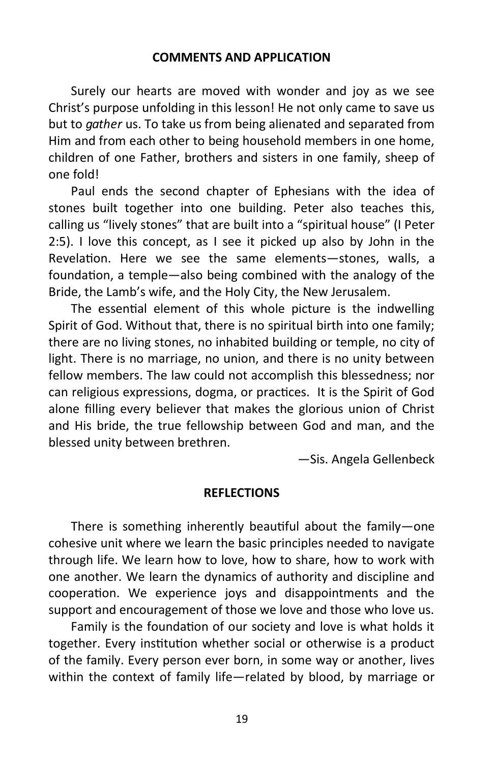## COMMENTS AND APPLICATION

Surely our hearts are moved with wonder and joy as we see Christ's purpose unfolding in this lesson! He not only came to save us but to *gather* us. To take us from being alienated and separated from Him and from each other to being household members in one home, children of one Father, brothers and sisters in one family, sheep of one fold!

Paul ends the second chapter of Ephesians with the idea of stones built together into one building. Peter also teaches this, calling us "lively stones" that are built into a "spiritual house" (I Peter 2:5). I love this concept, as I see it picked up also by John in the Revelation. Here we see the same elements—stones, walls, a foundation, a temple—also being combined with the analogy of the Bride, the Lamb's wife, and the Holy City, the New Jerusalem.

The essential element of this whole picture is the indwelling Spirit of God. Without that, there is no spiritual birth into one family; there are no living stones, no inhabited building or temple, no city of light. There is no marriage, no union, and there is no unity between fellow members. The law could not accomplish this blessedness; nor can religious expressions, dogma, or practices. It is the Spirit of God alone filling every believer that makes the glorious union of Christ and His bride, the true fellowship between God and man, and the blessed unity between brethren.

—Sis. Angela Gellenbeck

## REFLECTIONS

There is something inherently beautiful about the family—one cohesive unit where we learn the basic principles needed to navigate through life. We learn how to love, how to share, how to work with one another. We learn the dynamics of authority and discipline and cooperation. We experience joys and disappointments and the support and encouragement of those we love and those who love us.

Family is the foundation of our society and love is what holds it together. Every institution whether social or otherwise is a product of the family. Every person ever born, in some way or another, lives within the context of family life—related by blood, by marriage or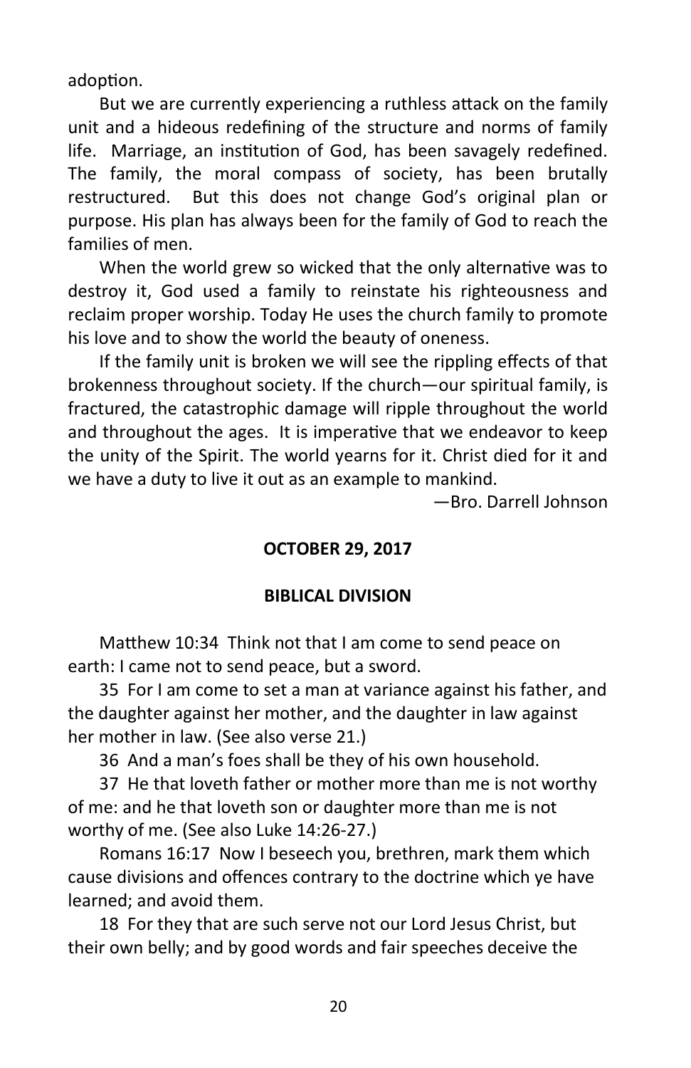adoption.

But we are currently experiencing a ruthless attack on the family unit and a hideous redefining of the structure and norms of family life. Marriage, an institution of God, has been savagely redefined. The family, the moral compass of society, has been brutally restructured. But this does not change God's original plan or purpose. His plan has always been for the family of God to reach the families of men.

When the world grew so wicked that the only alternative was to destroy it, God used a family to reinstate his righteousness and reclaim proper worship. Today He uses the church family to promote his love and to show the world the beauty of oneness.

If the family unit is broken we will see the rippling effects of that brokenness throughout society. If the church—our spiritual family, is fractured, the catastrophic damage will ripple throughout the world and throughout the ages. It is imperative that we endeavor to keep the unity of the Spirit. The world yearns for it. Christ died for it and we have a duty to live it out as an example to mankind.

—Bro. Darrell Johnson

**OCTOBER 29, 2017**

**BIBLICAL DIVISION**

Matthew 10:34 Think not that I am come to send peace on earth: I came not to send peace, but a sword.

35 For I am come to set a man at variance against his father, and the daughter against her mother, and the daughter in law against her mother in law. (See also verse 21.)

36 And a man's foes shall be they of his own household.

37 He that loveth father or mother more than me is not worthy of me: and he that loveth son or daughter more than me is not worthy of me. (See also Luke 14:26-27.)

Romans 16:17 Now I beseech you, brethren, mark them which cause divisions and offences contrary to the doctrine which ye have learned; and avoid them.

18 For they that are such serve not our Lord Jesus Christ, but their own belly; and by good words and fair speeches deceive the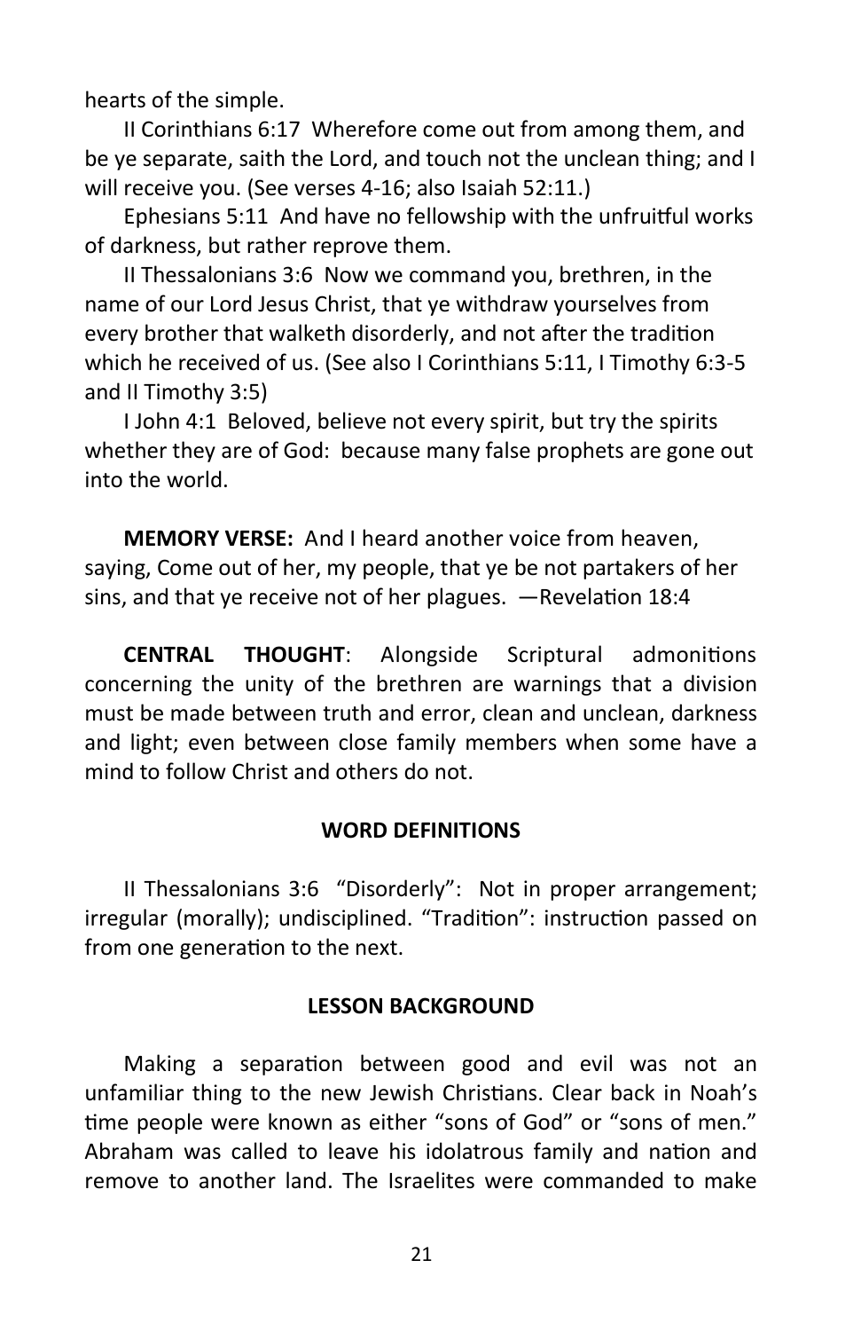hearts of the simple.

II Corinthians 6:17 Wherefore come out from among them, and be ye separate, saith the Lord, and touch not the unclean thing; and I will receive you. (See verses 4-16; also Isaiah 52:11.)

Ephesians 5:11 And have no fellowship with the unfruitful works of darkness, but rather reprove them.

II Thessalonians 3:6 Now we command you, brethren, in the name of our Lord Jesus Christ, that ye withdraw yourselves from every brother that walketh disorderly, and not after the tradition which he received of us. (See also I Corinthians 5:11, I Timothy 6:3-5 and II Timothy 3:5)

I John 4:1 Beloved, believe not every spirit, but try the spirits whether they are of God: because many false prophets are gone out into the world.

**MEMORY VERSE:** And I heard another voice from heaven, saying, Come out of her, my people, that ye be not partakers of her sins, and that ye receive not of her plagues. —Revelation 18:4

**CENTRAL THOUGHT**: Alongside Scriptural admonitions concerning the unity of the brethren are warnings that a division must be made between truth and error, clean and unclean, darkness and light; even between close family members when some have a mind to follow Christ and others do not.

### WORD DEFINITIONS

II Thessalonians 3:6 "Disorderly": Not in proper arrangement; irregular (morally); undisciplined. "Tradition": instruction passed on from one generation to the next.

### LESSON BACKGROUND

Making a separation between good and evil was not an unfamiliar thing to the new Jewish Christians. Clear back in Noah's time people were known as either "sons of God" or "sons of men." Abraham was called to leave his idolatrous family and nation and remove to another land. The Israelites were commanded to make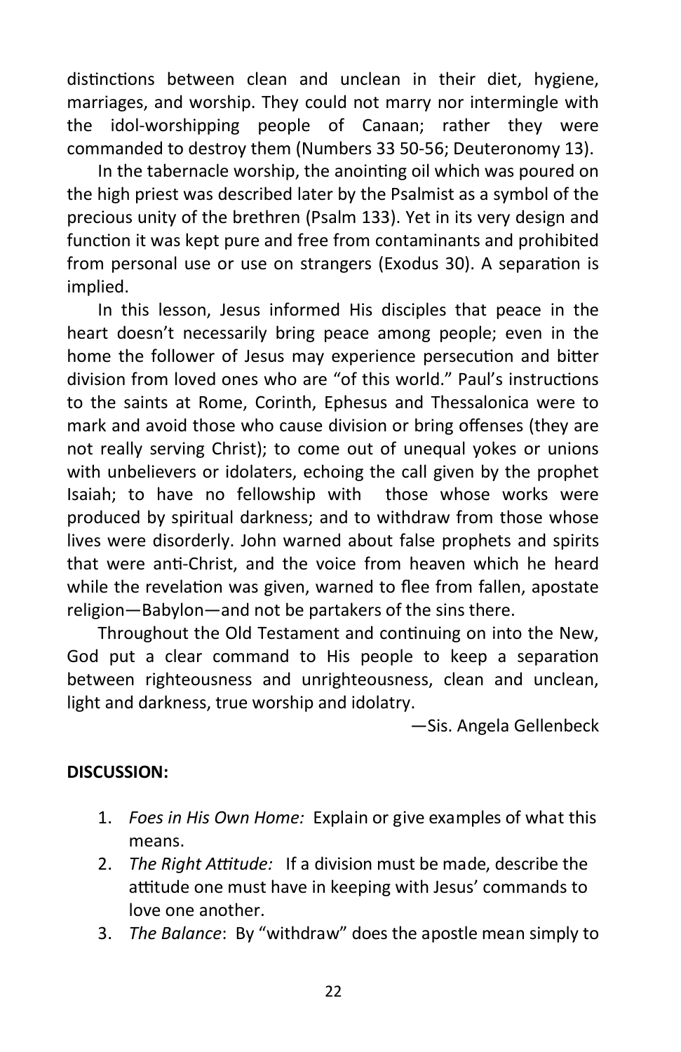distinctions between clean and unclean in their diet, hygiene, marriages, and worship. They could not marry nor intermingle with the idol-worshipping people of Canaan; rather they were commanded to destroy them (Numbers 33 50-56; Deuteronomy 13).

In the tabernacle worship, the anointing oil which was poured on the high priest was described later by the Psalmist as a symbol of the precious unity of the brethren (Psalm 133). Yet in its very design and function it was kept pure and free from contaminants and prohibited from personal use or use on strangers (Exodus 30). A separation is implied.

In this lesson, Jesus informed His disciples that peace in the heart doesn't necessarily bring peace among people; even in the home the follower of Jesus may experience persecution and bitter division from loved ones who are "of this world." Paul's instructions to the saints at Rome, Corinth, Ephesus and Thessalonica were to mark and avoid those who cause division or bring offenses (they are not really serving Christ); to come out of unequal yokes or unions with unbelievers or idolaters, echoing the call given by the prophet Isaiah; to have no fellowship with those whose works were produced by spiritual darkness; and to withdraw from those whose lives were disorderly. John warned about false prophets and spirits that were anti-Christ, and the voice from heaven which he heard while the revelation was given, warned to flee from fallen, apostate religion—Babylon—and not be partakers of the sins there.

Throughout the Old Testament and continuing on into the New, God put a clear command to His people to keep a separation between righteousness and unrighteousness, clean and unclean, light and darkness, true worship and idolatry.

—Sis. Angela Gellenbeck

**DISCUSSION:**

1. *Foes in His Own Home:* Explain or give examples of what this means.
2. *The Right Attitude:* If a division must be made, describe the attitude one must have in keeping with Jesus' commands to love one another.
3. *The Balance*: By "withdraw" does the apostle mean simply to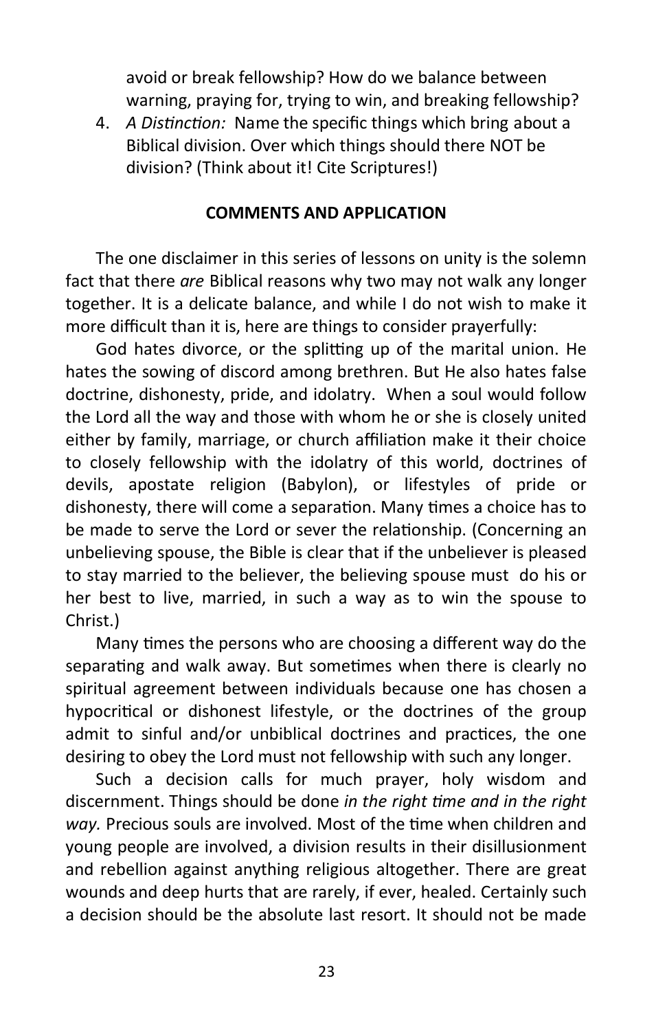avoid or break fellowship? How do we balance between warning, praying for, trying to win, and breaking fellowship?

4. *A Distinction:* Name the specific things which bring about a Biblical division. Over which things should there NOT be division? (Think about it! Cite Scriptures!)

**COMMENTS AND APPLICATION**

The one disclaimer in this series of lessons on unity is the solemn fact that there *are* Biblical reasons why two may not walk any longer together. It is a delicate balance, and while I do not wish to make it more difficult than it is, here are things to consider prayerfully:

God hates divorce, or the splitting up of the marital union. He hates the sowing of discord among brethren. But He also hates false doctrine, dishonesty, pride, and idolatry. When a soul would follow the Lord all the way and those with whom he or she is closely united either by family, marriage, or church affiliation make it their choice to closely fellowship with the idolatry of this world, doctrines of devils, apostate religion (Babylon), or lifestyles of pride or dishonesty, there will come a separation. Many times a choice has to be made to serve the Lord or sever the relationship. (Concerning an unbelieving spouse, the Bible is clear that if the unbeliever is pleased to stay married to the believer, the believing spouse must do his or her best to live, married, in such a way as to win the spouse to Christ.)

Many times the persons who are choosing a different way do the separating and walk away. But sometimes when there is clearly no spiritual agreement between individuals because one has chosen a hypocritical or dishonest lifestyle, or the doctrines of the group admit to sinful and/or unbiblical doctrines and practices, the one desiring to obey the Lord must not fellowship with such any longer.

Such a decision calls for much prayer, holy wisdom and discernment. Things should be done *in the right time and in the right way.* Precious souls are involved. Most of the time when children and young people are involved, a division results in their disillusionment and rebellion against anything religious altogether. There are great wounds and deep hurts that are rarely, if ever, healed. Certainly such a decision should be the absolute last resort. It should not be made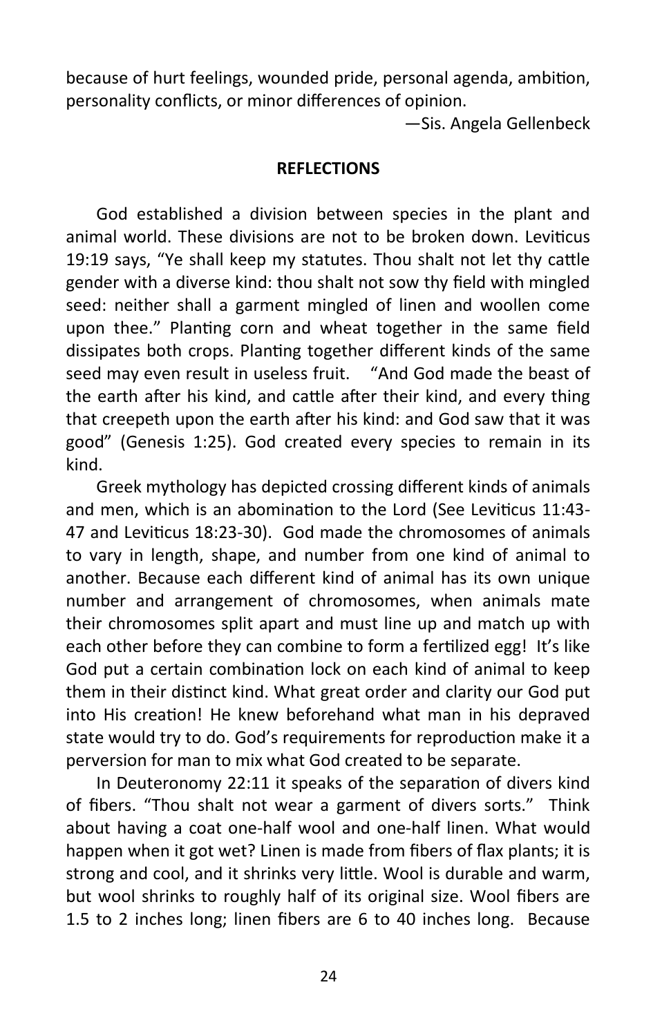because of hurt feelings, wounded pride, personal agenda, ambition, personality conflicts, or minor differences of opinion.

—Sis. Angela Gellenbeck

**REFLECTIONS**

God established a division between species in the plant and animal world. These divisions are not to be broken down. Leviticus 19:19 says, "Ye shall keep my statutes. Thou shalt not let thy cattle gender with a diverse kind: thou shalt not sow thy field with mingled seed: neither shall a garment mingled of linen and woollen come upon thee." Planting corn and wheat together in the same field dissipates both crops. Planting together different kinds of the same seed may even result in useless fruit. "And God made the beast of the earth after his kind, and cattle after their kind, and every thing that creepeth upon the earth after his kind: and God saw that it was good" (Genesis 1:25). God created every species to remain in its kind.

Greek mythology has depicted crossing different kinds of animals and men, which is an abomination to the Lord (See Leviticus 11:43-47 and Leviticus 18:23-30). God made the chromosomes of animals to vary in length, shape, and number from one kind of animal to another. Because each different kind of animal has its own unique number and arrangement of chromosomes, when animals mate their chromosomes split apart and must line up and match up with each other before they can combine to form a fertilized egg! It's like God put a certain combination lock on each kind of animal to keep them in their distinct kind. What great order and clarity our God put into His creation! He knew beforehand what man in his depraved state would try to do. God's requirements for reproduction make it a perversion for man to mix what God created to be separate.

In Deuteronomy 22:11 it speaks of the separation of divers kind of fibers. "Thou shalt not wear a garment of divers sorts." Think about having a coat one-half wool and one-half linen. What would happen when it got wet? Linen is made from fibers of flax plants; it is strong and cool, and it shrinks very little. Wool is durable and warm, but wool shrinks to roughly half of its original size. Wool fibers are 1.5 to 2 inches long; linen fibers are 6 to 40 inches long. Because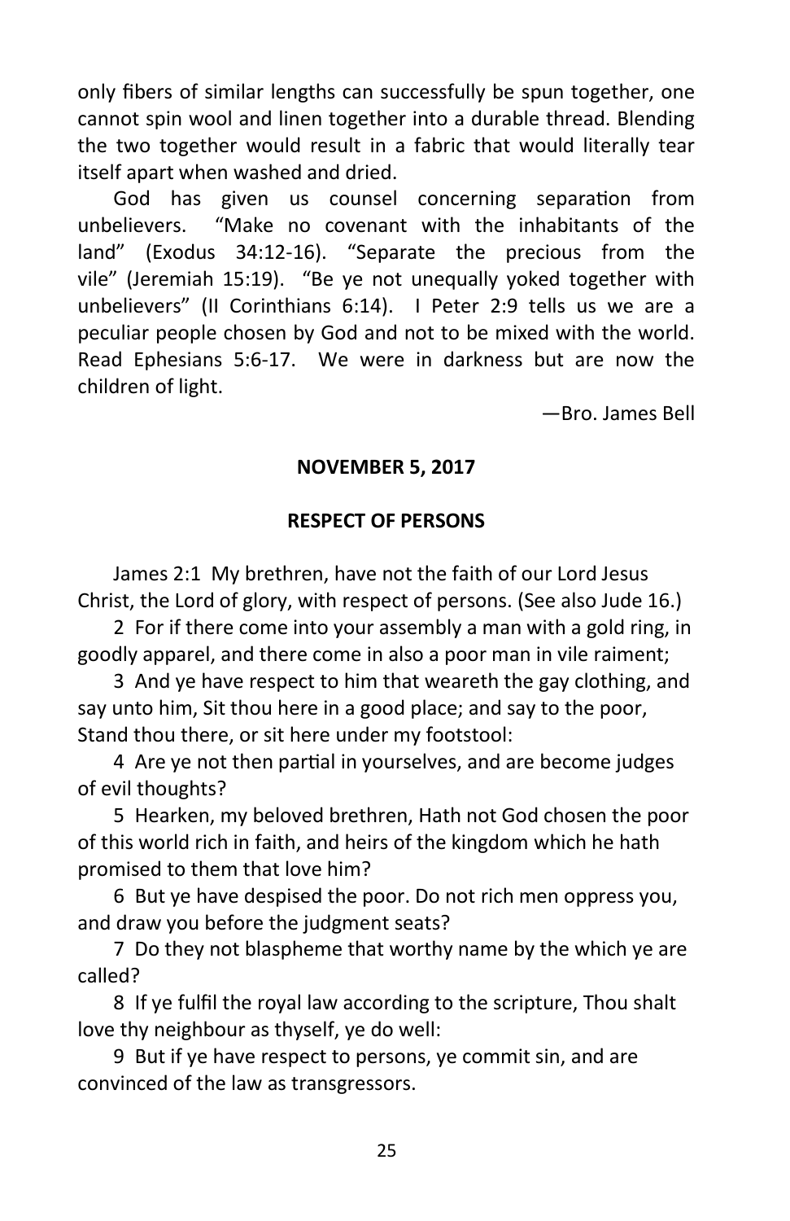only fibers of similar lengths can successfully be spun together, one cannot spin wool and linen together into a durable thread. Blending the two together would result in a fabric that would literally tear itself apart when washed and dried.

God has given us counsel concerning separation from unbelievers. "Make no covenant with the inhabitants of the land" (Exodus 34:12-16). "Separate the precious from the vile" (Jeremiah 15:19). "Be ye not unequally yoked together with unbelievers" (II Corinthians 6:14). I Peter 2:9 tells us we are a peculiar people chosen by God and not to be mixed with the world. Read Ephesians 5:6-17. We were in darkness but are now the children of light.

—Bro. James Bell

**NOVEMBER 5, 2017**

**RESPECT OF PERSONS**

James 2:1 My brethren, have not the faith of our Lord Jesus Christ, the Lord of glory, with respect of persons. (See also Jude 16.)

2 For if there come into your assembly a man with a gold ring, in goodly apparel, and there come in also a poor man in vile raiment;

3 And ye have respect to him that weareth the gay clothing, and say unto him, Sit thou here in a good place; and say to the poor, Stand thou there, or sit here under my footstool:

4 Are ye not then partial in yourselves, and are become judges of evil thoughts?

5 Hearken, my beloved brethren, Hath not God chosen the poor of this world rich in faith, and heirs of the kingdom which he hath promised to them that love him?

6 But ye have despised the poor. Do not rich men oppress you, and draw you before the judgment seats?

7 Do they not blaspheme that worthy name by the which ye are called?

8 If ye fulfil the royal law according to the scripture, Thou shalt love thy neighbour as thyself, ye do well:

9 But if ye have respect to persons, ye commit sin, and are convinced of the law as transgressors.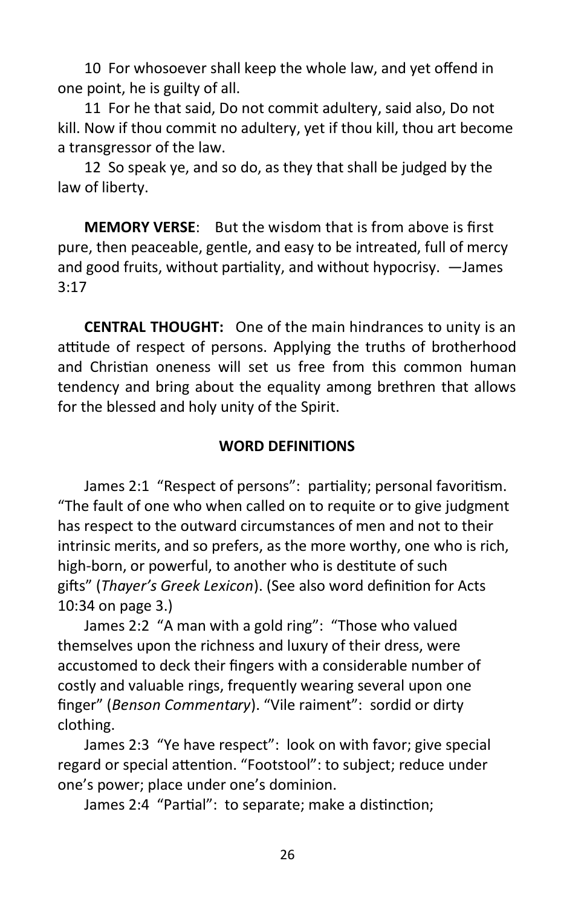10 For whosoever shall keep the whole law, and yet offend in one point, he is guilty of all.

11 For he that said, Do not commit adultery, said also, Do not kill. Now if thou commit no adultery, yet if thou kill, thou art become a transgressor of the law.

12 So speak ye, and so do, as they that shall be judged by the law of liberty.

**MEMORY VERSE**: But the wisdom that is from above is first pure, then peaceable, gentle, and easy to be intreated, full of mercy and good fruits, without partiality, and without hypocrisy. —James 3:17

**CENTRAL THOUGHT:** One of the main hindrances to unity is an attitude of respect of persons. Applying the truths of brotherhood and Christian oneness will set us free from this common human tendency and bring about the equality among brethren that allows for the blessed and holy unity of the Spirit.

### WORD DEFINITIONS

James 2:1 "Respect of persons": partiality; personal favoritism. "The fault of one who when called on to requite or to give judgment has respect to the outward circumstances of men and not to their intrinsic merits, and so prefers, as the more worthy, one who is rich, high-born, or powerful, to another who is destitute of such gifts" (*Thayer's Greek Lexicon*). (See also word definition for Acts 10:34 on page 3.)

James 2:2 "A man with a gold ring": "Those who valued themselves upon the richness and luxury of their dress, were accustomed to deck their fingers with a considerable number of costly and valuable rings, frequently wearing several upon one finger" (*Benson Commentary*). "Vile raiment": sordid or dirty clothing.

James 2:3 "Ye have respect": look on with favor; give special regard or special attention. "Footstool": to subject; reduce under one's power; place under one's dominion.

James 2:4 "Partial": to separate; make a distinction;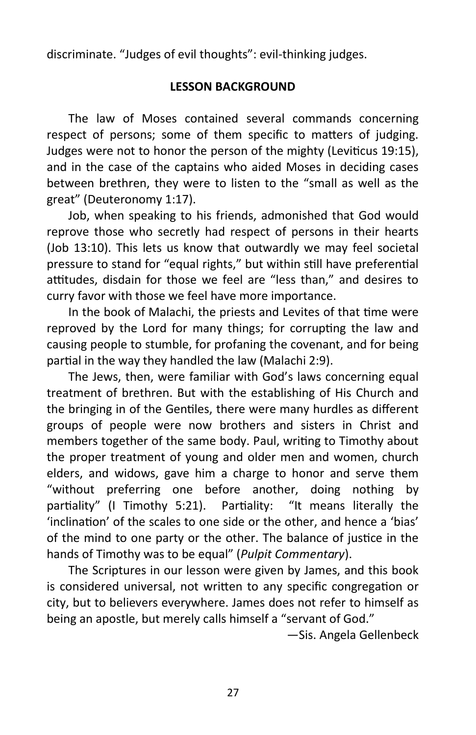discriminate. "Judges of evil thoughts": evil-thinking judges.

## LESSON BACKGROUND

The law of Moses contained several commands concerning respect of persons; some of them specific to matters of judging. Judges were not to honor the person of the mighty (Leviticus 19:15), and in the case of the captains who aided Moses in deciding cases between brethren, they were to listen to the "small as well as the great" (Deuteronomy 1:17).

Job, when speaking to his friends, admonished that God would reprove those who secretly had respect of persons in their hearts (Job 13:10). This lets us know that outwardly we may feel societal pressure to stand for "equal rights," but within still have preferential attitudes, disdain for those we feel are "less than," and desires to curry favor with those we feel have more importance.

In the book of Malachi, the priests and Levites of that time were reproved by the Lord for many things; for corrupting the law and causing people to stumble, for profaning the covenant, and for being partial in the way they handled the law (Malachi 2:9).

The Jews, then, were familiar with God's laws concerning equal treatment of brethren. But with the establishing of His Church and the bringing in of the Gentiles, there were many hurdles as different groups of people were now brothers and sisters in Christ and members together of the same body. Paul, writing to Timothy about the proper treatment of young and older men and women, church elders, and widows, gave him a charge to honor and serve them "without preferring one before another, doing nothing by partiality" (I Timothy 5:21). Partiality: "It means literally the 'inclination' of the scales to one side or the other, and hence a 'bias' of the mind to one party or the other. The balance of justice in the hands of Timothy was to be equal" (*Pulpit Commentary*).

The Scriptures in our lesson were given by James, and this book is considered universal, not written to any specific congregation or city, but to believers everywhere. James does not refer to himself as being an apostle, but merely calls himself a "servant of God."

—Sis. Angela Gellenbeck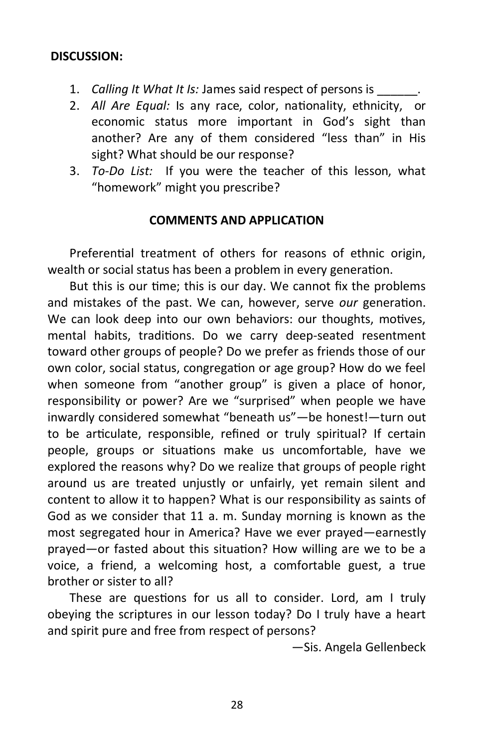**DISCUSSION:**

1. *Calling It What It Is:* James said respect of persons is ______.
2. *All Are Equal:* Is any race, color, nationality, ethnicity, or economic status more important in God's sight than another? Are any of them considered "less than" in His sight? What should be our response?
3. *To-Do List:* If you were the teacher of this lesson, what "homework" might you prescribe?

**COMMENTS AND APPLICATION**

Preferential treatment of others for reasons of ethnic origin, wealth or social status has been a problem in every generation.

But this is our time; this is our day. We cannot fix the problems and mistakes of the past. We can, however, serve *our* generation. We can look deep into our own behaviors: our thoughts, motives, mental habits, traditions. Do we carry deep-seated resentment toward other groups of people? Do we prefer as friends those of our own color, social status, congregation or age group? How do we feel when someone from "another group" is given a place of honor, responsibility or power? Are we "surprised" when people we have inwardly considered somewhat "beneath us"—be honest!—turn out to be articulate, responsible, refined or truly spiritual? If certain people, groups or situations make us uncomfortable, have we explored the reasons why? Do we realize that groups of people right around us are treated unjustly or unfairly, yet remain silent and content to allow it to happen? What is our responsibility as saints of God as we consider that 11 a. m. Sunday morning is known as the most segregated hour in America? Have we ever prayed—earnestly prayed—or fasted about this situation? How willing are we to be a voice, a friend, a welcoming host, a comfortable guest, a true brother or sister to all?

These are questions for us all to consider. Lord, am I truly obeying the scriptures in our lesson today? Do I truly have a heart and spirit pure and free from respect of persons?

—Sis. Angela Gellenbeck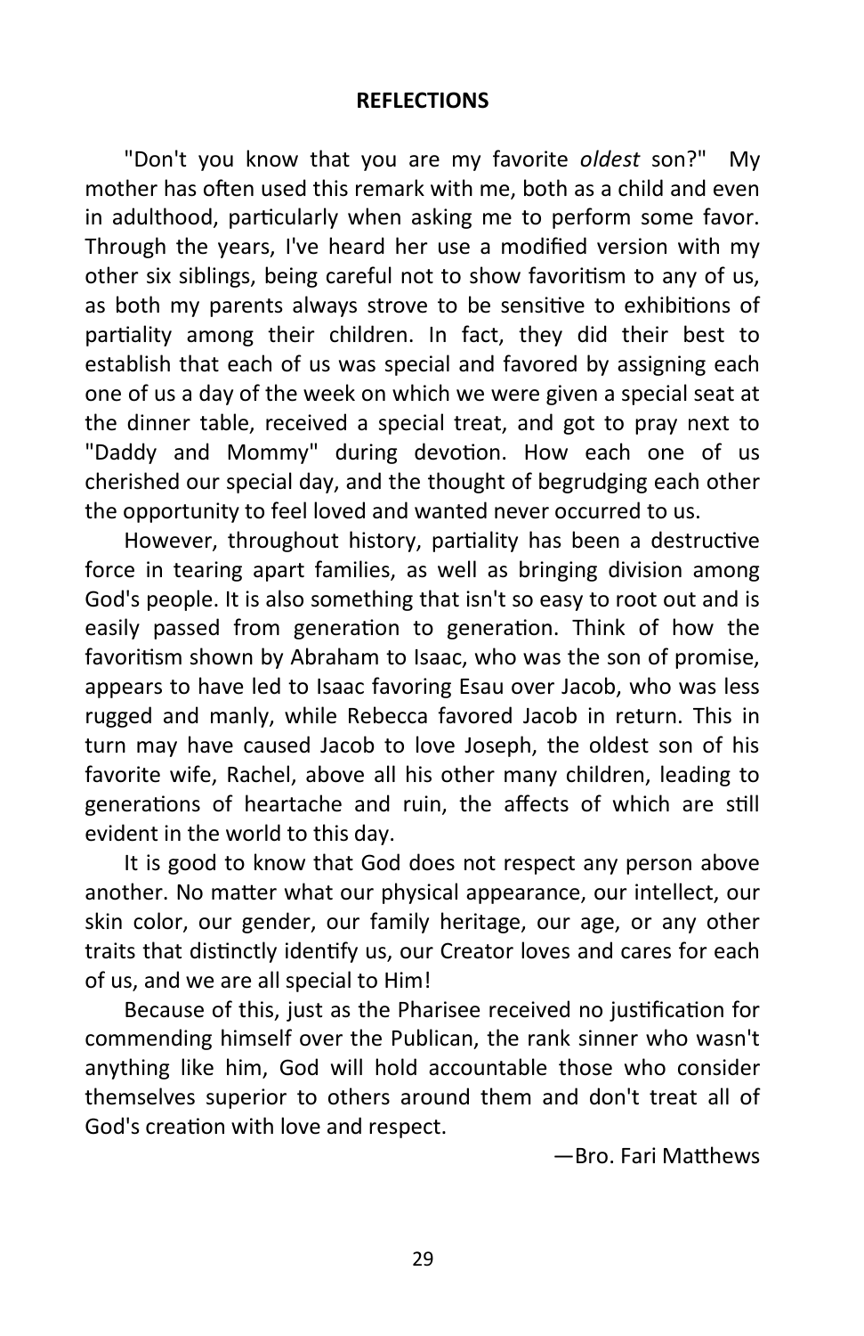**REFLECTIONS**

"Don't you know that you are my favorite *oldest* son?" My mother has often used this remark with me, both as a child and even in adulthood, particularly when asking me to perform some favor. Through the years, I've heard her use a modified version with my other six siblings, being careful not to show favoritism to any of us, as both my parents always strove to be sensitive to exhibitions of partiality among their children. In fact, they did their best to establish that each of us was special and favored by assigning each one of us a day of the week on which we were given a special seat at the dinner table, received a special treat, and got to pray next to "Daddy and Mommy" during devotion. How each one of us cherished our special day, and the thought of begrudging each other the opportunity to feel loved and wanted never occurred to us.

However, throughout history, partiality has been a destructive force in tearing apart families, as well as bringing division among God's people. It is also something that isn't so easy to root out and is easily passed from generation to generation. Think of how the favoritism shown by Abraham to Isaac, who was the son of promise, appears to have led to Isaac favoring Esau over Jacob, who was less rugged and manly, while Rebecca favored Jacob in return. This in turn may have caused Jacob to love Joseph, the oldest son of his favorite wife, Rachel, above all his other many children, leading to generations of heartache and ruin, the affects of which are still evident in the world to this day.

It is good to know that God does not respect any person above another. No matter what our physical appearance, our intellect, our skin color, our gender, our family heritage, our age, or any other traits that distinctly identify us, our Creator loves and cares for each of us, and we are all special to Him!

Because of this, just as the Pharisee received no justification for commending himself over the Publican, the rank sinner who wasn't anything like him, God will hold accountable those who consider themselves superior to others around them and don't treat all of God's creation with love and respect.

—Bro. Fari Matthews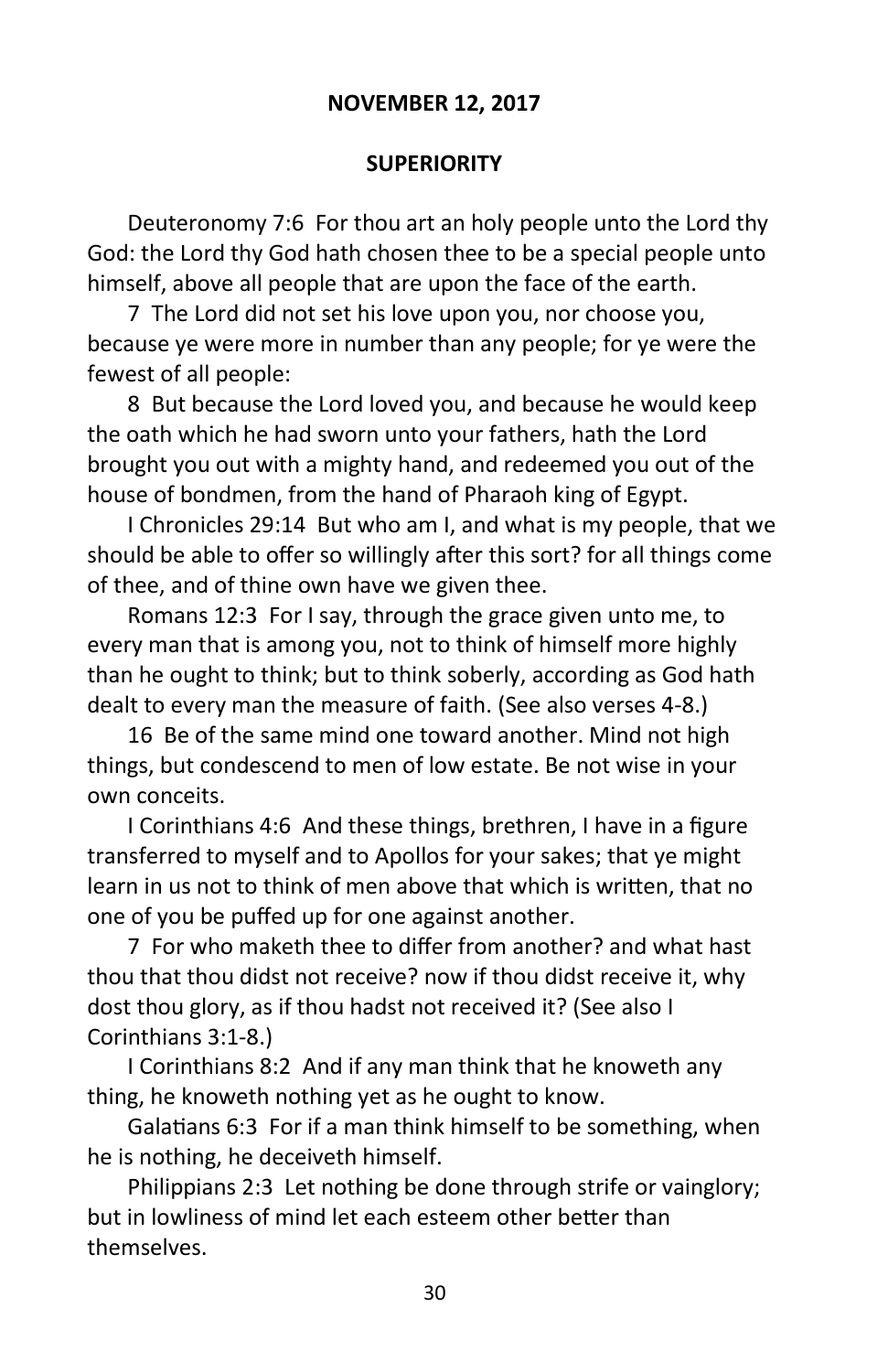**NOVEMBER 12, 2017**

**SUPERIORITY**

Deuteronomy 7:6 For thou art an holy people unto the Lord thy God: the Lord thy God hath chosen thee to be a special people unto himself, above all people that are upon the face of the earth.

7 The Lord did not set his love upon you, nor choose you, because ye were more in number than any people; for ye were the fewest of all people:

8 But because the Lord loved you, and because he would keep the oath which he had sworn unto your fathers, hath the Lord brought you out with a mighty hand, and redeemed you out of the house of bondmen, from the hand of Pharaoh king of Egypt.

I Chronicles 29:14 But who am I, and what is my people, that we should be able to offer so willingly after this sort? for all things come of thee, and of thine own have we given thee.

Romans 12:3 For I say, through the grace given unto me, to every man that is among you, not to think of himself more highly than he ought to think; but to think soberly, according as God hath dealt to every man the measure of faith. (See also verses 4-8.)

16 Be of the same mind one toward another. Mind not high things, but condescend to men of low estate. Be not wise in your own conceits.

I Corinthians 4:6 And these things, brethren, I have in a figure transferred to myself and to Apollos for your sakes; that ye might learn in us not to think of men above that which is written, that no one of you be puffed up for one against another.

7 For who maketh thee to differ from another? and what hast thou that thou didst not receive? now if thou didst receive it, why dost thou glory, as if thou hadst not received it? (See also I Corinthians 3:1-8.)

I Corinthians 8:2 And if any man think that he knoweth any thing, he knoweth nothing yet as he ought to know.

Galatians 6:3 For if a man think himself to be something, when he is nothing, he deceiveth himself.

Philippians 2:3 Let nothing be done through strife or vainglory; but in lowliness of mind let each esteem other better than themselves.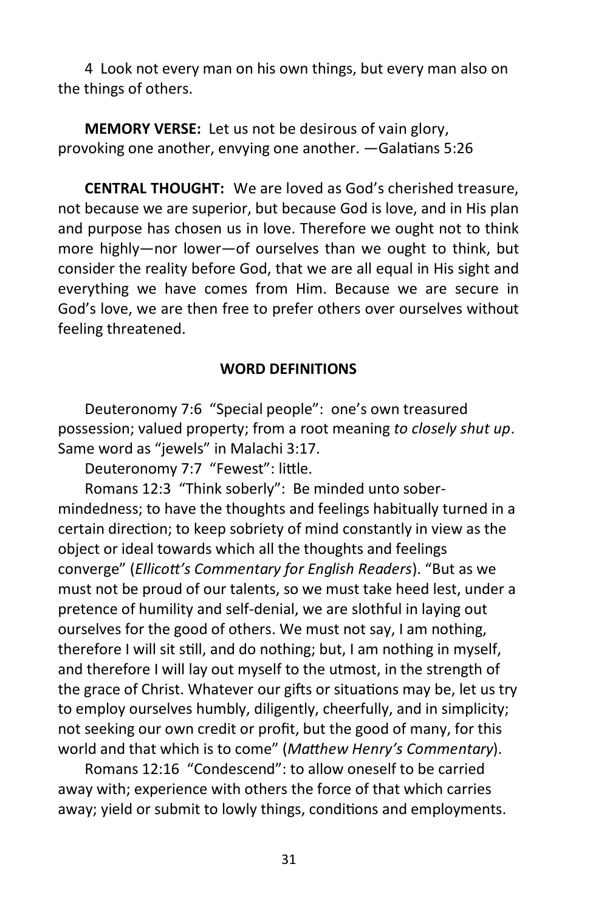4 Look not every man on his own things, but every man also on the things of others.

**MEMORY VERSE:** Let us not be desirous of vain glory, provoking one another, envying one another. —Galatians 5:26

**CENTRAL THOUGHT:** We are loved as God's cherished treasure, not because we are superior, but because God is love, and in His plan and purpose has chosen us in love. Therefore we ought not to think more highly—nor lower—of ourselves than we ought to think, but consider the reality before God, that we are all equal in His sight and everything we have comes from Him. Because we are secure in God's love, we are then free to prefer others over ourselves without feeling threatened.

## WORD DEFINITIONS

Deuteronomy 7:6 "Special people": one's own treasured possession; valued property; from a root meaning *to closely shut up*. Same word as "jewels" in Malachi 3:17.

Deuteronomy 7:7 "Fewest": little.

Romans 12:3 "Think soberly": Be minded unto sober-mindedness; to have the thoughts and feelings habitually turned in a certain direction; to keep sobriety of mind constantly in view as the object or ideal towards which all the thoughts and feelings converge" (*Ellicott's Commentary for English Readers*). "But as we must not be proud of our talents, so we must take heed lest, under a pretence of humility and self-denial, we are slothful in laying out ourselves for the good of others. We must not say, I am nothing, therefore I will sit still, and do nothing; but, I am nothing in myself, and therefore I will lay out myself to the utmost, in the strength of the grace of Christ. Whatever our gifts or situations may be, let us try to employ ourselves humbly, diligently, cheerfully, and in simplicity; not seeking our own credit or profit, but the good of many, for this world and that which is to come" (*Matthew Henry's Commentary*).

Romans 12:16 "Condescend": to allow oneself to be carried away with; experience with others the force of that which carries away; yield or submit to lowly things, conditions and employments.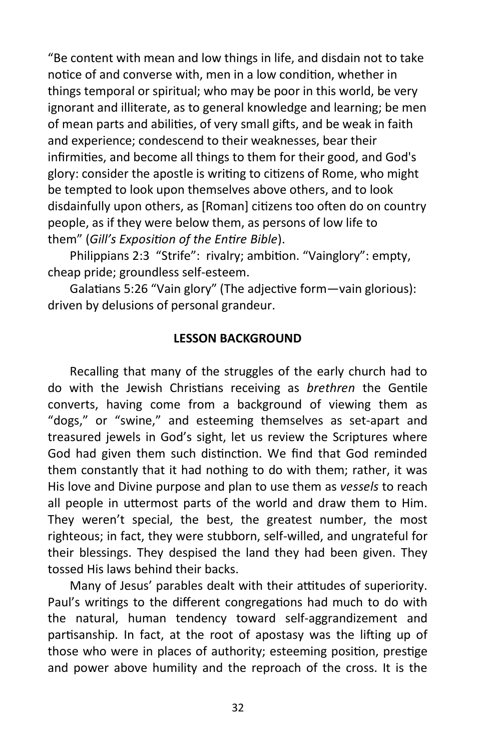"Be content with mean and low things in life, and disdain not to take notice of and converse with, men in a low condition, whether in things temporal or spiritual; who may be poor in this world, be very ignorant and illiterate, as to general knowledge and learning; be men of mean parts and abilities, of very small gifts, and be weak in faith and experience; condescend to their weaknesses, bear their infirmities, and become all things to them for their good, and God's glory: consider the apostle is writing to citizens of Rome, who might be tempted to look upon themselves above others, and to look disdainfully upon others, as [Roman] citizens too often do on country people, as if they were below them, as persons of low life to them" (*Gill's Exposition of the Entire Bible*).

Philippians 2:3 "Strife": rivalry; ambition. "Vainglory": empty, cheap pride; groundless self-esteem.

Galatians 5:26 "Vain glory" (The adjective form—vain glorious): driven by delusions of personal grandeur.

## LESSON BACKGROUND

Recalling that many of the struggles of the early church had to do with the Jewish Christians receiving as *brethren* the Gentile converts, having come from a background of viewing them as "dogs," or "swine," and esteeming themselves as set-apart and treasured jewels in God's sight, let us review the Scriptures where God had given them such distinction. We find that God reminded them constantly that it had nothing to do with them; rather, it was His love and Divine purpose and plan to use them as *vessels* to reach all people in uttermost parts of the world and draw them to Him. They weren't special, the best, the greatest number, the most righteous; in fact, they were stubborn, self-willed, and ungrateful for their blessings. They despised the land they had been given. They tossed His laws behind their backs.

Many of Jesus' parables dealt with their attitudes of superiority. Paul's writings to the different congregations had much to do with the natural, human tendency toward self-aggrandizement and partisanship. In fact, at the root of apostasy was the lifting up of those who were in places of authority; esteeming position, prestige and power above humility and the reproach of the cross. It is the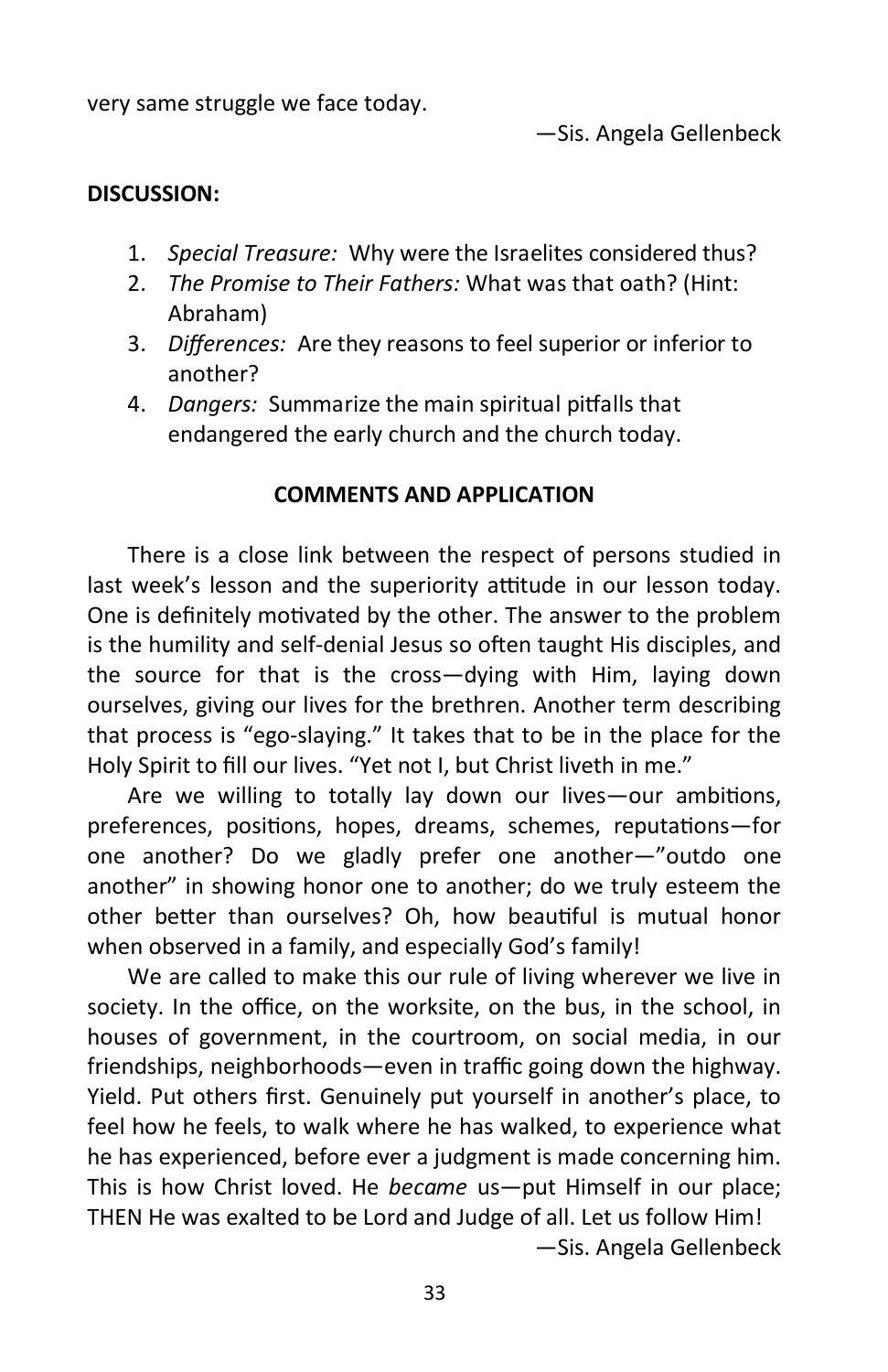very same struggle we face today.

—Sis. Angela Gellenbeck

**DISCUSSION:**

1. *Special Treasure:* Why were the Israelites considered thus?
2. *The Promise to Their Fathers:* What was that oath? (Hint: Abraham)
3. *Differences:* Are they reasons to feel superior or inferior to another?
4. *Dangers:* Summarize the main spiritual pitfalls that endangered the early church and the church today.

**COMMENTS AND APPLICATION**

There is a close link between the respect of persons studied in last week's lesson and the superiority attitude in our lesson today. One is definitely motivated by the other. The answer to the problem is the humility and self-denial Jesus so often taught His disciples, and the source for that is the cross—dying with Him, laying down ourselves, giving our lives for the brethren. Another term describing that process is "ego-slaying." It takes that to be in the place for the Holy Spirit to fill our lives. "Yet not I, but Christ liveth in me."

Are we willing to totally lay down our lives—our ambitions, preferences, positions, hopes, dreams, schemes, reputations—for one another? Do we gladly prefer one another—"outdo one another" in showing honor one to another; do we truly esteem the other better than ourselves? Oh, how beautiful is mutual honor when observed in a family, and especially God's family!

We are called to make this our rule of living wherever we live in society. In the office, on the worksite, on the bus, in the school, in houses of government, in the courtroom, on social media, in our friendships, neighborhoods—even in traffic going down the highway. Yield. Put others first. Genuinely put yourself in another's place, to feel how he feels, to walk where he has walked, to experience what he has experienced, before ever a judgment is made concerning him. This is how Christ loved. He *became* us—put Himself in our place; THEN He was exalted to be Lord and Judge of all. Let us follow Him!

—Sis. Angela Gellenbeck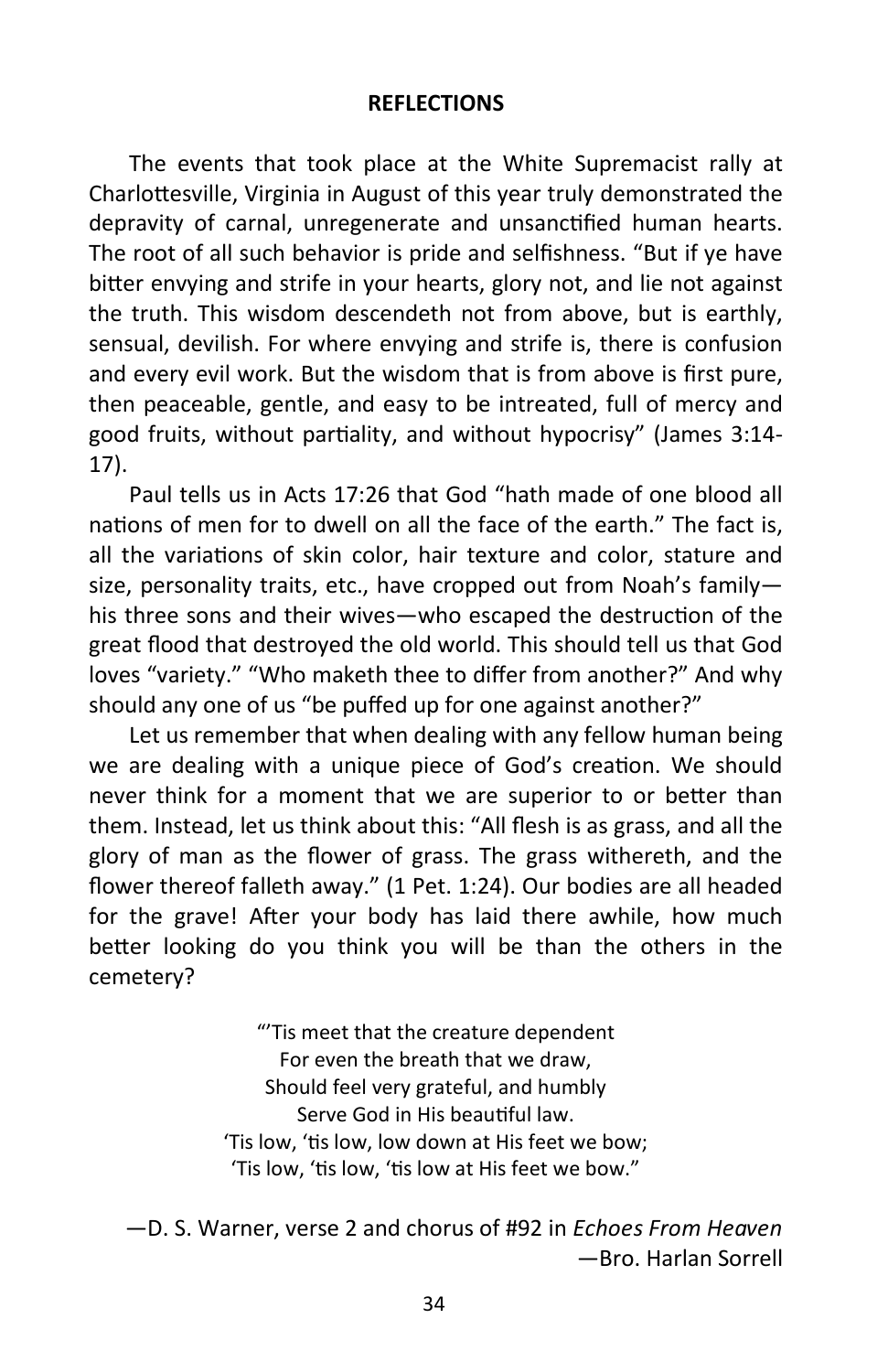## REFLECTIONS

The events that took place at the White Supremacist rally at Charlottesville, Virginia in August of this year truly demonstrated the depravity of carnal, unregenerate and unsanctified human hearts. The root of all such behavior is pride and selfishness. "But if ye have bitter envying and strife in your hearts, glory not, and lie not against the truth. This wisdom descendeth not from above, but is earthly, sensual, devilish. For where envying and strife is, there is confusion and every evil work. But the wisdom that is from above is first pure, then peaceable, gentle, and easy to be intreated, full of mercy and good fruits, without partiality, and without hypocrisy" (James 3:14-17).

Paul tells us in Acts 17:26 that God "hath made of one blood all nations of men for to dwell on all the face of the earth." The fact is, all the variations of skin color, hair texture and color, stature and size, personality traits, etc., have cropped out from Noah's family—his three sons and their wives—who escaped the destruction of the great flood that destroyed the old world. This should tell us that God loves "variety." "Who maketh thee to differ from another?" And why should any one of us "be puffed up for one against another?"

Let us remember that when dealing with any fellow human being we are dealing with a unique piece of God's creation. We should never think for a moment that we are superior to or better than them. Instead, let us think about this: "All flesh is as grass, and all the glory of man as the flower of grass. The grass withereth, and the flower thereof falleth away." (1 Pet. 1:24). Our bodies are all headed for the grave! After your body has laid there awhile, how much better looking do you think you will be than the others in the cemetery?

"'Tis meet that the creature dependent  
For even the breath that we draw,  
Should feel very grateful, and humbly  
Serve God in His beautiful law.  
'Tis low, 'tis low, low down at His feet we bow;  
'Tis low, 'tis low, 'tis low at His feet we bow."

—D. S. Warner, verse 2 and chorus of #92 in *Echoes From Heaven*

—Bro. Harlan Sorrell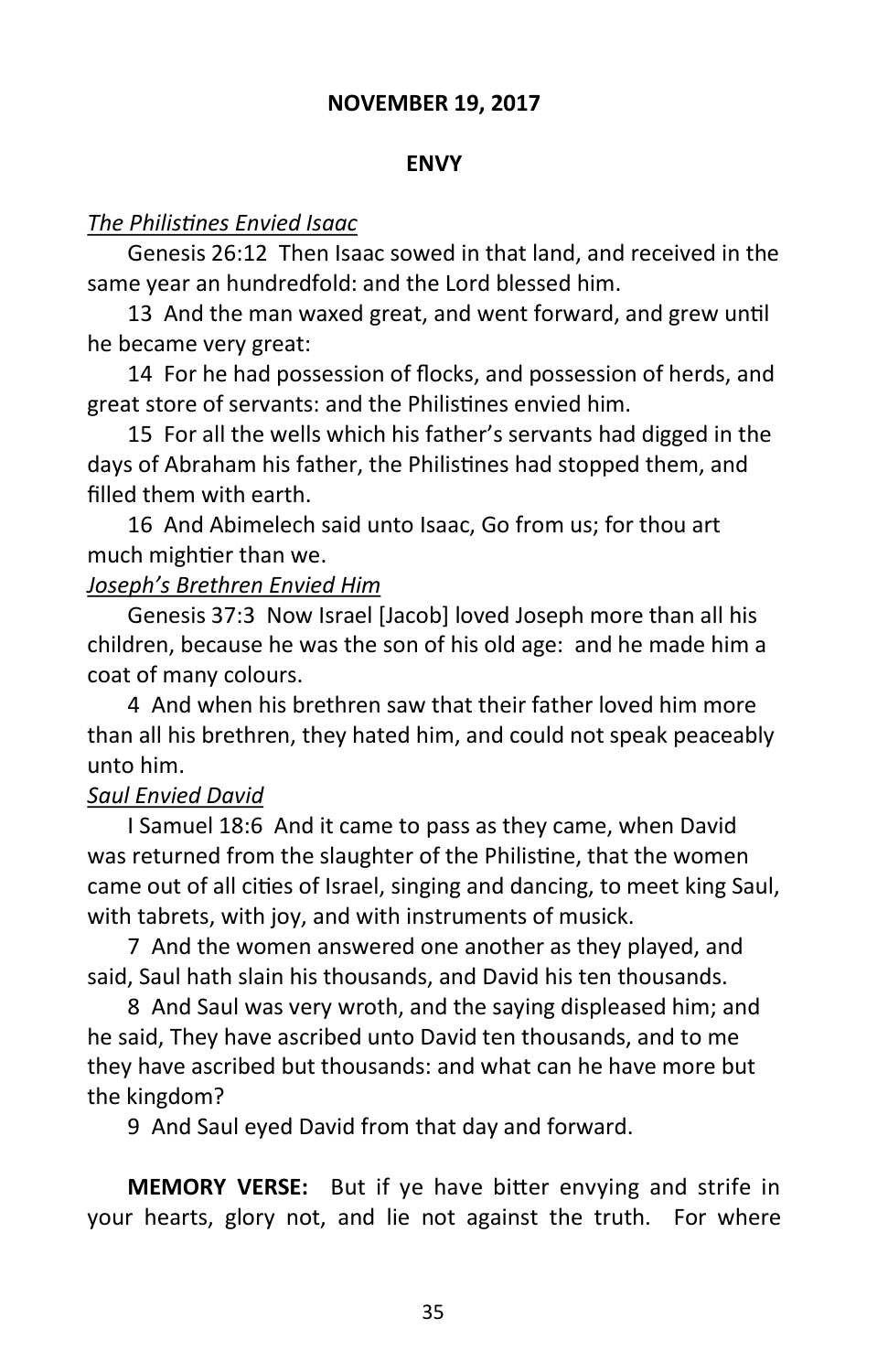**NOVEMBER 19, 2017**

**ENVY**

*The Philistines Envied Isaac*

Genesis 26:12 Then Isaac sowed in that land, and received in the same year an hundredfold: and the Lord blessed him.

13 And the man waxed great, and went forward, and grew until he became very great:

14 For he had possession of flocks, and possession of herds, and great store of servants: and the Philistines envied him.

15 For all the wells which his father's servants had digged in the days of Abraham his father, the Philistines had stopped them, and filled them with earth.

16 And Abimelech said unto Isaac, Go from us; for thou art much mightier than we.

*Joseph's Brethren Envied Him*

Genesis 37:3 Now Israel [Jacob] loved Joseph more than all his children, because he was the son of his old age: and he made him a coat of many colours.

4 And when his brethren saw that their father loved him more than all his brethren, they hated him, and could not speak peaceably unto him.

*Saul Envied David*

I Samuel 18:6 And it came to pass as they came, when David was returned from the slaughter of the Philistine, that the women came out of all cities of Israel, singing and dancing, to meet king Saul, with tabrets, with joy, and with instruments of musick.

7 And the women answered one another as they played, and said, Saul hath slain his thousands, and David his ten thousands.

8 And Saul was very wroth, and the saying displeased him; and he said, They have ascribed unto David ten thousands, and to me they have ascribed but thousands: and what can he have more but the kingdom?

9 And Saul eyed David from that day and forward.

**MEMORY VERSE:** But if ye have bitter envying and strife in your hearts, glory not, and lie not against the truth. For where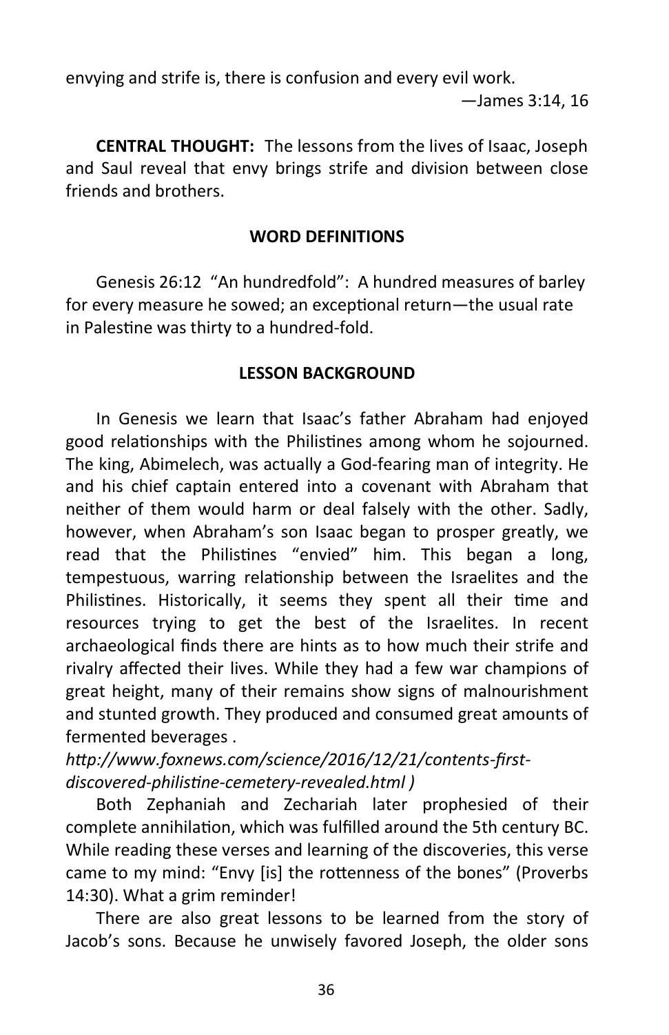envying and strife is, there is confusion and every evil work.

—James 3:14, 16

**CENTRAL THOUGHT:** The lessons from the lives of Isaac, Joseph and Saul reveal that envy brings strife and division between close friends and brothers.

### WORD DEFINITIONS

Genesis 26:12 "An hundredfold": A hundred measures of barley for every measure he sowed; an exceptional return—the usual rate in Palestine was thirty to a hundred-fold.

### LESSON BACKGROUND

In Genesis we learn that Isaac's father Abraham had enjoyed good relationships with the Philistines among whom he sojourned. The king, Abimelech, was actually a God-fearing man of integrity. He and his chief captain entered into a covenant with Abraham that neither of them would harm or deal falsely with the other. Sadly, however, when Abraham's son Isaac began to prosper greatly, we read that the Philistines "envied" him. This began a long, tempestuous, warring relationship between the Israelites and the Philistines. Historically, it seems they spent all their time and resources trying to get the best of the Israelites. In recent archaeological finds there are hints as to how much their strife and rivalry affected their lives. While they had a few war champions of great height, many of their remains show signs of malnourishment and stunted growth. They produced and consumed great amounts of fermented beverages . *http://www.foxnews.com/science/2016/12/21/contents-first-discovered-philistine-cemetery-revealed.html )*

Both Zephaniah and Zechariah later prophesied of their complete annihilation, which was fulfilled around the 5th century BC. While reading these verses and learning of the discoveries, this verse came to my mind: "Envy [is] the rottenness of the bones" (Proverbs 14:30). What a grim reminder!

There are also great lessons to be learned from the story of Jacob's sons. Because he unwisely favored Joseph, the older sons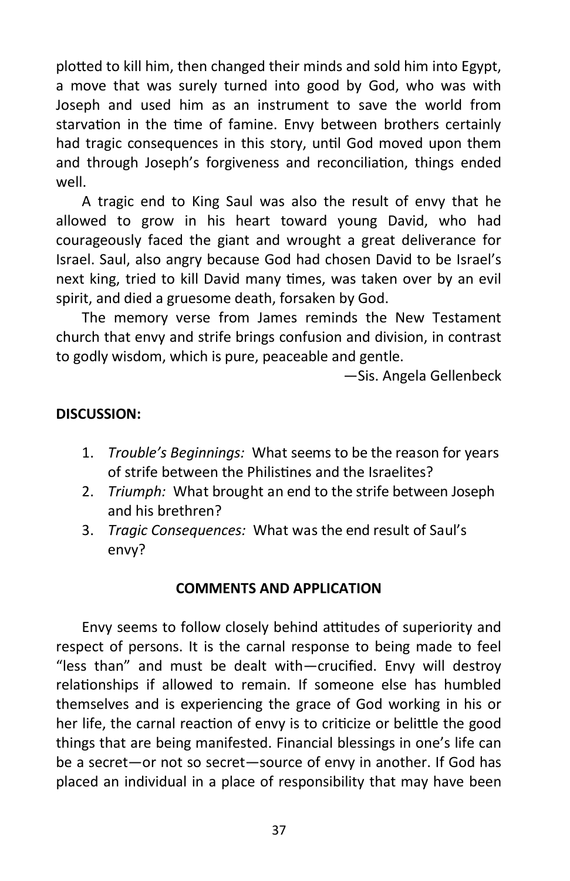plotted to kill him, then changed their minds and sold him into Egypt, a move that was surely turned into good by God, who was with Joseph and used him as an instrument to save the world from starvation in the time of famine. Envy between brothers certainly had tragic consequences in this story, until God moved upon them and through Joseph's forgiveness and reconciliation, things ended well.

A tragic end to King Saul was also the result of envy that he allowed to grow in his heart toward young David, who had courageously faced the giant and wrought a great deliverance for Israel. Saul, also angry because God had chosen David to be Israel's next king, tried to kill David many times, was taken over by an evil spirit, and died a gruesome death, forsaken by God.

The memory verse from James reminds the New Testament church that envy and strife brings confusion and division, in contrast to godly wisdom, which is pure, peaceable and gentle.

—Sis. Angela Gellenbeck

**DISCUSSION:**

1. *Trouble's Beginnings:* What seems to be the reason for years of strife between the Philistines and the Israelites?
2. *Triumph:* What brought an end to the strife between Joseph and his brethren?
3. *Tragic Consequences:* What was the end result of Saul's envy?

**COMMENTS AND APPLICATION**

Envy seems to follow closely behind attitudes of superiority and respect of persons. It is the carnal response to being made to feel "less than" and must be dealt with—crucified. Envy will destroy relationships if allowed to remain. If someone else has humbled themselves and is experiencing the grace of God working in his or her life, the carnal reaction of envy is to criticize or belittle the good things that are being manifested. Financial blessings in one's life can be a secret—or not so secret—source of envy in another. If God has placed an individual in a place of responsibility that may have been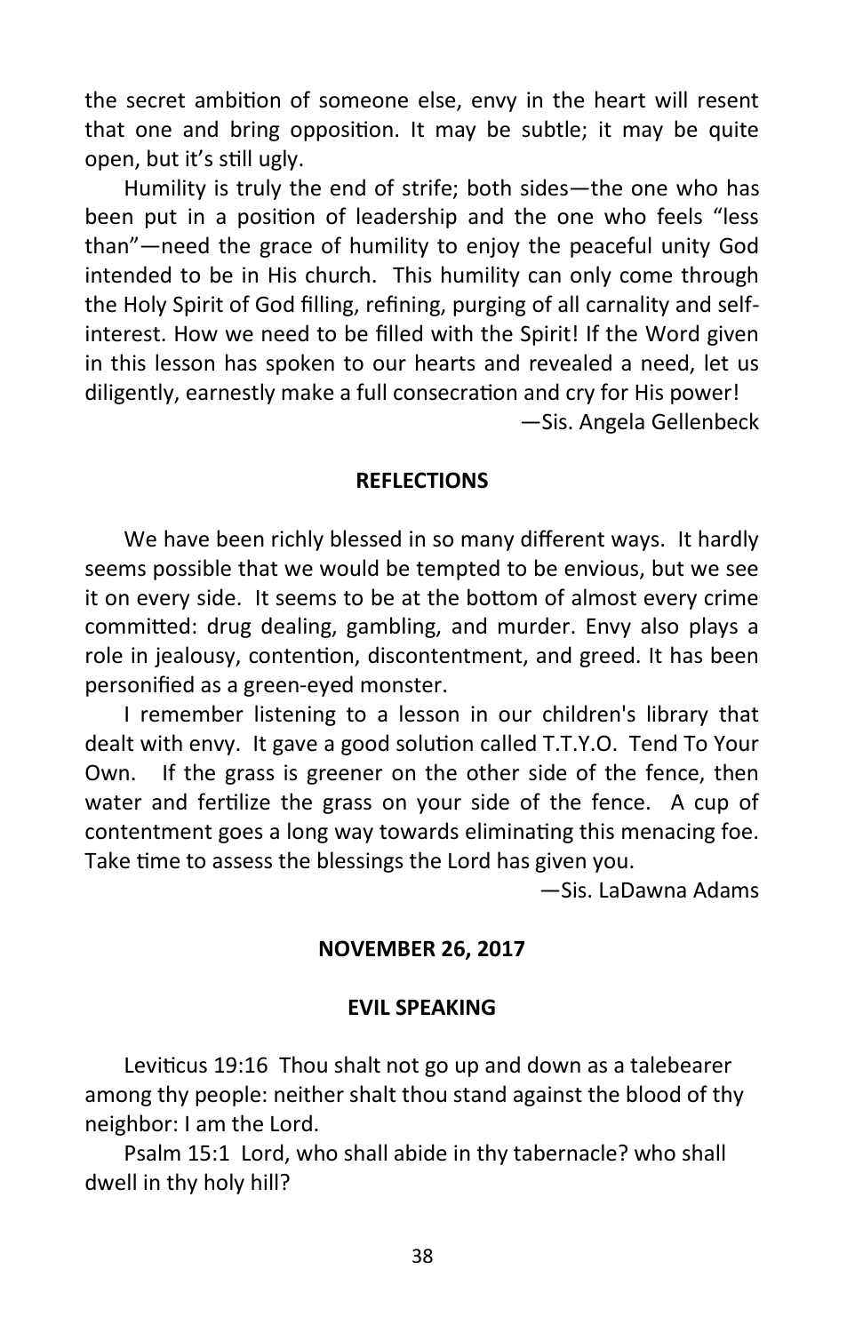the secret ambition of someone else, envy in the heart will resent that one and bring opposition. It may be subtle; it may be quite open, but it's still ugly.

Humility is truly the end of strife; both sides—the one who has been put in a position of leadership and the one who feels "less than"—need the grace of humility to enjoy the peaceful unity God intended to be in His church. This humility can only come through the Holy Spirit of God filling, refining, purging of all carnality and self-interest. How we need to be filled with the Spirit! If the Word given in this lesson has spoken to our hearts and revealed a need, let us diligently, earnestly make a full consecration and cry for His power!

—Sis. Angela Gellenbeck

## REFLECTIONS

We have been richly blessed in so many different ways. It hardly seems possible that we would be tempted to be envious, but we see it on every side. It seems to be at the bottom of almost every crime committed: drug dealing, gambling, and murder. Envy also plays a role in jealousy, contention, discontentment, and greed. It has been personified as a green-eyed monster.

I remember listening to a lesson in our children's library that dealt with envy. It gave a good solution called T.T.Y.O. Tend To Your Own. If the grass is greener on the other side of the fence, then water and fertilize the grass on your side of the fence. A cup of contentment goes a long way towards eliminating this menacing foe. Take time to assess the blessings the Lord has given you.

—Sis. LaDawna Adams

## NOVEMBER 26, 2017

## EVIL SPEAKING

Leviticus 19:16 Thou shalt not go up and down as a talebearer among thy people: neither shalt thou stand against the blood of thy neighbor: I am the Lord.

Psalm 15:1 Lord, who shall abide in thy tabernacle? who shall dwell in thy holy hill?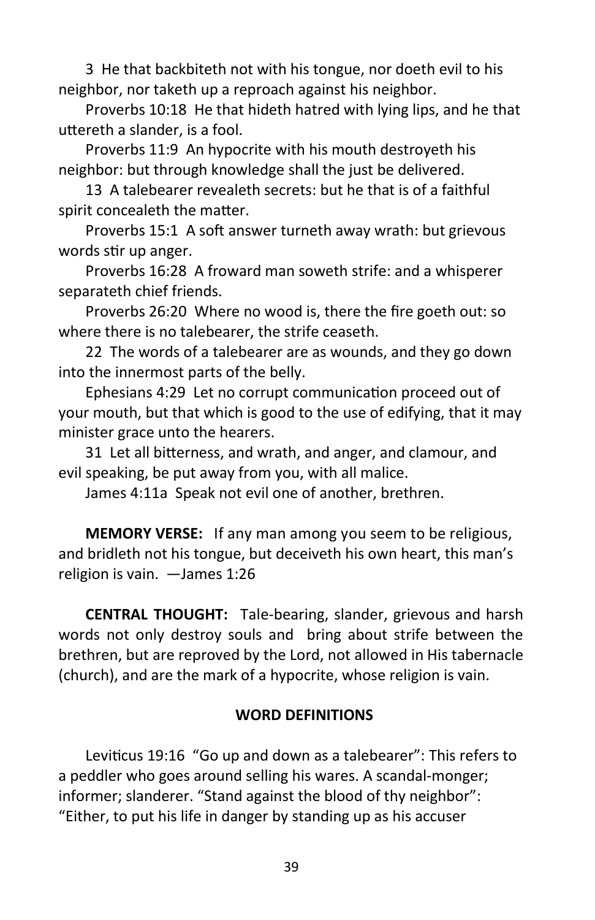3 He that backbiteth not with his tongue, nor doeth evil to his neighbor, nor taketh up a reproach against his neighbor.

Proverbs 10:18 He that hideth hatred with lying lips, and he that uttereth a slander, is a fool.

Proverbs 11:9 An hypocrite with his mouth destroyeth his neighbor: but through knowledge shall the just be delivered.

13 A talebearer revealeth secrets: but he that is of a faithful spirit concealeth the matter.

Proverbs 15:1 A soft answer turneth away wrath: but grievous words stir up anger.

Proverbs 16:28 A froward man soweth strife: and a whisperer separateth chief friends.

Proverbs 26:20 Where no wood is, there the fire goeth out: so where there is no talebearer, the strife ceaseth.

22 The words of a talebearer are as wounds, and they go down into the innermost parts of the belly.

Ephesians 4:29 Let no corrupt communication proceed out of your mouth, but that which is good to the use of edifying, that it may minister grace unto the hearers.

31 Let all bitterness, and wrath, and anger, and clamour, and evil speaking, be put away from you, with all malice.

James 4:11a Speak not evil one of another, brethren.

**MEMORY VERSE:** If any man among you seem to be religious, and bridleth not his tongue, but deceiveth his own heart, this man's religion is vain. —James 1:26

**CENTRAL THOUGHT:** Tale-bearing, slander, grievous and harsh words not only destroy souls and bring about strife between the brethren, but are reproved by the Lord, not allowed in His tabernacle (church), and are the mark of a hypocrite, whose religion is vain.

## WORD DEFINITIONS

Leviticus 19:16 "Go up and down as a talebearer": This refers to a peddler who goes around selling his wares. A scandal-monger; informer; slanderer. "Stand against the blood of thy neighbor": "Either, to put his life in danger by standing up as his accuser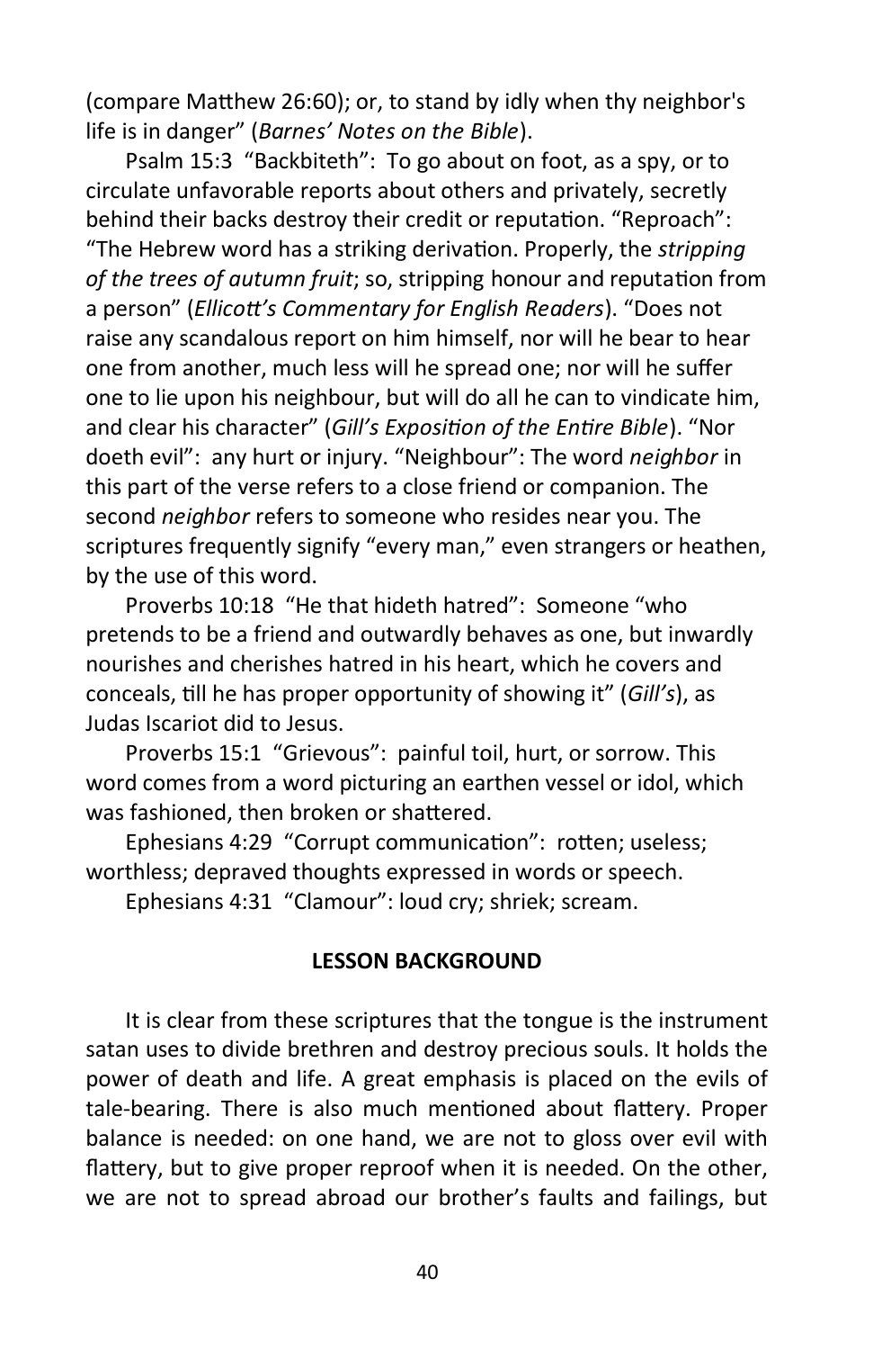(compare Matthew 26:60); or, to stand by idly when thy neighbor's life is in danger" (*Barnes' Notes on the Bible*).

Psalm 15:3 "Backbiteth": To go about on foot, as a spy, or to circulate unfavorable reports about others and privately, secretly behind their backs destroy their credit or reputation. "Reproach": "The Hebrew word has a striking derivation. Properly, the *stripping of the trees of autumn fruit*; so, stripping honour and reputation from a person" (*Ellicott's Commentary for English Readers*). "Does not raise any scandalous report on him himself, nor will he bear to hear one from another, much less will he spread one; nor will he suffer one to lie upon his neighbour, but will do all he can to vindicate him, and clear his character" (*Gill's Exposition of the Entire Bible*). "Nor doeth evil": any hurt or injury. "Neighbour": The word *neighbor* in this part of the verse refers to a close friend or companion. The second *neighbor* refers to someone who resides near you. The scriptures frequently signify "every man," even strangers or heathen, by the use of this word.

Proverbs 10:18 "He that hideth hatred": Someone "who pretends to be a friend and outwardly behaves as one, but inwardly nourishes and cherishes hatred in his heart, which he covers and conceals, till he has proper opportunity of showing it" (*Gill's*), as Judas Iscariot did to Jesus.

Proverbs 15:1 "Grievous": painful toil, hurt, or sorrow. This word comes from a word picturing an earthen vessel or idol, which was fashioned, then broken or shattered.

Ephesians 4:29 "Corrupt communication": rotten; useless; worthless; depraved thoughts expressed in words or speech.

Ephesians 4:31 "Clamour": loud cry; shriek; scream.

## LESSON BACKGROUND

It is clear from these scriptures that the tongue is the instrument satan uses to divide brethren and destroy precious souls. It holds the power of death and life. A great emphasis is placed on the evils of tale-bearing. There is also much mentioned about flattery. Proper balance is needed: on one hand, we are not to gloss over evil with flattery, but to give proper reproof when it is needed. On the other, we are not to spread abroad our brother's faults and failings, but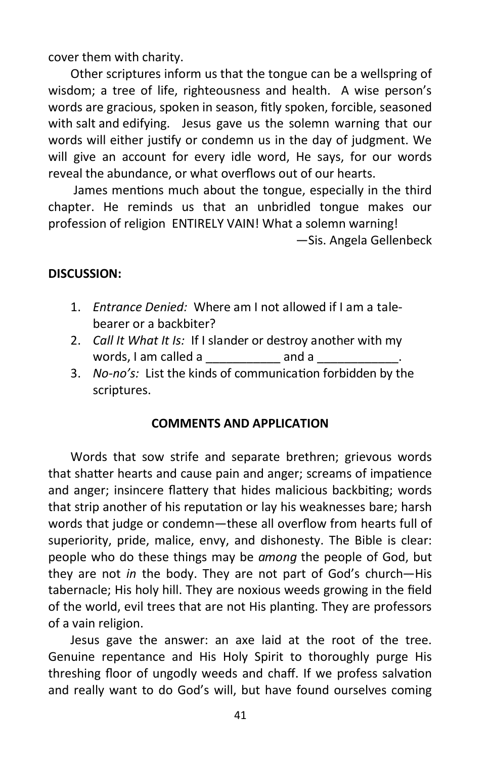cover them with charity.

Other scriptures inform us that the tongue can be a wellspring of wisdom; a tree of life, righteousness and health. A wise person's words are gracious, spoken in season, fitly spoken, forcible, seasoned with salt and edifying. Jesus gave us the solemn warning that our words will either justify or condemn us in the day of judgment. We will give an account for every idle word, He says, for our words reveal the abundance, or what overflows out of our hearts.

James mentions much about the tongue, especially in the third chapter. He reminds us that an unbridled tongue makes our profession of religion ENTIRELY VAIN! What a solemn warning!

—Sis. Angela Gellenbeck

**DISCUSSION:**

1. *Entrance Denied:* Where am I not allowed if I am a tale-bearer or a backbiter?
2. *Call It What It Is:* If I slander or destroy another with my words, I am called a ___________ and a ____________.
3. *No-no's:* List the kinds of communication forbidden by the scriptures.

**COMMENTS AND APPLICATION**

Words that sow strife and separate brethren; grievous words that shatter hearts and cause pain and anger; screams of impatience and anger; insincere flattery that hides malicious backbiting; words that strip another of his reputation or lay his weaknesses bare; harsh words that judge or condemn—these all overflow from hearts full of superiority, pride, malice, envy, and dishonesty. The Bible is clear: people who do these things may be *among* the people of God, but they are not *in* the body. They are not part of God's church—His tabernacle; His holy hill. They are noxious weeds growing in the field of the world, evil trees that are not His planting. They are professors of a vain religion.

Jesus gave the answer: an axe laid at the root of the tree. Genuine repentance and His Holy Spirit to thoroughly purge His threshing floor of ungodly weeds and chaff. If we profess salvation and really want to do God's will, but have found ourselves coming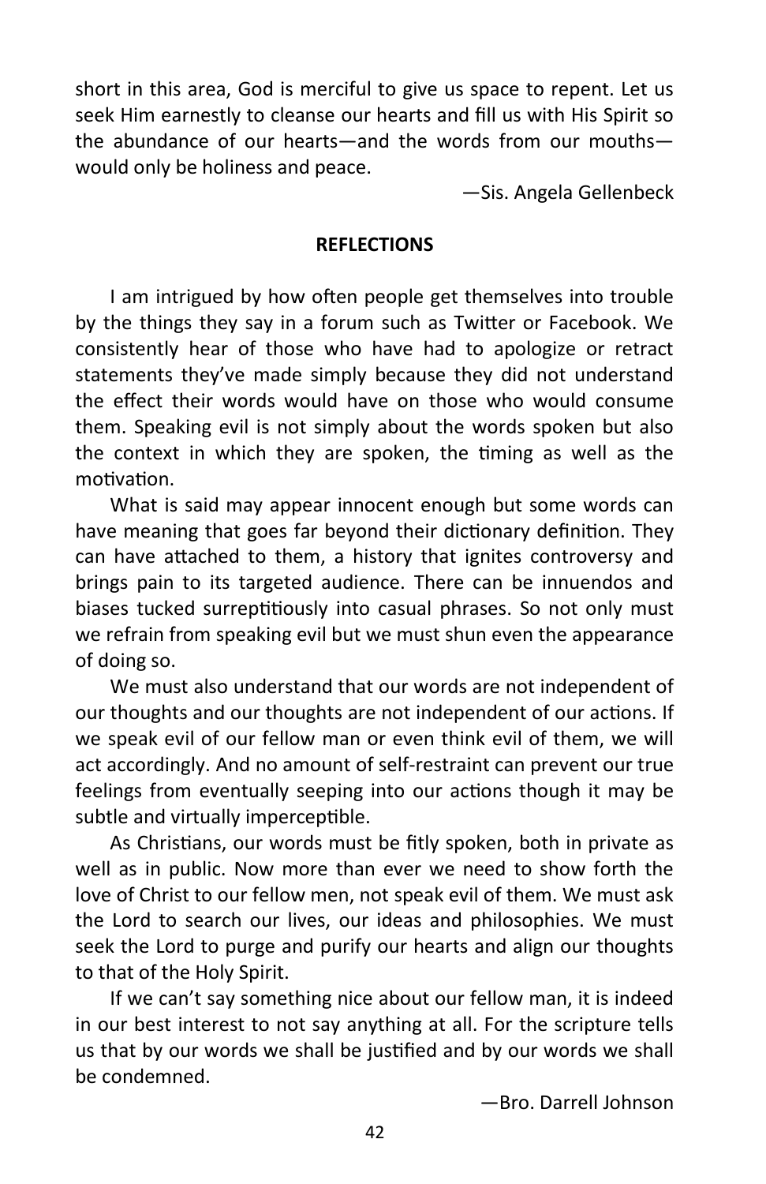short in this area, God is merciful to give us space to repent. Let us seek Him earnestly to cleanse our hearts and fill us with His Spirit so the abundance of our hearts—and the words from our mouths—would only be holiness and peace.

—Sis. Angela Gellenbeck

**REFLECTIONS**

I am intrigued by how often people get themselves into trouble by the things they say in a forum such as Twitter or Facebook. We consistently hear of those who have had to apologize or retract statements they've made simply because they did not understand the effect their words would have on those who would consume them. Speaking evil is not simply about the words spoken but also the context in which they are spoken, the timing as well as the motivation.

What is said may appear innocent enough but some words can have meaning that goes far beyond their dictionary definition. They can have attached to them, a history that ignites controversy and brings pain to its targeted audience. There can be innuendos and biases tucked surreptitiously into casual phrases. So not only must we refrain from speaking evil but we must shun even the appearance of doing so.

We must also understand that our words are not independent of our thoughts and our thoughts are not independent of our actions. If we speak evil of our fellow man or even think evil of them, we will act accordingly. And no amount of self-restraint can prevent our true feelings from eventually seeping into our actions though it may be subtle and virtually imperceptible.

As Christians, our words must be fitly spoken, both in private as well as in public. Now more than ever we need to show forth the love of Christ to our fellow men, not speak evil of them. We must ask the Lord to search our lives, our ideas and philosophies. We must seek the Lord to purge and purify our hearts and align our thoughts to that of the Holy Spirit.

If we can't say something nice about our fellow man, it is indeed in our best interest to not say anything at all. For the scripture tells us that by our words we shall be justified and by our words we shall be condemned.

—Bro. Darrell Johnson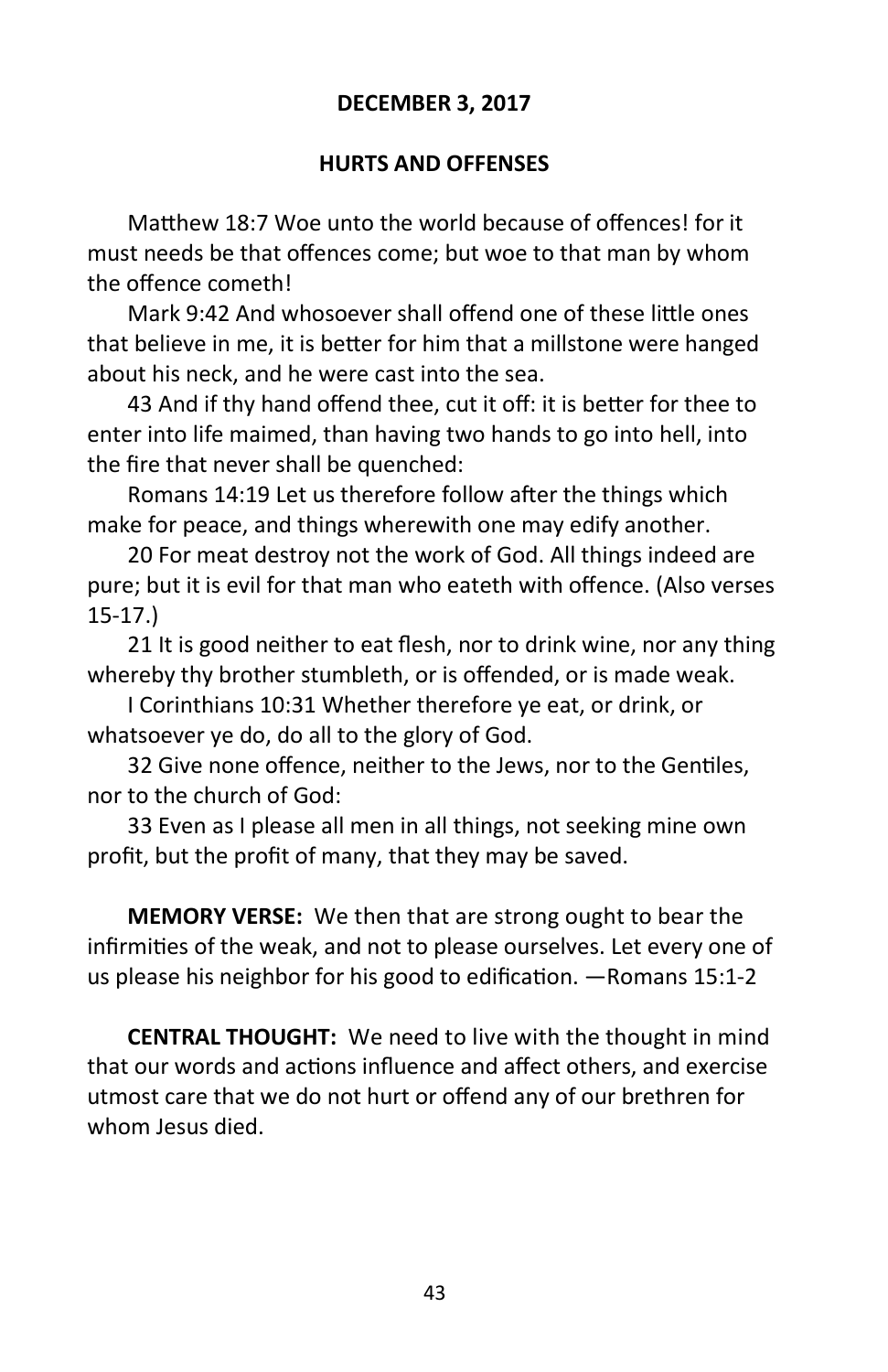**DECEMBER 3, 2017**

## HURTS AND OFFENSES

Matthew 18:7 Woe unto the world because of offences! for it must needs be that offences come; but woe to that man by whom the offence cometh!

Mark 9:42 And whosoever shall offend one of these little ones that believe in me, it is better for him that a millstone were hanged about his neck, and he were cast into the sea.

43 And if thy hand offend thee, cut it off: it is better for thee to enter into life maimed, than having two hands to go into hell, into the fire that never shall be quenched:

Romans 14:19 Let us therefore follow after the things which make for peace, and things wherewith one may edify another.

20 For meat destroy not the work of God. All things indeed are pure; but it is evil for that man who eateth with offence. (Also verses 15-17.)

21 It is good neither to eat flesh, nor to drink wine, nor any thing whereby thy brother stumbleth, or is offended, or is made weak.

I Corinthians 10:31 Whether therefore ye eat, or drink, or whatsoever ye do, do all to the glory of God.

32 Give none offence, neither to the Jews, nor to the Gentiles, nor to the church of God:

33 Even as I please all men in all things, not seeking mine own profit, but the profit of many, that they may be saved.

**MEMORY VERSE:** We then that are strong ought to bear the infirmities of the weak, and not to please ourselves. Let every one of us please his neighbor for his good to edification. —Romans 15:1-2

**CENTRAL THOUGHT:** We need to live with the thought in mind that our words and actions influence and affect others, and exercise utmost care that we do not hurt or offend any of our brethren for whom Jesus died.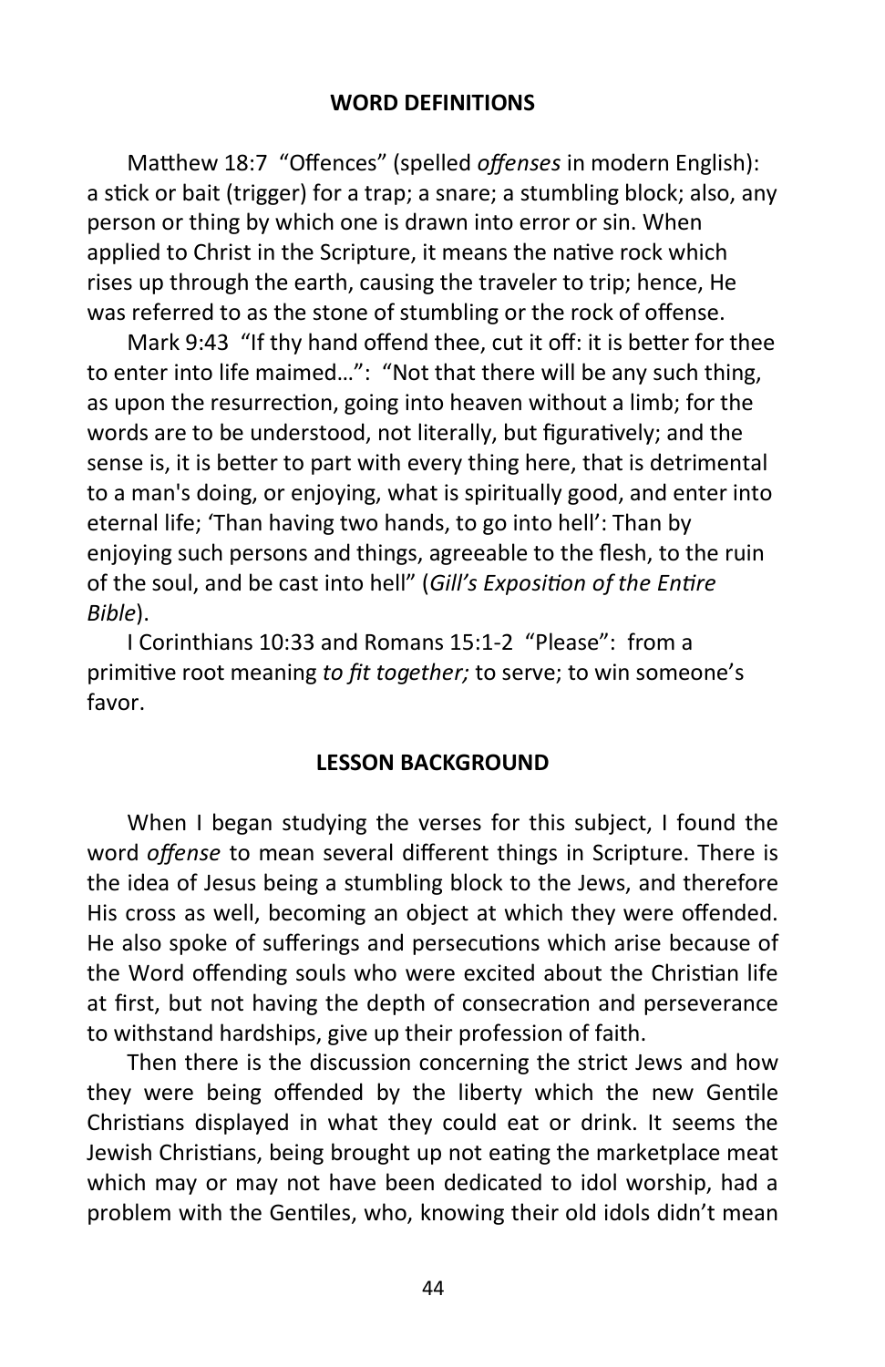## WORD DEFINITIONS

Matthew 18:7 "Offences" (spelled *offenses* in modern English): a stick or bait (trigger) for a trap; a snare; a stumbling block; also, any person or thing by which one is drawn into error or sin. When applied to Christ in the Scripture, it means the native rock which rises up through the earth, causing the traveler to trip; hence, He was referred to as the stone of stumbling or the rock of offense.

Mark 9:43 "If thy hand offend thee, cut it off: it is better for thee to enter into life maimed…": "Not that there will be any such thing, as upon the resurrection, going into heaven without a limb; for the words are to be understood, not literally, but figuratively; and the sense is, it is better to part with every thing here, that is detrimental to a man's doing, or enjoying, what is spiritually good, and enter into eternal life; 'Than having two hands, to go into hell': Than by enjoying such persons and things, agreeable to the flesh, to the ruin of the soul, and be cast into hell" (*Gill's Exposition of the Entire Bible*).

I Corinthians 10:33 and Romans 15:1-2 "Please": from a primitive root meaning *to fit together;* to serve; to win someone's favor.

## LESSON BACKGROUND

When I began studying the verses for this subject, I found the word *offense* to mean several different things in Scripture. There is the idea of Jesus being a stumbling block to the Jews, and therefore His cross as well, becoming an object at which they were offended. He also spoke of sufferings and persecutions which arise because of the Word offending souls who were excited about the Christian life at first, but not having the depth of consecration and perseverance to withstand hardships, give up their profession of faith.

Then there is the discussion concerning the strict Jews and how they were being offended by the liberty which the new Gentile Christians displayed in what they could eat or drink. It seems the Jewish Christians, being brought up not eating the marketplace meat which may or may not have been dedicated to idol worship, had a problem with the Gentiles, who, knowing their old idols didn't mean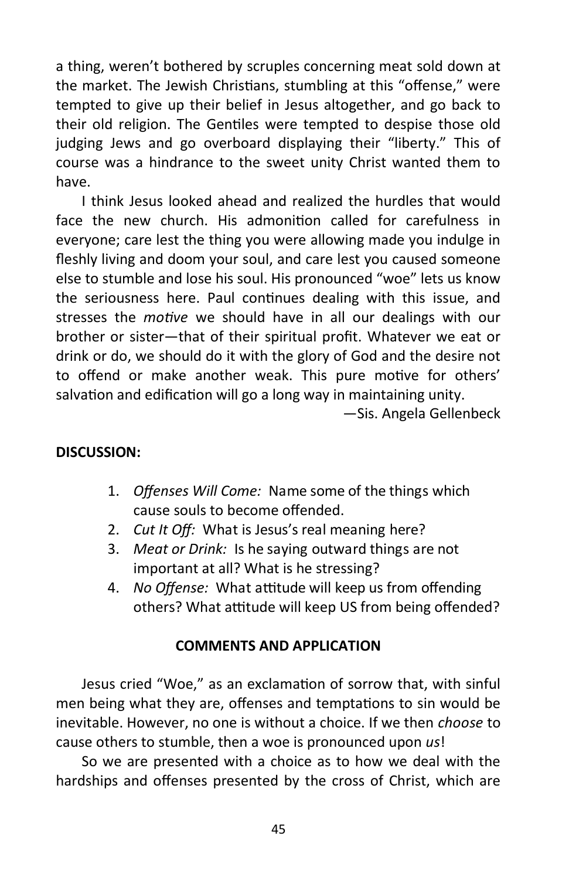a thing, weren't bothered by scruples concerning meat sold down at the market. The Jewish Christians, stumbling at this "offense," were tempted to give up their belief in Jesus altogether, and go back to their old religion. The Gentiles were tempted to despise those old judging Jews and go overboard displaying their "liberty." This of course was a hindrance to the sweet unity Christ wanted them to have.

I think Jesus looked ahead and realized the hurdles that would face the new church. His admonition called for carefulness in everyone; care lest the thing you were allowing made you indulge in fleshly living and doom your soul, and care lest you caused someone else to stumble and lose his soul. His pronounced "woe" lets us know the seriousness here. Paul continues dealing with this issue, and stresses the *motive* we should have in all our dealings with our brother or sister—that of their spiritual profit. Whatever we eat or drink or do, we should do it with the glory of God and the desire not to offend or make another weak. This pure motive for others' salvation and edification will go a long way in maintaining unity.

—Sis. Angela Gellenbeck

**DISCUSSION:**

1. *Offenses Will Come:* Name some of the things which cause souls to become offended.
2. *Cut It Off:* What is Jesus's real meaning here?
3. *Meat or Drink:* Is he saying outward things are not important at all? What is he stressing?
4. *No Offense:* What attitude will keep us from offending others? What attitude will keep US from being offended?

**COMMENTS AND APPLICATION**

Jesus cried "Woe," as an exclamation of sorrow that, with sinful men being what they are, offenses and temptations to sin would be inevitable. However, no one is without a choice. If we then *choose* to cause others to stumble, then a woe is pronounced upon *us*!

So we are presented with a choice as to how we deal with the hardships and offenses presented by the cross of Christ, which are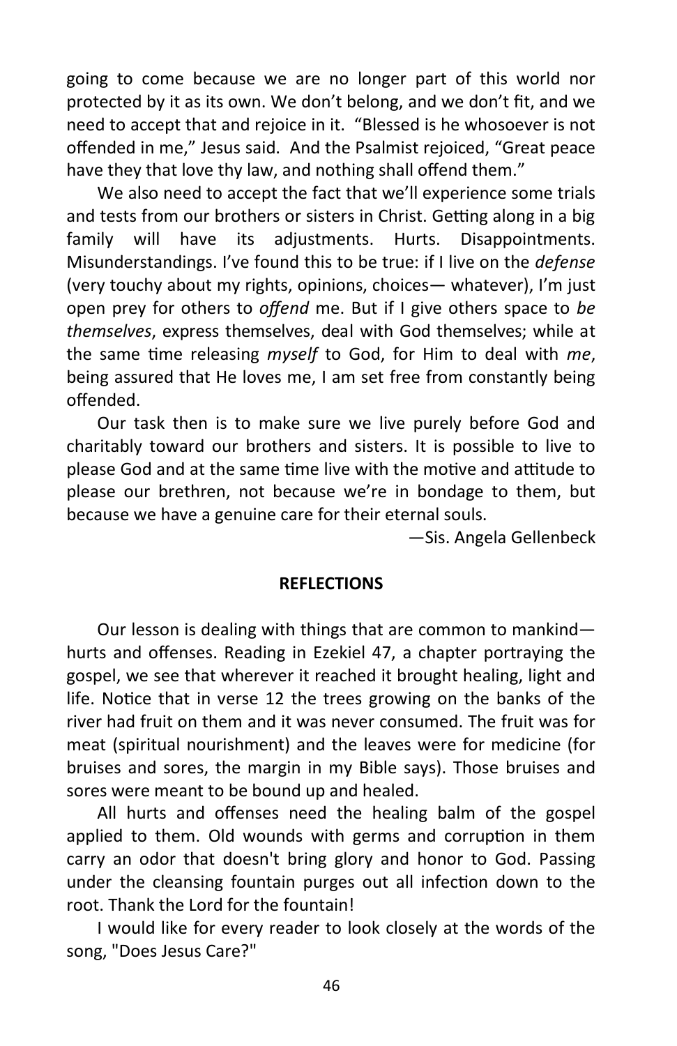going to come because we are no longer part of this world nor protected by it as its own. We don't belong, and we don't fit, and we need to accept that and rejoice in it. "Blessed is he whosoever is not offended in me," Jesus said. And the Psalmist rejoiced, "Great peace have they that love thy law, and nothing shall offend them."

We also need to accept the fact that we'll experience some trials and tests from our brothers or sisters in Christ. Getting along in a big family will have its adjustments. Hurts. Disappointments. Misunderstandings. I've found this to be true: if I live on the *defense* (very touchy about my rights, opinions, choices— whatever), I'm just open prey for others to *offend* me. But if I give others space to *be themselves*, express themselves, deal with God themselves; while at the same time releasing *myself* to God, for Him to deal with *me*, being assured that He loves me, I am set free from constantly being offended.

Our task then is to make sure we live purely before God and charitably toward our brothers and sisters. It is possible to live to please God and at the same time live with the motive and attitude to please our brethren, not because we're in bondage to them, but because we have a genuine care for their eternal souls.

—Sis. Angela Gellenbeck

**REFLECTIONS**

Our lesson is dealing with things that are common to mankind—hurts and offenses. Reading in Ezekiel 47, a chapter portraying the gospel, we see that wherever it reached it brought healing, light and life. Notice that in verse 12 the trees growing on the banks of the river had fruit on them and it was never consumed. The fruit was for meat (spiritual nourishment) and the leaves were for medicine (for bruises and sores, the margin in my Bible says). Those bruises and sores were meant to be bound up and healed.

All hurts and offenses need the healing balm of the gospel applied to them. Old wounds with germs and corruption in them carry an odor that doesn't bring glory and honor to God. Passing under the cleansing fountain purges out all infection down to the root. Thank the Lord for the fountain!

I would like for every reader to look closely at the words of the song, "Does Jesus Care?"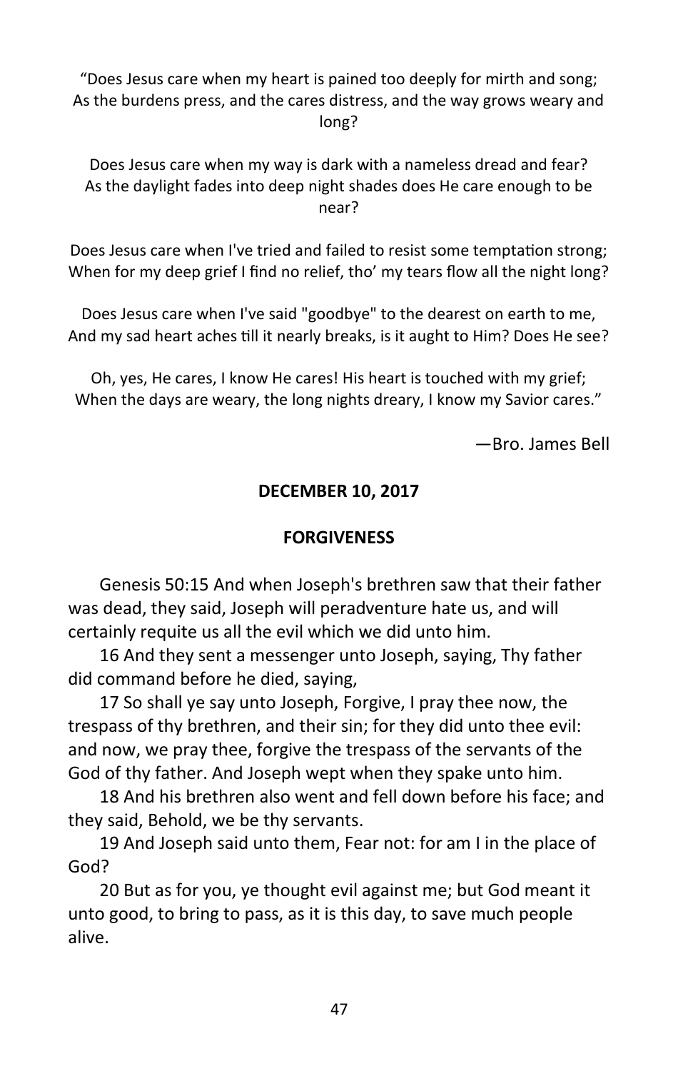"Does Jesus care when my heart is pained too deeply for mirth and song;
As the burdens press, and the cares distress, and the way grows weary and long?

Does Jesus care when my way is dark with a nameless dread and fear?
As the daylight fades into deep night shades does He care enough to be near?

Does Jesus care when I've tried and failed to resist some temptation strong;
When for my deep grief I find no relief, tho' my tears flow all the night long?

Does Jesus care when I've said "goodbye" to the dearest on earth to me,
And my sad heart aches till it nearly breaks, is it aught to Him? Does He see?

Oh, yes, He cares, I know He cares! His heart is touched with my grief;
When the days are weary, the long nights dreary, I know my Savior cares."

—Bro. James Bell

**DECEMBER 10, 2017**

**FORGIVENESS**

Genesis 50:15 And when Joseph's brethren saw that their father was dead, they said, Joseph will peradventure hate us, and will certainly requite us all the evil which we did unto him.

16 And they sent a messenger unto Joseph, saying, Thy father did command before he died, saying,

17 So shall ye say unto Joseph, Forgive, I pray thee now, the trespass of thy brethren, and their sin; for they did unto thee evil: and now, we pray thee, forgive the trespass of the servants of the God of thy father. And Joseph wept when they spake unto him.

18 And his brethren also went and fell down before his face; and they said, Behold, we be thy servants.

19 And Joseph said unto them, Fear not: for am I in the place of God?

20 But as for you, ye thought evil against me; but God meant it unto good, to bring to pass, as it is this day, to save much people alive.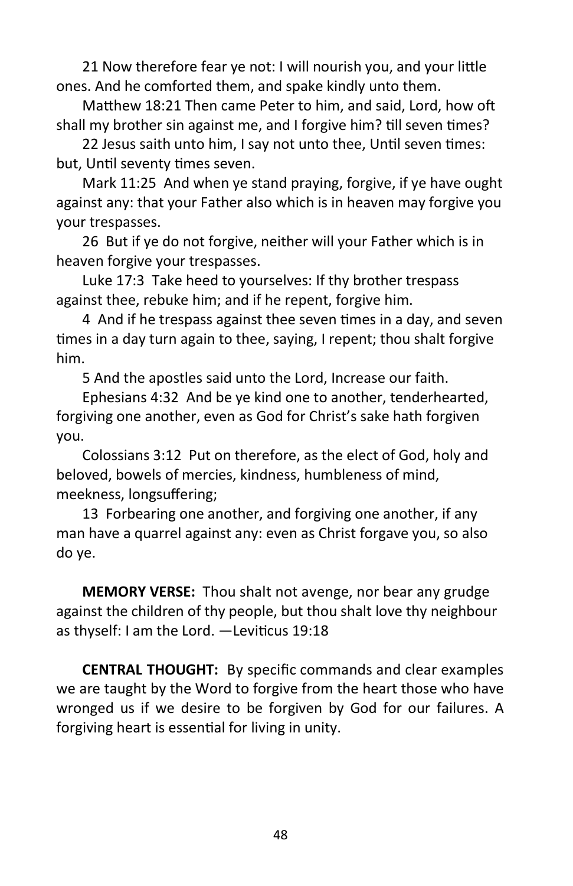21 Now therefore fear ye not: I will nourish you, and your little ones. And he comforted them, and spake kindly unto them.

Matthew 18:21 Then came Peter to him, and said, Lord, how oft shall my brother sin against me, and I forgive him? till seven times?

22 Jesus saith unto him, I say not unto thee, Until seven times: but, Until seventy times seven.

Mark 11:25 And when ye stand praying, forgive, if ye have ought against any: that your Father also which is in heaven may forgive you your trespasses.

26 But if ye do not forgive, neither will your Father which is in heaven forgive your trespasses.

Luke 17:3 Take heed to yourselves: If thy brother trespass against thee, rebuke him; and if he repent, forgive him.

4 And if he trespass against thee seven times in a day, and seven times in a day turn again to thee, saying, I repent; thou shalt forgive him.

5 And the apostles said unto the Lord, Increase our faith.

Ephesians 4:32 And be ye kind one to another, tenderhearted, forgiving one another, even as God for Christ's sake hath forgiven you.

Colossians 3:12 Put on therefore, as the elect of God, holy and beloved, bowels of mercies, kindness, humbleness of mind, meekness, longsuffering;

13 Forbearing one another, and forgiving one another, if any man have a quarrel against any: even as Christ forgave you, so also do ye.

**MEMORY VERSE:** Thou shalt not avenge, nor bear any grudge against the children of thy people, but thou shalt love thy neighbour as thyself: I am the Lord. —Leviticus 19:18

**CENTRAL THOUGHT:** By specific commands and clear examples we are taught by the Word to forgive from the heart those who have wronged us if we desire to be forgiven by God for our failures. A forgiving heart is essential for living in unity.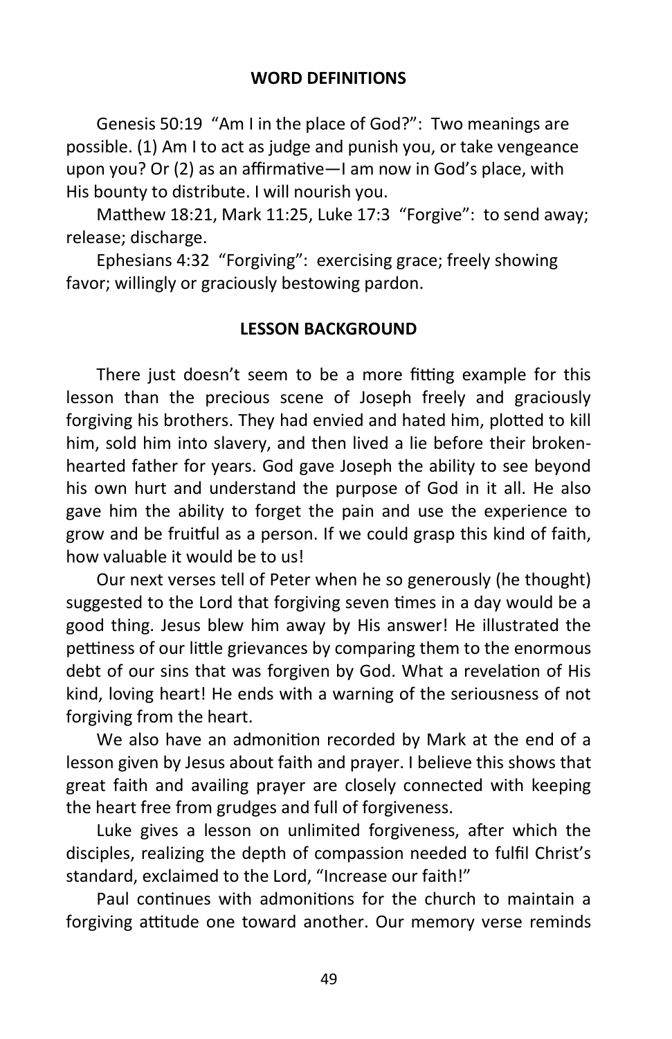## WORD DEFINITIONS

Genesis 50:19 "Am I in the place of God?": Two meanings are possible. (1) Am I to act as judge and punish you, or take vengeance upon you? Or (2) as an affirmative—I am now in God's place, with His bounty to distribute. I will nourish you.

Matthew 18:21, Mark 11:25, Luke 17:3 "Forgive": to send away; release; discharge.

Ephesians 4:32 "Forgiving": exercising grace; freely showing favor; willingly or graciously bestowing pardon.

## LESSON BACKGROUND

There just doesn't seem to be a more fitting example for this lesson than the precious scene of Joseph freely and graciously forgiving his brothers. They had envied and hated him, plotted to kill him, sold him into slavery, and then lived a lie before their broken-hearted father for years. God gave Joseph the ability to see beyond his own hurt and understand the purpose of God in it all. He also gave him the ability to forget the pain and use the experience to grow and be fruitful as a person. If we could grasp this kind of faith, how valuable it would be to us!

Our next verses tell of Peter when he so generously (he thought) suggested to the Lord that forgiving seven times in a day would be a good thing. Jesus blew him away by His answer! He illustrated the pettiness of our little grievances by comparing them to the enormous debt of our sins that was forgiven by God. What a revelation of His kind, loving heart! He ends with a warning of the seriousness of not forgiving from the heart.

We also have an admonition recorded by Mark at the end of a lesson given by Jesus about faith and prayer. I believe this shows that great faith and availing prayer are closely connected with keeping the heart free from grudges and full of forgiveness.

Luke gives a lesson on unlimited forgiveness, after which the disciples, realizing the depth of compassion needed to fulfil Christ's standard, exclaimed to the Lord, "Increase our faith!"

Paul continues with admonitions for the church to maintain a forgiving attitude one toward another. Our memory verse reminds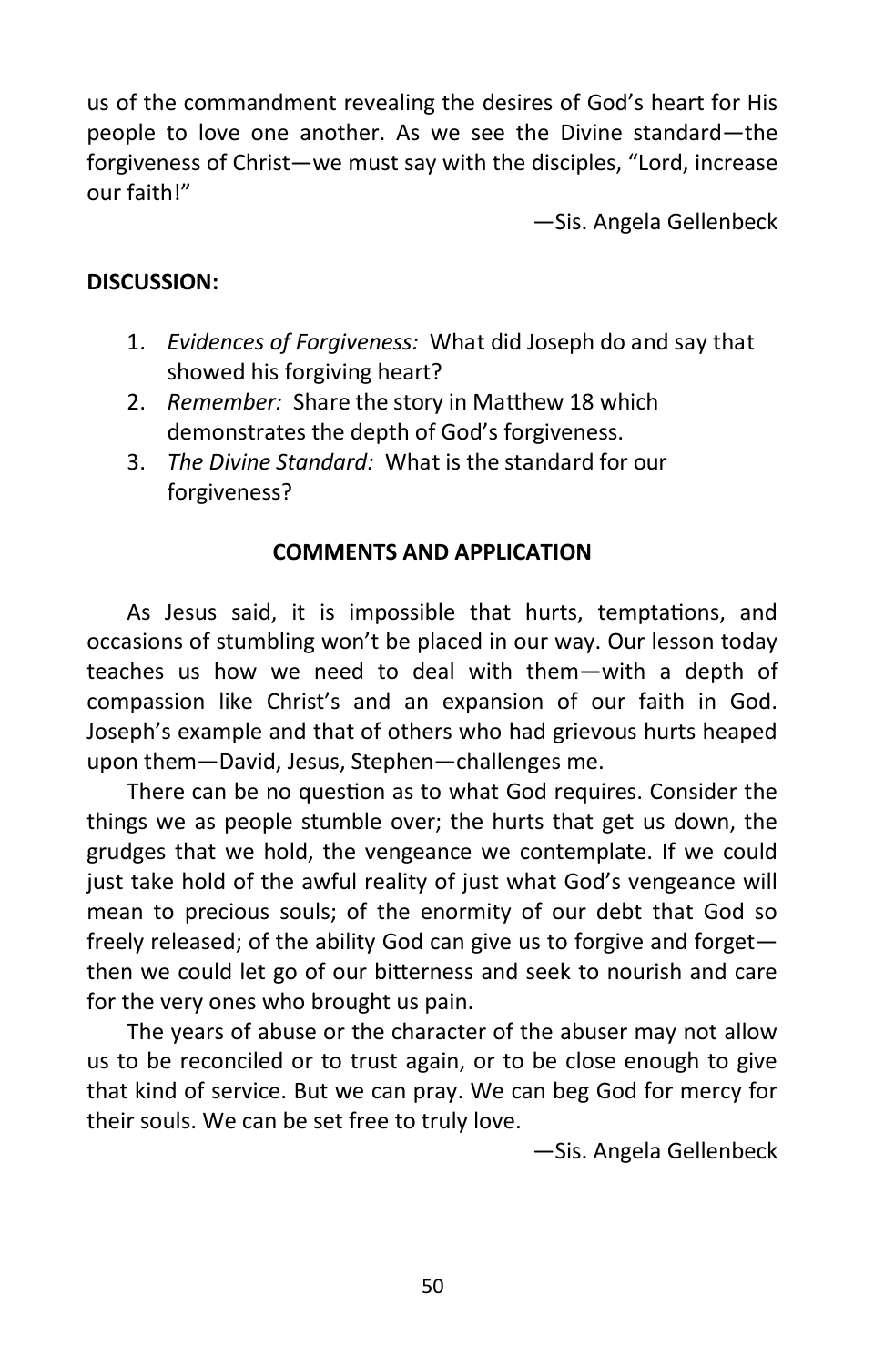us of the commandment revealing the desires of God's heart for His people to love one another. As we see the Divine standard—the forgiveness of Christ—we must say with the disciples, "Lord, increase our faith!"

—Sis. Angela Gellenbeck

**DISCUSSION:**

1. *Evidences of Forgiveness:* What did Joseph do and say that showed his forgiving heart?
2. *Remember:* Share the story in Matthew 18 which demonstrates the depth of God's forgiveness.
3. *The Divine Standard:* What is the standard for our forgiveness?

## COMMENTS AND APPLICATION

As Jesus said, it is impossible that hurts, temptations, and occasions of stumbling won't be placed in our way. Our lesson today teaches us how we need to deal with them—with a depth of compassion like Christ's and an expansion of our faith in God. Joseph's example and that of others who had grievous hurts heaped upon them—David, Jesus, Stephen—challenges me.

There can be no question as to what God requires. Consider the things we as people stumble over; the hurts that get us down, the grudges that we hold, the vengeance we contemplate. If we could just take hold of the awful reality of just what God's vengeance will mean to precious souls; of the enormity of our debt that God so freely released; of the ability God can give us to forgive and forget—then we could let go of our bitterness and seek to nourish and care for the very ones who brought us pain.

The years of abuse or the character of the abuser may not allow us to be reconciled or to trust again, or to be close enough to give that kind of service. But we can pray. We can beg God for mercy for their souls. We can be set free to truly love.

—Sis. Angela Gellenbeck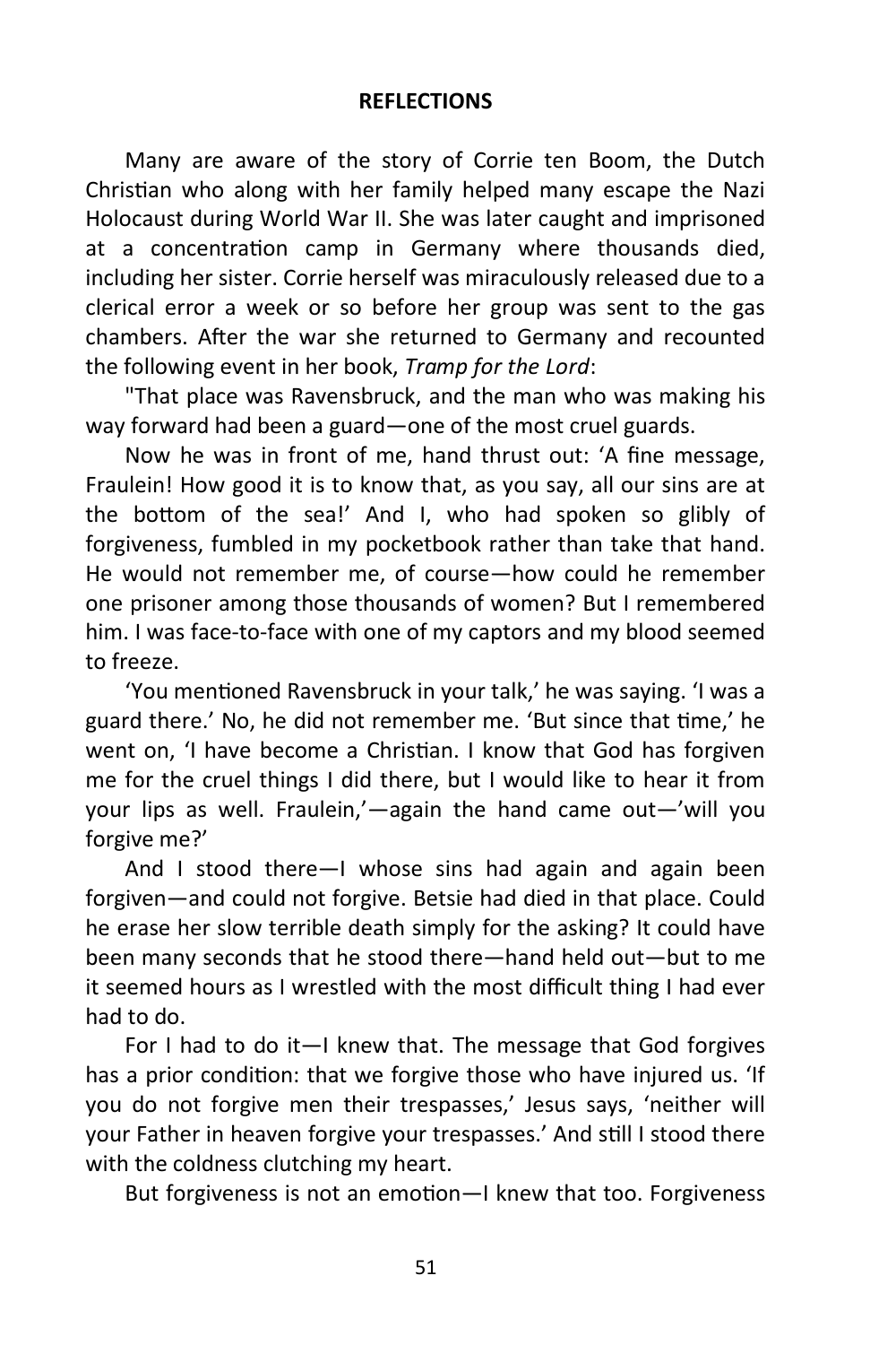**REFLECTIONS**

Many are aware of the story of Corrie ten Boom, the Dutch Christian who along with her family helped many escape the Nazi Holocaust during World War II. She was later caught and imprisoned at a concentration camp in Germany where thousands died, including her sister. Corrie herself was miraculously released due to a clerical error a week or so before her group was sent to the gas chambers. After the war she returned to Germany and recounted the following event in her book, *Tramp for the Lord*:

"That place was Ravensbruck, and the man who was making his way forward had been a guard—one of the most cruel guards.

Now he was in front of me, hand thrust out: 'A fine message, Fraulein! How good it is to know that, as you say, all our sins are at the bottom of the sea!' And I, who had spoken so glibly of forgiveness, fumbled in my pocketbook rather than take that hand. He would not remember me, of course—how could he remember one prisoner among those thousands of women? But I remembered him. I was face-to-face with one of my captors and my blood seemed to freeze.

'You mentioned Ravensbruck in your talk,' he was saying. 'I was a guard there.' No, he did not remember me. 'But since that time,' he went on, 'I have become a Christian. I know that God has forgiven me for the cruel things I did there, but I would like to hear it from your lips as well. Fraulein,'—again the hand came out—'will you forgive me?'

And I stood there—I whose sins had again and again been forgiven—and could not forgive. Betsie had died in that place. Could he erase her slow terrible death simply for the asking? It could have been many seconds that he stood there—hand held out—but to me it seemed hours as I wrestled with the most difficult thing I had ever had to do.

For I had to do it—I knew that. The message that God forgives has a prior condition: that we forgive those who have injured us. 'If you do not forgive men their trespasses,' Jesus says, 'neither will your Father in heaven forgive your trespasses.' And still I stood there with the coldness clutching my heart.

But forgiveness is not an emotion—I knew that too. Forgiveness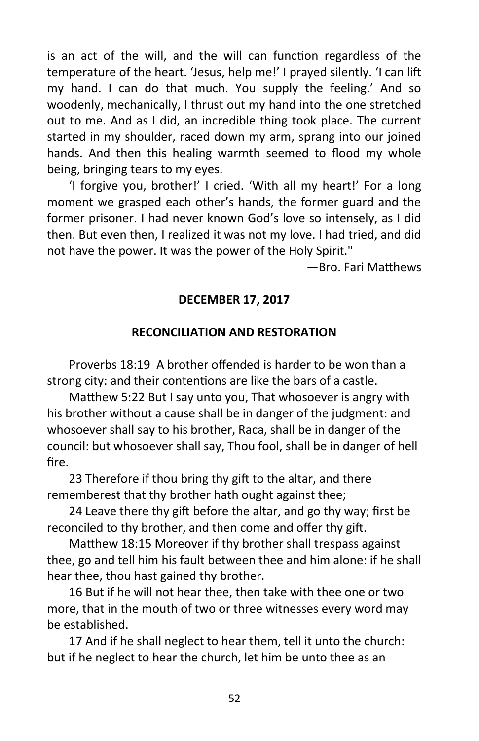is an act of the will, and the will can function regardless of the temperature of the heart. 'Jesus, help me!' I prayed silently. 'I can lift my hand. I can do that much. You supply the feeling.' And so woodenly, mechanically, I thrust out my hand into the one stretched out to me. And as I did, an incredible thing took place. The current started in my shoulder, raced down my arm, sprang into our joined hands. And then this healing warmth seemed to flood my whole being, bringing tears to my eyes.

'I forgive you, brother!' I cried. 'With all my heart!' For a long moment we grasped each other's hands, the former guard and the former prisoner. I had never known God's love so intensely, as I did then. But even then, I realized it was not my love. I had tried, and did not have the power. It was the power of the Holy Spirit."

—Bro. Fari Matthews

**DECEMBER 17, 2017**

**RECONCILIATION AND RESTORATION**

Proverbs 18:19 A brother offended is harder to be won than a strong city: and their contentions are like the bars of a castle.

Matthew 5:22 But I say unto you, That whosoever is angry with his brother without a cause shall be in danger of the judgment: and whosoever shall say to his brother, Raca, shall be in danger of the council: but whosoever shall say, Thou fool, shall be in danger of hell fire.

23 Therefore if thou bring thy gift to the altar, and there rememberest that thy brother hath ought against thee;

24 Leave there thy gift before the altar, and go thy way; first be reconciled to thy brother, and then come and offer thy gift.

Matthew 18:15 Moreover if thy brother shall trespass against thee, go and tell him his fault between thee and him alone: if he shall hear thee, thou hast gained thy brother.

16 But if he will not hear thee, then take with thee one or two more, that in the mouth of two or three witnesses every word may be established.

17 And if he shall neglect to hear them, tell it unto the church: but if he neglect to hear the church, let him be unto thee as an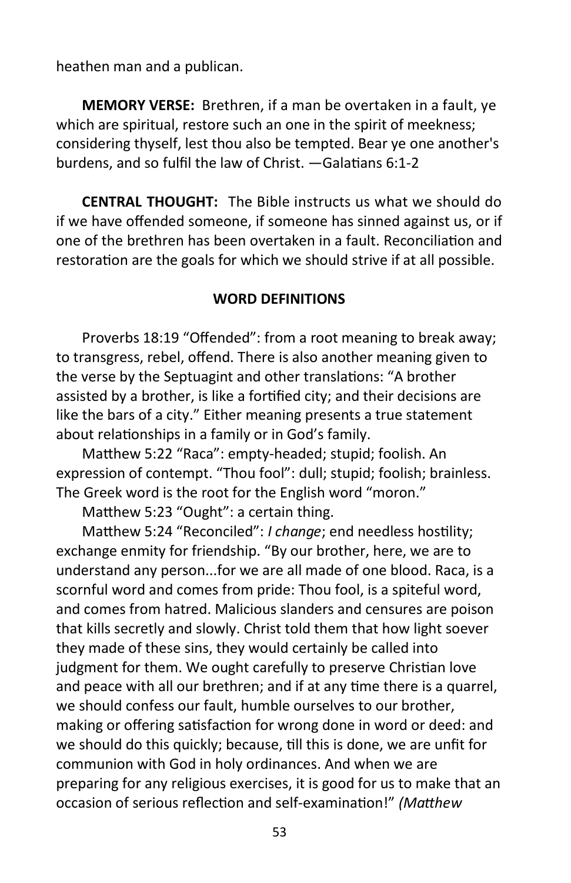heathen man and a publican.

**MEMORY VERSE:** Brethren, if a man be overtaken in a fault, ye which are spiritual, restore such an one in the spirit of meekness; considering thyself, lest thou also be tempted. Bear ye one another's burdens, and so fulfil the law of Christ. —Galatians 6:1-2

**CENTRAL THOUGHT:** The Bible instructs us what we should do if we have offended someone, if someone has sinned against us, or if one of the brethren has been overtaken in a fault. Reconciliation and restoration are the goals for which we should strive if at all possible.

## WORD DEFINITIONS

Proverbs 18:19 "Offended": from a root meaning to break away; to transgress, rebel, offend. There is also another meaning given to the verse by the Septuagint and other translations: "A brother assisted by a brother, is like a fortified city; and their decisions are like the bars of a city." Either meaning presents a true statement about relationships in a family or in God's family.

Matthew 5:22 "Raca": empty-headed; stupid; foolish. An expression of contempt. "Thou fool": dull; stupid; foolish; brainless. The Greek word is the root for the English word "moron."

Matthew 5:23 "Ought": a certain thing.

Matthew 5:24 "Reconciled": *I change*; end needless hostility; exchange enmity for friendship. "By our brother, here, we are to understand any person...for we are all made of one blood. Raca, is a scornful word and comes from pride: Thou fool, is a spiteful word, and comes from hatred. Malicious slanders and censures are poison that kills secretly and slowly. Christ told them that how light soever they made of these sins, they would certainly be called into judgment for them. We ought carefully to preserve Christian love and peace with all our brethren; and if at any time there is a quarrel, we should confess our fault, humble ourselves to our brother, making or offering satisfaction for wrong done in word or deed: and we should do this quickly; because, till this is done, we are unfit for communion with God in holy ordinances. And when we are preparing for any religious exercises, it is good for us to make that an occasion of serious reflection and self-examination!" *(Matthew*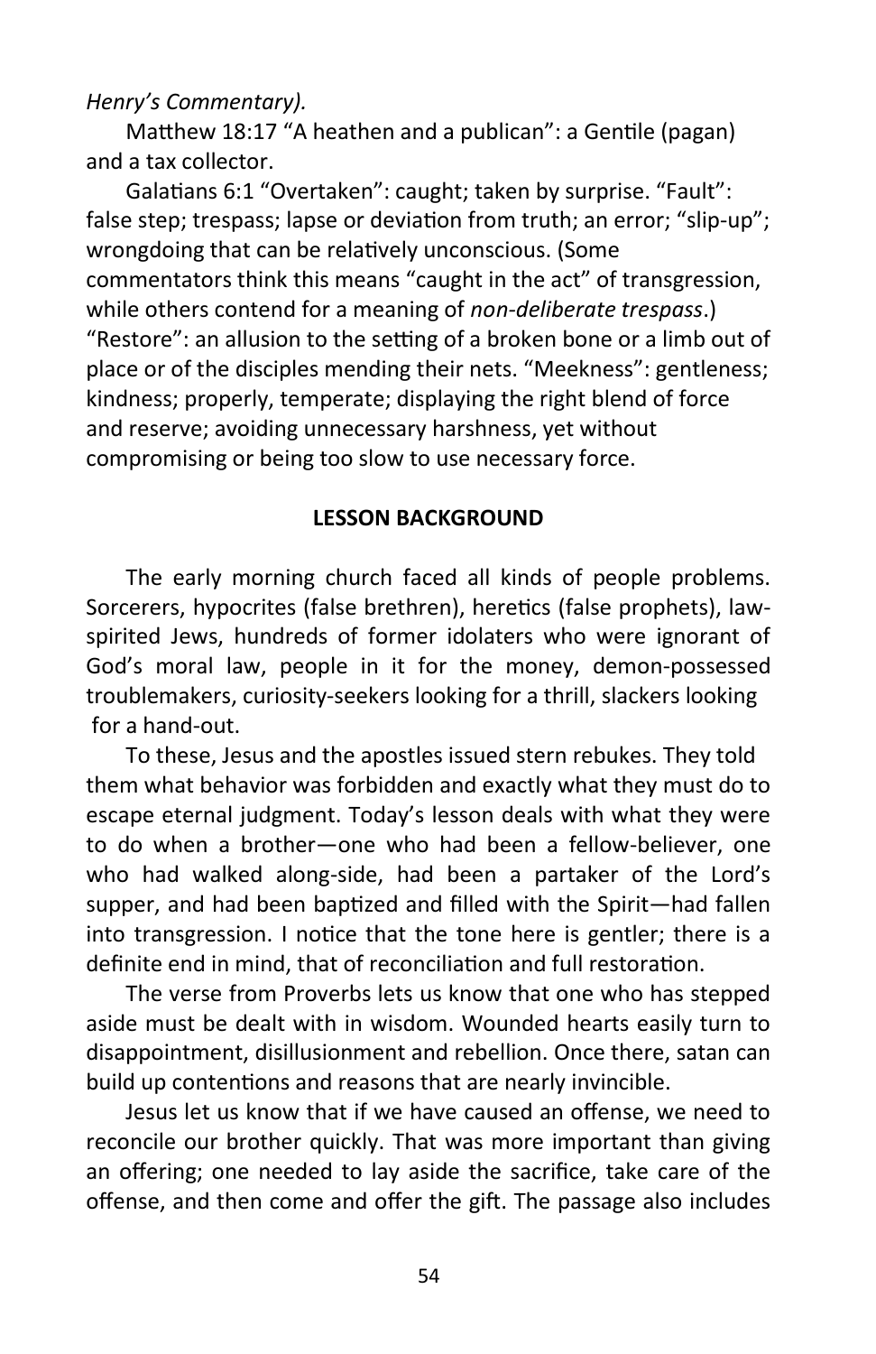*Henry's Commentary).*

Matthew 18:17 "A heathen and a publican": a Gentile (pagan) and a tax collector.

Galatians 6:1 "Overtaken": caught; taken by surprise. "Fault": false step; trespass; lapse or deviation from truth; an error; "slip-up"; wrongdoing that can be relatively unconscious. (Some commentators think this means "caught in the act" of transgression, while others contend for a meaning of *non-deliberate trespass*.) "Restore": an allusion to the setting of a broken bone or a limb out of place or of the disciples mending their nets. "Meekness": gentleness; kindness; properly, temperate; displaying the right blend of force and reserve; avoiding unnecessary harshness, yet without compromising or being too slow to use necessary force.

**LESSON BACKGROUND**

The early morning church faced all kinds of people problems. Sorcerers, hypocrites (false brethren), heretics (false prophets), law-spirited Jews, hundreds of former idolaters who were ignorant of God's moral law, people in it for the money, demon-possessed troublemakers, curiosity-seekers looking for a thrill, slackers looking for a hand-out.

To these, Jesus and the apostles issued stern rebukes. They told them what behavior was forbidden and exactly what they must do to escape eternal judgment. Today's lesson deals with what they were to do when a brother—one who had been a fellow-believer, one who had walked along-side, had been a partaker of the Lord's supper, and had been baptized and filled with the Spirit—had fallen into transgression. I notice that the tone here is gentler; there is a definite end in mind, that of reconciliation and full restoration.

The verse from Proverbs lets us know that one who has stepped aside must be dealt with in wisdom. Wounded hearts easily turn to disappointment, disillusionment and rebellion. Once there, satan can build up contentions and reasons that are nearly invincible.

Jesus let us know that if we have caused an offense, we need to reconcile our brother quickly. That was more important than giving an offering; one needed to lay aside the sacrifice, take care of the offense, and then come and offer the gift. The passage also includes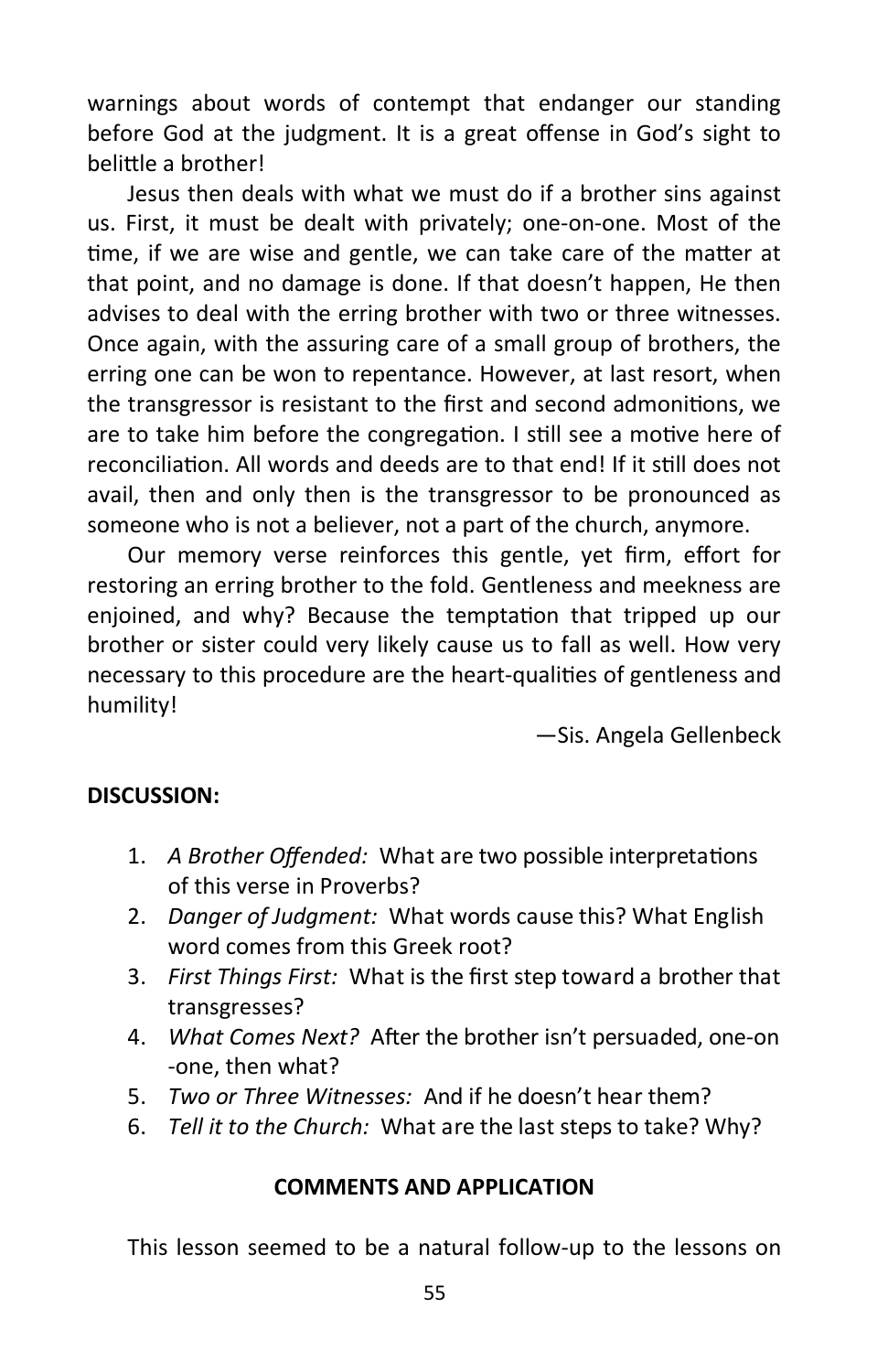warnings about words of contempt that endanger our standing before God at the judgment. It is a great offense in God's sight to belittle a brother!

Jesus then deals with what we must do if a brother sins against us. First, it must be dealt with privately; one-on-one. Most of the time, if we are wise and gentle, we can take care of the matter at that point, and no damage is done. If that doesn't happen, He then advises to deal with the erring brother with two or three witnesses. Once again, with the assuring care of a small group of brothers, the erring one can be won to repentance. However, at last resort, when the transgressor is resistant to the first and second admonitions, we are to take him before the congregation. I still see a motive here of reconciliation. All words and deeds are to that end! If it still does not avail, then and only then is the transgressor to be pronounced as someone who is not a believer, not a part of the church, anymore.

Our memory verse reinforces this gentle, yet firm, effort for restoring an erring brother to the fold. Gentleness and meekness are enjoined, and why? Because the temptation that tripped up our brother or sister could very likely cause us to fall as well. How very necessary to this procedure are the heart-qualities of gentleness and humility!

—Sis. Angela Gellenbeck

**DISCUSSION:**

1. *A Brother Offended:* What are two possible interpretations of this verse in Proverbs?
2. *Danger of Judgment:* What words cause this? What English word comes from this Greek root?
3. *First Things First:* What is the first step toward a brother that transgresses?
4. *What Comes Next?* After the brother isn't persuaded, one-on-one, then what?
5. *Two or Three Witnesses:* And if he doesn't hear them?
6. *Tell it to the Church:* What are the last steps to take? Why?

**COMMENTS AND APPLICATION**

This lesson seemed to be a natural follow-up to the lessons on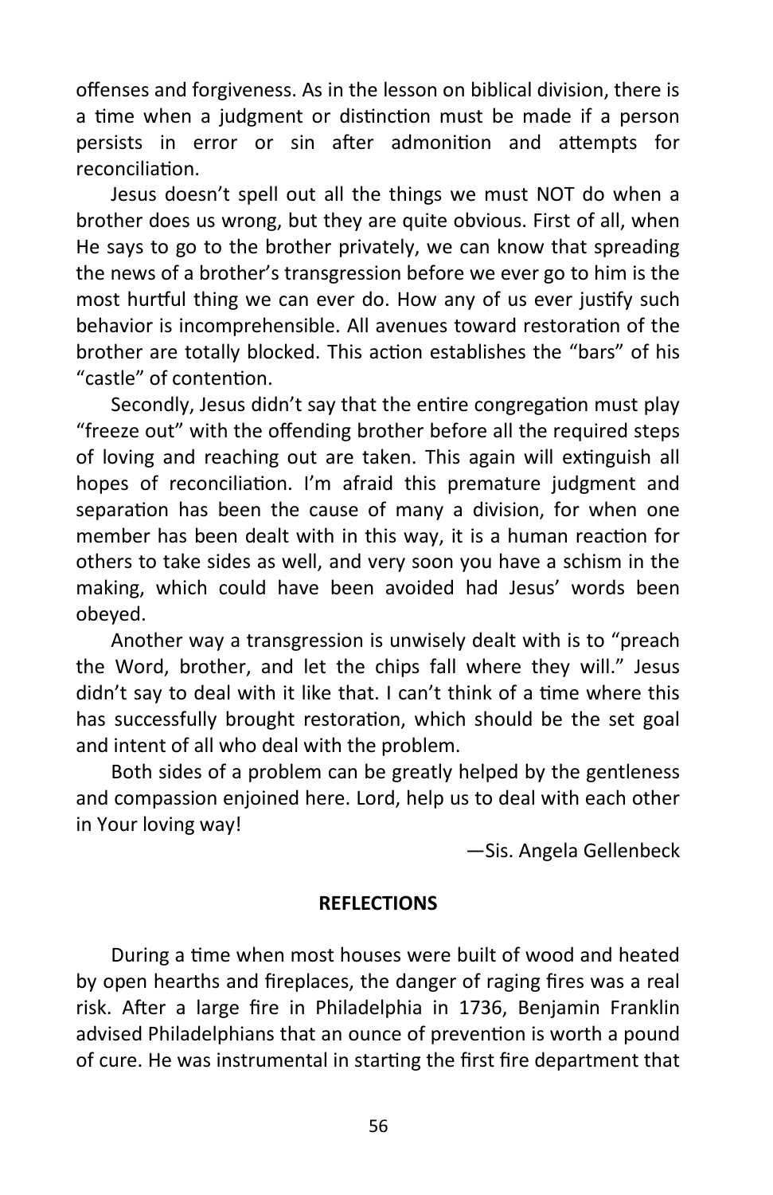offenses and forgiveness. As in the lesson on biblical division, there is a time when a judgment or distinction must be made if a person persists in error or sin after admonition and attempts for reconciliation.

Jesus doesn't spell out all the things we must NOT do when a brother does us wrong, but they are quite obvious. First of all, when He says to go to the brother privately, we can know that spreading the news of a brother's transgression before we ever go to him is the most hurtful thing we can ever do. How any of us ever justify such behavior is incomprehensible. All avenues toward restoration of the brother are totally blocked. This action establishes the "bars" of his "castle" of contention.

Secondly, Jesus didn't say that the entire congregation must play "freeze out" with the offending brother before all the required steps of loving and reaching out are taken. This again will extinguish all hopes of reconciliation. I'm afraid this premature judgment and separation has been the cause of many a division, for when one member has been dealt with in this way, it is a human reaction for others to take sides as well, and very soon you have a schism in the making, which could have been avoided had Jesus' words been obeyed.

Another way a transgression is unwisely dealt with is to "preach the Word, brother, and let the chips fall where they will." Jesus didn't say to deal with it like that. I can't think of a time where this has successfully brought restoration, which should be the set goal and intent of all who deal with the problem.

Both sides of a problem can be greatly helped by the gentleness and compassion enjoined here. Lord, help us to deal with each other in Your loving way!

—Sis. Angela Gellenbeck

**REFLECTIONS**

During a time when most houses were built of wood and heated by open hearths and fireplaces, the danger of raging fires was a real risk. After a large fire in Philadelphia in 1736, Benjamin Franklin advised Philadelphians that an ounce of prevention is worth a pound of cure. He was instrumental in starting the first fire department that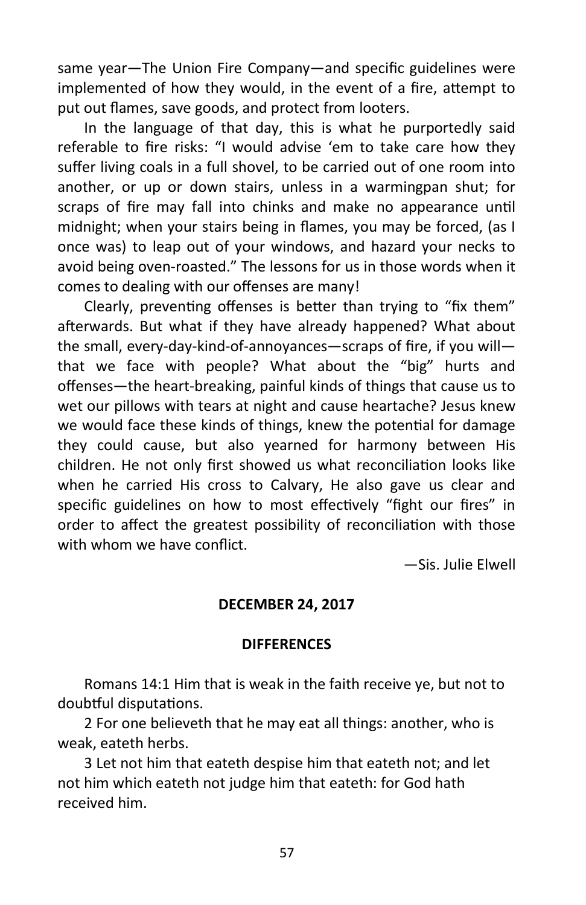same year—The Union Fire Company—and specific guidelines were implemented of how they would, in the event of a fire, attempt to put out flames, save goods, and protect from looters.

In the language of that day, this is what he purportedly said referable to fire risks: "I would advise 'em to take care how they suffer living coals in a full shovel, to be carried out of one room into another, or up or down stairs, unless in a warmingpan shut; for scraps of fire may fall into chinks and make no appearance until midnight; when your stairs being in flames, you may be forced, (as I once was) to leap out of your windows, and hazard your necks to avoid being oven-roasted." The lessons for us in those words when it comes to dealing with our offenses are many!

Clearly, preventing offenses is better than trying to "fix them" afterwards. But what if they have already happened? What about the small, every-day-kind-of-annoyances—scraps of fire, if you will—that we face with people? What about the "big" hurts and offenses—the heart-breaking, painful kinds of things that cause us to wet our pillows with tears at night and cause heartache? Jesus knew we would face these kinds of things, knew the potential for damage they could cause, but also yearned for harmony between His children. He not only first showed us what reconciliation looks like when he carried His cross to Calvary, He also gave us clear and specific guidelines on how to most effectively "fight our fires" in order to affect the greatest possibility of reconciliation with those with whom we have conflict.

—Sis. Julie Elwell

**DECEMBER 24, 2017**

**DIFFERENCES**

Romans 14:1 Him that is weak in the faith receive ye, but not to doubtful disputations.

2 For one believeth that he may eat all things: another, who is weak, eateth herbs.

3 Let not him that eateth despise him that eateth not; and let not him which eateth not judge him that eateth: for God hath received him.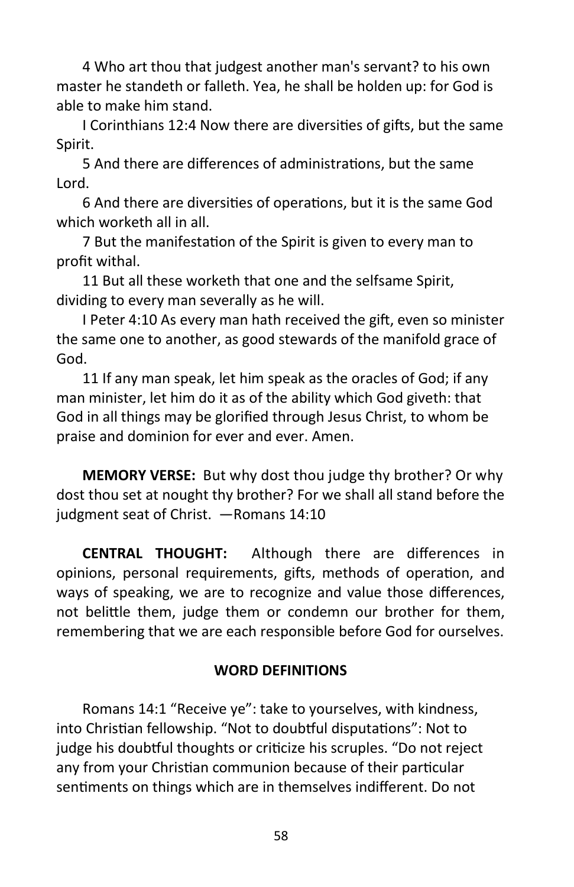4 Who art thou that judgest another man's servant? to his own master he standeth or falleth. Yea, he shall be holden up: for God is able to make him stand.

I Corinthians 12:4 Now there are diversities of gifts, but the same Spirit.

5 And there are differences of administrations, but the same Lord.

6 And there are diversities of operations, but it is the same God which worketh all in all.

7 But the manifestation of the Spirit is given to every man to profit withal.

11 But all these worketh that one and the selfsame Spirit, dividing to every man severally as he will.

I Peter 4:10 As every man hath received the gift, even so minister the same one to another, as good stewards of the manifold grace of God.

11 If any man speak, let him speak as the oracles of God; if any man minister, let him do it as of the ability which God giveth: that God in all things may be glorified through Jesus Christ, to whom be praise and dominion for ever and ever. Amen.

**MEMORY VERSE:** But why dost thou judge thy brother? Or why dost thou set at nought thy brother? For we shall all stand before the judgment seat of Christ. —Romans 14:10

**CENTRAL THOUGHT:** Although there are differences in opinions, personal requirements, gifts, methods of operation, and ways of speaking, we are to recognize and value those differences, not belittle them, judge them or condemn our brother for them, remembering that we are each responsible before God for ourselves.

**WORD DEFINITIONS**

Romans 14:1 "Receive ye": take to yourselves, with kindness, into Christian fellowship. "Not to doubtful disputations": Not to judge his doubtful thoughts or criticize his scruples. "Do not reject any from your Christian communion because of their particular sentiments on things which are in themselves indifferent. Do not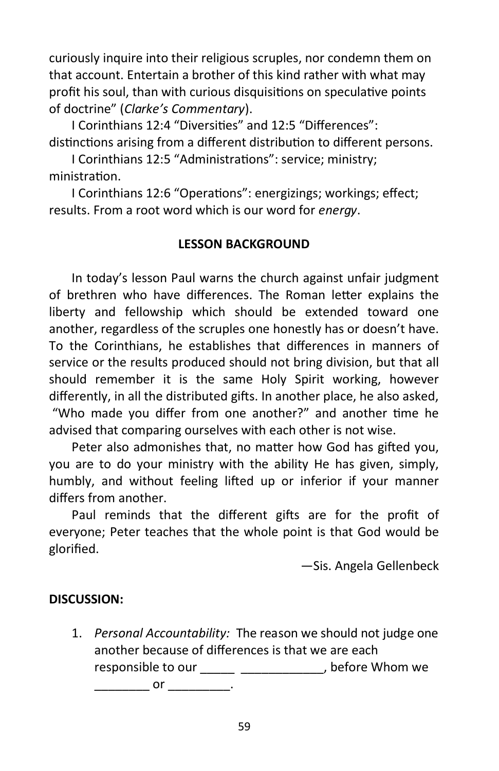curiously inquire into their religious scruples, nor condemn them on that account. Entertain a brother of this kind rather with what may profit his soul, than with curious disquisitions on speculative points of doctrine" (*Clarke's Commentary*).

I Corinthians 12:4 "Diversities" and 12:5 "Differences": distinctions arising from a different distribution to different persons.

I Corinthians 12:5 "Administrations": service; ministry; ministration.

I Corinthians 12:6 "Operations": energizings; workings; effect; results. From a root word which is our word for *energy*.

## LESSON BACKGROUND

In today's lesson Paul warns the church against unfair judgment of brethren who have differences. The Roman letter explains the liberty and fellowship which should be extended toward one another, regardless of the scruples one honestly has or doesn't have. To the Corinthians, he establishes that differences in manners of service or the results produced should not bring division, but that all should remember it is the same Holy Spirit working, however differently, in all the distributed gifts. In another place, he also asked, "Who made you differ from one another?" and another time he advised that comparing ourselves with each other is not wise.

Peter also admonishes that, no matter how God has gifted you, you are to do your ministry with the ability He has given, simply, humbly, and without feeling lifted up or inferior if your manner differs from another.

Paul reminds that the different gifts are for the profit of everyone; Peter teaches that the whole point is that God would be glorified.

—Sis. Angela Gellenbeck

**DISCUSSION:**

1. *Personal Accountability:* The reason we should not judge one another because of differences is that we are each responsible to our _____ ____________, before Whom we ________ or _________.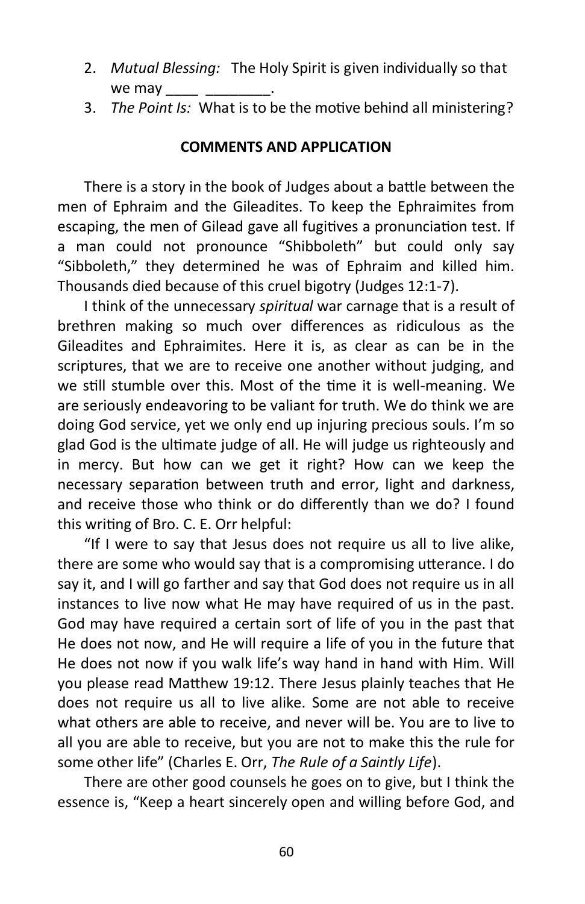2. *Mutual Blessing:* The Holy Spirit is given individually so that we may ____ ________.
3. *The Point Is:* What is to be the motive behind all ministering?

**COMMENTS AND APPLICATION**

There is a story in the book of Judges about a battle between the men of Ephraim and the Gileadites. To keep the Ephraimites from escaping, the men of Gilead gave all fugitives a pronunciation test. If a man could not pronounce "Shibboleth" but could only say "Sibboleth," they determined he was of Ephraim and killed him. Thousands died because of this cruel bigotry (Judges 12:1-7).

I think of the unnecessary *spiritual* war carnage that is a result of brethren making so much over differences as ridiculous as the Gileadites and Ephraimites. Here it is, as clear as can be in the scriptures, that we are to receive one another without judging, and we still stumble over this. Most of the time it is well-meaning. We are seriously endeavoring to be valiant for truth. We do think we are doing God service, yet we only end up injuring precious souls. I'm so glad God is the ultimate judge of all. He will judge us righteously and in mercy. But how can we get it right? How can we keep the necessary separation between truth and error, light and darkness, and receive those who think or do differently than we do? I found this writing of Bro. C. E. Orr helpful:

"If I were to say that Jesus does not require us all to live alike, there are some who would say that is a compromising utterance. I do say it, and I will go farther and say that God does not require us in all instances to live now what He may have required of us in the past. God may have required a certain sort of life of you in the past that He does not now, and He will require a life of you in the future that He does not now if you walk life's way hand in hand with Him. Will you please read Matthew 19:12. There Jesus plainly teaches that He does not require us all to live alike. Some are not able to receive what others are able to receive, and never will be. You are to live to all you are able to receive, but you are not to make this the rule for some other life" (Charles E. Orr, *The Rule of a Saintly Life*).

There are other good counsels he goes on to give, but I think the essence is, "Keep a heart sincerely open and willing before God, and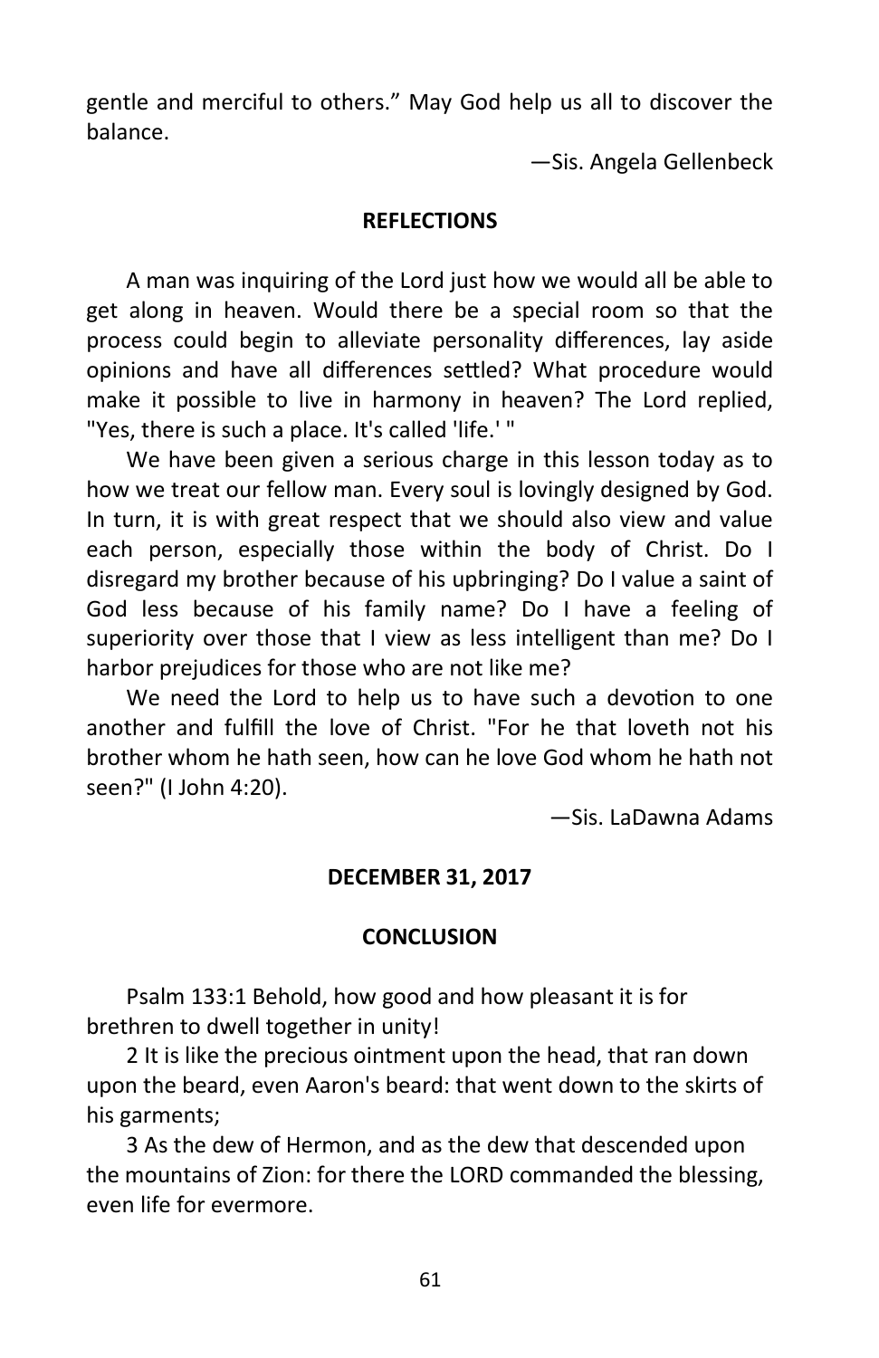gentle and merciful to others." May God help us all to discover the balance.

—Sis. Angela Gellenbeck

## REFLECTIONS

A man was inquiring of the Lord just how we would all be able to get along in heaven. Would there be a special room so that the process could begin to alleviate personality differences, lay aside opinions and have all differences settled? What procedure would make it possible to live in harmony in heaven? The Lord replied, "Yes, there is such a place. It's called 'life.' "

We have been given a serious charge in this lesson today as to how we treat our fellow man. Every soul is lovingly designed by God. In turn, it is with great respect that we should also view and value each person, especially those within the body of Christ. Do I disregard my brother because of his upbringing? Do I value a saint of God less because of his family name? Do I have a feeling of superiority over those that I view as less intelligent than me? Do I harbor prejudices for those who are not like me?

We need the Lord to help us to have such a devotion to one another and fulfill the love of Christ. "For he that loveth not his brother whom he hath seen, how can he love God whom he hath not seen?" (I John 4:20).

—Sis. LaDawna Adams

## DECEMBER 31, 2017

## CONCLUSION

Psalm 133:1 Behold, how good and how pleasant it is for brethren to dwell together in unity!

2 It is like the precious ointment upon the head, that ran down upon the beard, even Aaron's beard: that went down to the skirts of his garments;

3 As the dew of Hermon, and as the dew that descended upon the mountains of Zion: for there the LORD commanded the blessing, even life for evermore.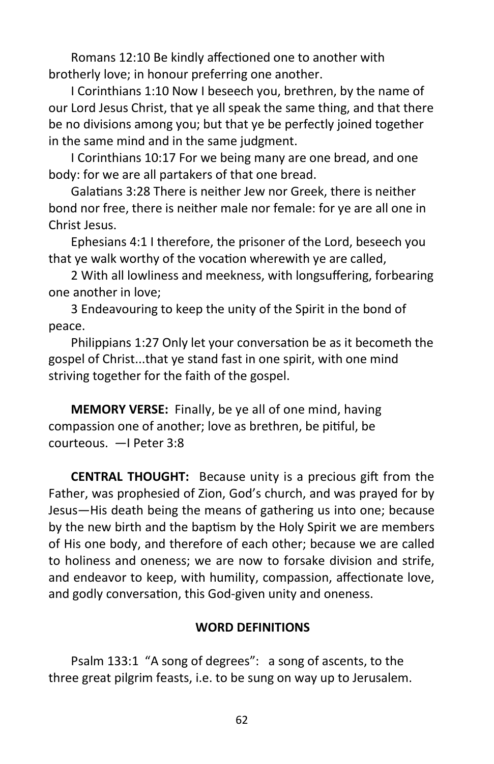Romans 12:10 Be kindly affectioned one to another with brotherly love; in honour preferring one another.

I Corinthians 1:10 Now I beseech you, brethren, by the name of our Lord Jesus Christ, that ye all speak the same thing, and that there be no divisions among you; but that ye be perfectly joined together in the same mind and in the same judgment.

I Corinthians 10:17 For we being many are one bread, and one body: for we are all partakers of that one bread.

Galatians 3:28 There is neither Jew nor Greek, there is neither bond nor free, there is neither male nor female: for ye are all one in Christ Jesus.

Ephesians 4:1 I therefore, the prisoner of the Lord, beseech you that ye walk worthy of the vocation wherewith ye are called,

2 With all lowliness and meekness, with longsuffering, forbearing one another in love;

3 Endeavouring to keep the unity of the Spirit in the bond of peace.

Philippians 1:27 Only let your conversation be as it becometh the gospel of Christ...that ye stand fast in one spirit, with one mind striving together for the faith of the gospel.

**MEMORY VERSE:** Finally, be ye all of one mind, having compassion one of another; love as brethren, be pitiful, be courteous. —I Peter 3:8

**CENTRAL THOUGHT:** Because unity is a precious gift from the Father, was prophesied of Zion, God's church, and was prayed for by Jesus—His death being the means of gathering us into one; because by the new birth and the baptism by the Holy Spirit we are members of His one body, and therefore of each other; because we are called to holiness and oneness; we are now to forsake division and strife, and endeavor to keep, with humility, compassion, affectionate love, and godly conversation, this God-given unity and oneness.

**WORD DEFINITIONS**

Psalm 133:1 "A song of degrees": a song of ascents, to the three great pilgrim feasts, i.e. to be sung on way up to Jerusalem.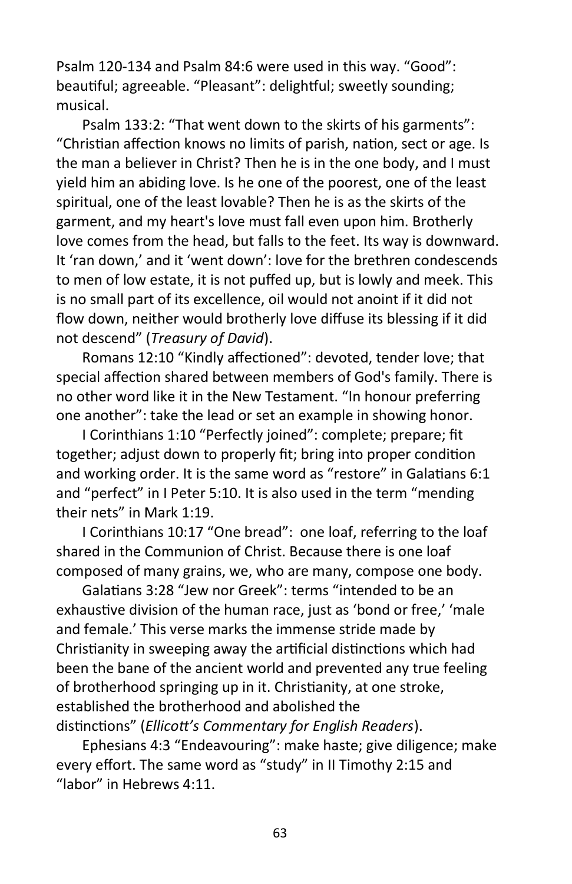Psalm 120-134 and Psalm 84:6 were used in this way. “Good”: beautiful; agreeable. “Pleasant”: delightful; sweetly sounding; musical.

Psalm 133:2: “That went down to the skirts of his garments”: “Christian affection knows no limits of parish, nation, sect or age. Is the man a believer in Christ? Then he is in the one body, and I must yield him an abiding love. Is he one of the poorest, one of the least spiritual, one of the least lovable? Then he is as the skirts of the garment, and my heart's love must fall even upon him. Brotherly love comes from the head, but falls to the feet. Its way is downward. It ‘ran down,’ and it ‘went down’: love for the brethren condescends to men of low estate, it is not puffed up, but is lowly and meek. This is no small part of its excellence, oil would not anoint if it did not flow down, neither would brotherly love diffuse its blessing if it did not descend” (*Treasury of David*).

Romans 12:10 “Kindly affectioned”: devoted, tender love; that special affection shared between members of God's family. There is no other word like it in the New Testament. “In honour preferring one another”: take the lead or set an example in showing honor.

I Corinthians 1:10 “Perfectly joined”: complete; prepare; fit together; adjust down to properly fit; bring into proper condition and working order. It is the same word as “restore” in Galatians 6:1 and “perfect” in I Peter 5:10. It is also used in the term “mending their nets” in Mark 1:19.

I Corinthians 10:17 “One bread”: one loaf, referring to the loaf shared in the Communion of Christ. Because there is one loaf composed of many grains, we, who are many, compose one body.

Galatians 3:28 “Jew nor Greek”: terms “intended to be an exhaustive division of the human race, just as ‘bond or free,’ ‘male and female.’ This verse marks the immense stride made by Christianity in sweeping away the artificial distinctions which had been the bane of the ancient world and prevented any true feeling of brotherhood springing up in it. Christianity, at one stroke, established the brotherhood and abolished the distinctions” (*Ellicott’s Commentary for English Readers*).

Ephesians 4:3 “Endeavouring”: make haste; give diligence; make every effort. The same word as “study” in II Timothy 2:15 and “labor” in Hebrews 4:11.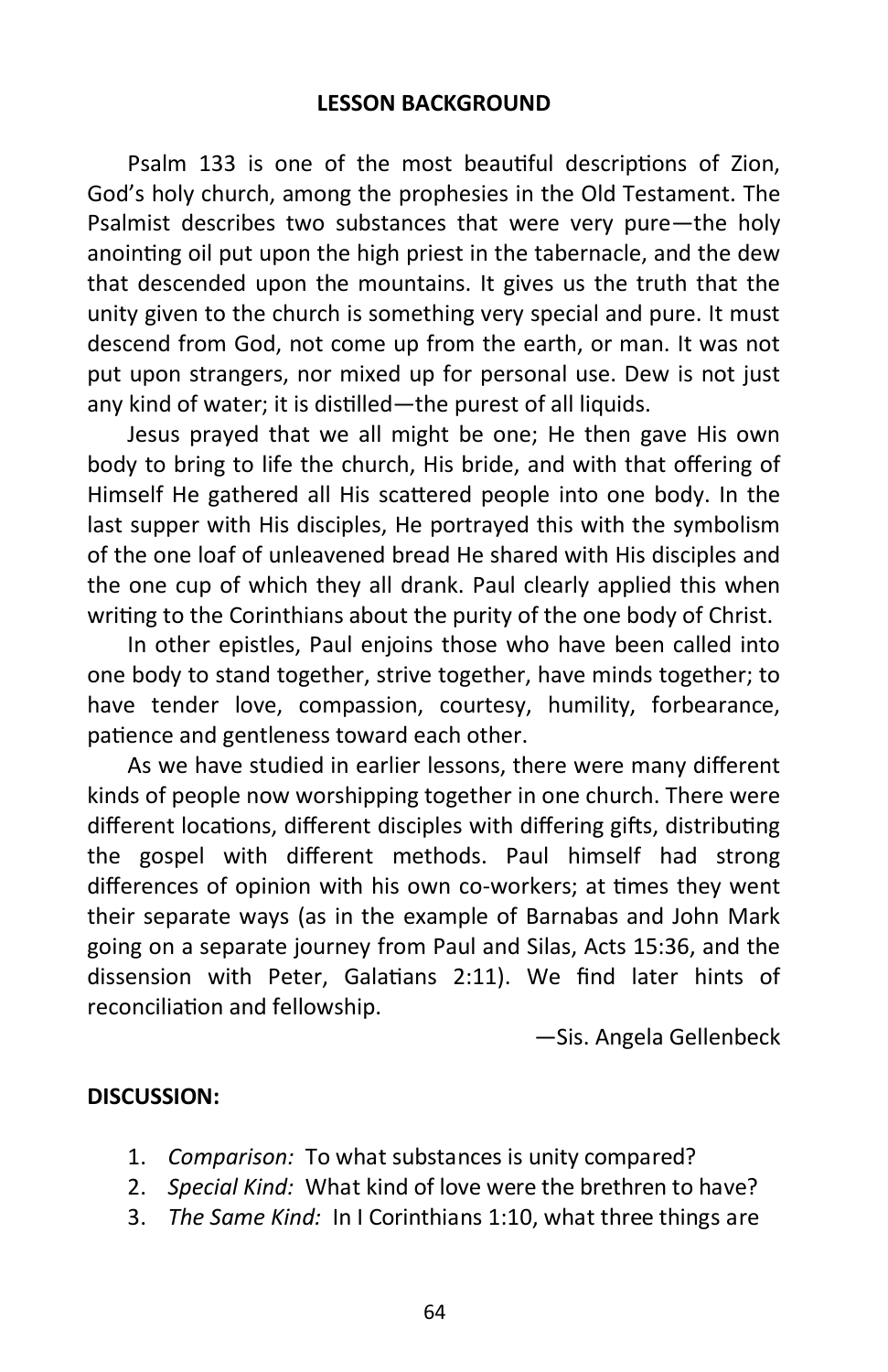## LESSON BACKGROUND

Psalm 133 is one of the most beautiful descriptions of Zion, God's holy church, among the prophesies in the Old Testament. The Psalmist describes two substances that were very pure—the holy anointing oil put upon the high priest in the tabernacle, and the dew that descended upon the mountains. It gives us the truth that the unity given to the church is something very special and pure. It must descend from God, not come up from the earth, or man. It was not put upon strangers, nor mixed up for personal use. Dew is not just any kind of water; it is distilled—the purest of all liquids.

Jesus prayed that we all might be one; He then gave His own body to bring to life the church, His bride, and with that offering of Himself He gathered all His scattered people into one body. In the last supper with His disciples, He portrayed this with the symbolism of the one loaf of unleavened bread He shared with His disciples and the one cup of which they all drank. Paul clearly applied this when writing to the Corinthians about the purity of the one body of Christ.

In other epistles, Paul enjoins those who have been called into one body to stand together, strive together, have minds together; to have tender love, compassion, courtesy, humility, forbearance, patience and gentleness toward each other.

As we have studied in earlier lessons, there were many different kinds of people now worshipping together in one church. There were different locations, different disciples with differing gifts, distributing the gospel with different methods. Paul himself had strong differences of opinion with his own co-workers; at times they went their separate ways (as in the example of Barnabas and John Mark going on a separate journey from Paul and Silas, Acts 15:36, and the dissension with Peter, Galatians 2:11). We find later hints of reconciliation and fellowship.

—Sis. Angela Gellenbeck

**DISCUSSION:**

1. *Comparison:* To what substances is unity compared?
2. *Special Kind:* What kind of love were the brethren to have?
3. *The Same Kind:* In I Corinthians 1:10, what three things are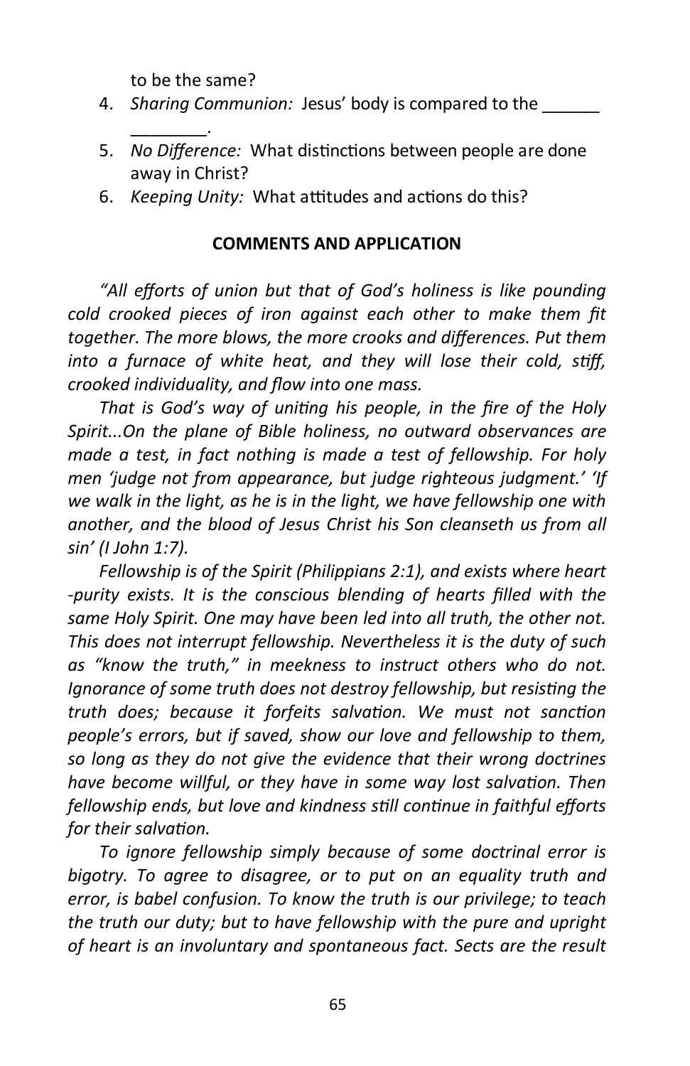to be the same?

4. *Sharing Communion:* Jesus' body is compared to the ______ ________.
5. *No Difference:* What distinctions between people are done away in Christ?
6. *Keeping Unity:* What attitudes and actions do this?

**COMMENTS AND APPLICATION**

*"All efforts of union but that of God's holiness is like pounding cold crooked pieces of iron against each other to make them fit together. The more blows, the more crooks and differences. Put them into a furnace of white heat, and they will lose their cold, stiff, crooked individuality, and flow into one mass.*

*That is God's way of uniting his people, in the fire of the Holy Spirit...On the plane of Bible holiness, no outward observances are made a test, in fact nothing is made a test of fellowship. For holy men 'judge not from appearance, but judge righteous judgment.' 'If we walk in the light, as he is in the light, we have fellowship one with another, and the blood of Jesus Christ his Son cleanseth us from all sin' (I John 1:7).*

*Fellowship is of the Spirit (Philippians 2:1), and exists where heart-purity exists. It is the conscious blending of hearts filled with the same Holy Spirit. One may have been led into all truth, the other not. This does not interrupt fellowship. Nevertheless it is the duty of such as "know the truth," in meekness to instruct others who do not. Ignorance of some truth does not destroy fellowship, but resisting the truth does; because it forfeits salvation. We must not sanction people's errors, but if saved, show our love and fellowship to them, so long as they do not give the evidence that their wrong doctrines have become willful, or they have in some way lost salvation. Then fellowship ends, but love and kindness still continue in faithful efforts for their salvation.*

*To ignore fellowship simply because of some doctrinal error is bigotry. To agree to disagree, or to put on an equality truth and error, is babel confusion. To know the truth is our privilege; to teach the truth our duty; but to have fellowship with the pure and upright of heart is an involuntary and spontaneous fact. Sects are the result*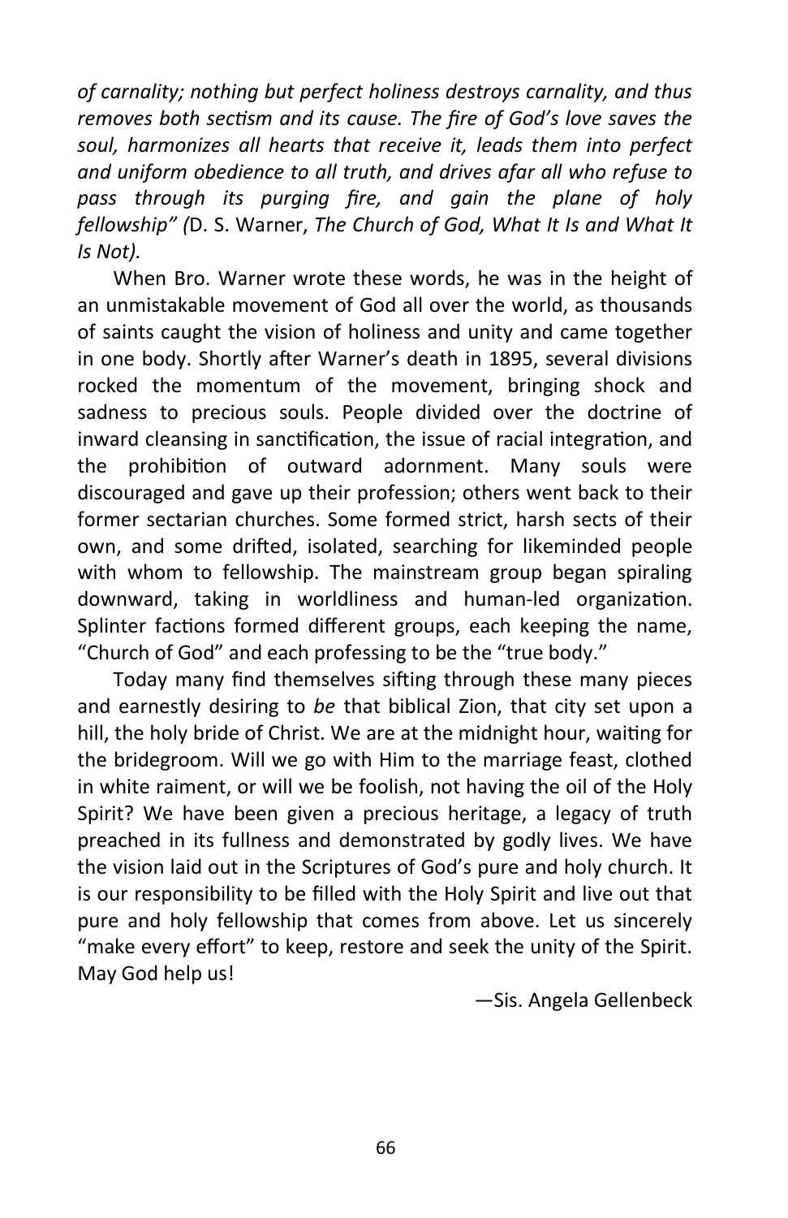*of carnality; nothing but perfect holiness destroys carnality, and thus removes both sectism and its cause. The fire of God's love saves the soul, harmonizes all hearts that receive it, leads them into perfect and uniform obedience to all truth, and drives afar all who refuse to pass through its purging fire, and gain the plane of holy fellowship" (*D. S. Warner, *The Church of God, What It Is and What It Is Not).*

When Bro. Warner wrote these words, he was in the height of an unmistakable movement of God all over the world, as thousands of saints caught the vision of holiness and unity and came together in one body. Shortly after Warner's death in 1895, several divisions rocked the momentum of the movement, bringing shock and sadness to precious souls. People divided over the doctrine of inward cleansing in sanctification, the issue of racial integration, and the prohibition of outward adornment. Many souls were discouraged and gave up their profession; others went back to their former sectarian churches. Some formed strict, harsh sects of their own, and some drifted, isolated, searching for likeminded people with whom to fellowship. The mainstream group began spiraling downward, taking in worldliness and human-led organization. Splinter factions formed different groups, each keeping the name, "Church of God" and each professing to be the "true body."

Today many find themselves sifting through these many pieces and earnestly desiring to *be* that biblical Zion, that city set upon a hill, the holy bride of Christ. We are at the midnight hour, waiting for the bridegroom. Will we go with Him to the marriage feast, clothed in white raiment, or will we be foolish, not having the oil of the Holy Spirit? We have been given a precious heritage, a legacy of truth preached in its fullness and demonstrated by godly lives. We have the vision laid out in the Scriptures of God's pure and holy church. It is our responsibility to be filled with the Holy Spirit and live out that pure and holy fellowship that comes from above. Let us sincerely "make every effort" to keep, restore and seek the unity of the Spirit. May God help us!

—Sis. Angela Gellenbeck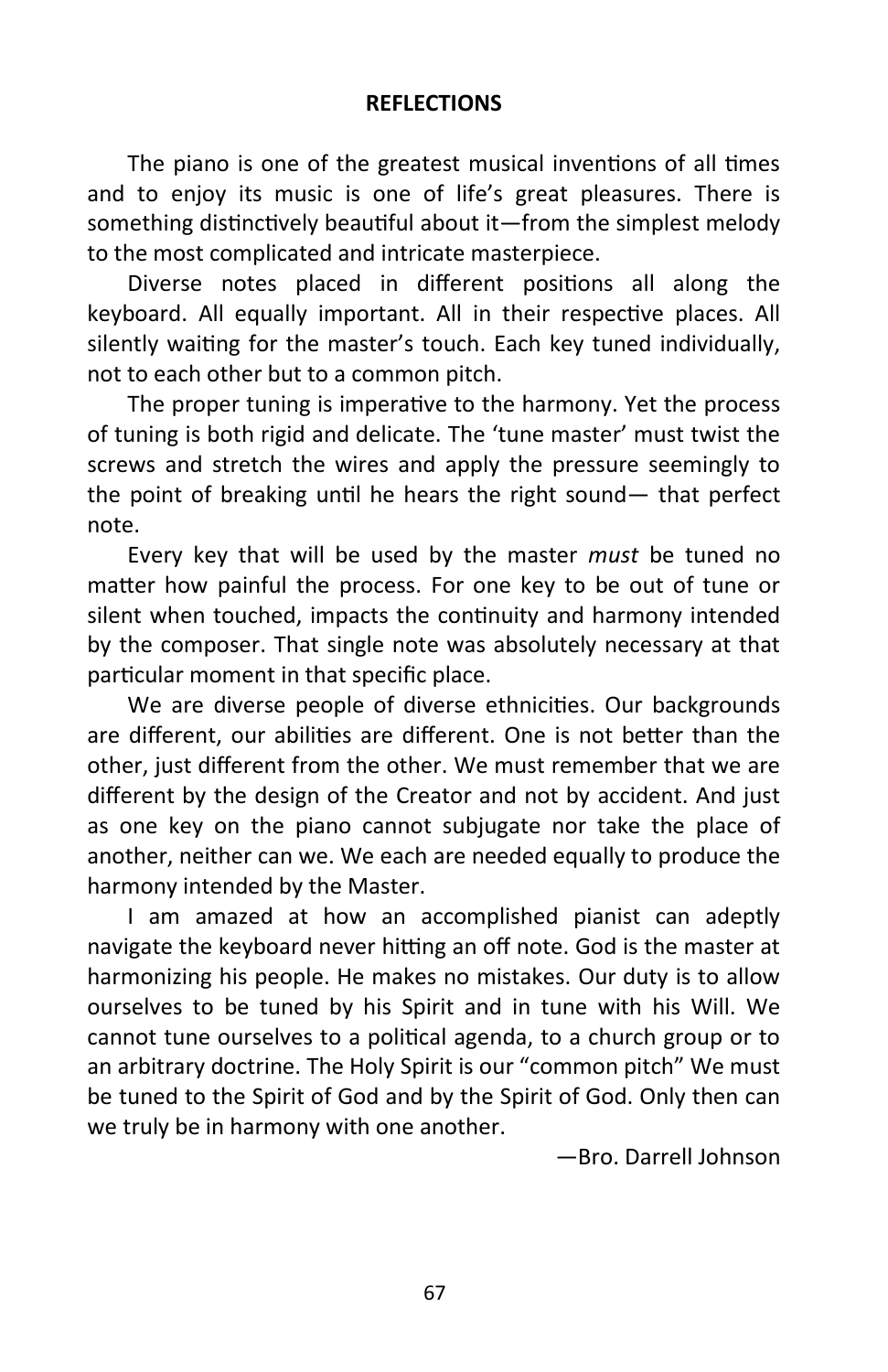## REFLECTIONS

The piano is one of the greatest musical inventions of all times and to enjoy its music is one of life's great pleasures. There is something distinctively beautiful about it—from the simplest melody to the most complicated and intricate masterpiece.

Diverse notes placed in different positions all along the keyboard. All equally important. All in their respective places. All silently waiting for the master's touch. Each key tuned individually, not to each other but to a common pitch.

The proper tuning is imperative to the harmony. Yet the process of tuning is both rigid and delicate. The 'tune master' must twist the screws and stretch the wires and apply the pressure seemingly to the point of breaking until he hears the right sound— that perfect note.

Every key that will be used by the master *must* be tuned no matter how painful the process. For one key to be out of tune or silent when touched, impacts the continuity and harmony intended by the composer. That single note was absolutely necessary at that particular moment in that specific place.

We are diverse people of diverse ethnicities. Our backgrounds are different, our abilities are different. One is not better than the other, just different from the other. We must remember that we are different by the design of the Creator and not by accident. And just as one key on the piano cannot subjugate nor take the place of another, neither can we. We each are needed equally to produce the harmony intended by the Master.

I am amazed at how an accomplished pianist can adeptly navigate the keyboard never hitting an off note. God is the master at harmonizing his people. He makes no mistakes. Our duty is to allow ourselves to be tuned by his Spirit and in tune with his Will. We cannot tune ourselves to a political agenda, to a church group or to an arbitrary doctrine. The Holy Spirit is our "common pitch" We must be tuned to the Spirit of God and by the Spirit of God. Only then can we truly be in harmony with one another.

—Bro. Darrell Johnson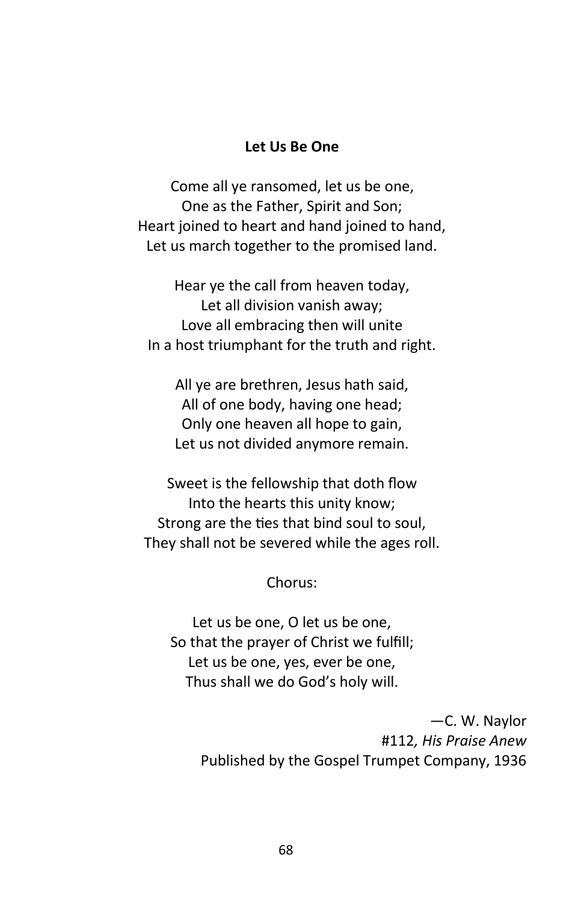**Let Us Be One**

Come all ye ransomed, let us be one,  
One as the Father, Spirit and Son;  
Heart joined to heart and hand joined to hand,  
Let us march together to the promised land.

Hear ye the call from heaven today,  
Let all division vanish away;  
Love all embracing then will unite  
In a host triumphant for the truth and right.

All ye are brethren, Jesus hath said,  
All of one body, having one head;  
Only one heaven all hope to gain,  
Let us not divided anymore remain.

Sweet is the fellowship that doth flow  
Into the hearts this unity know;  
Strong are the ties that bind soul to soul,  
They shall not be severed while the ages roll.

Chorus:

Let us be one, O let us be one,  
So that the prayer of Christ we fulfill;  
Let us be one, yes, ever be one,  
Thus shall we do God's holy will.

—C. W. Naylor  
#112*, His Praise Anew*  
Published by the Gospel Trumpet Company, 1936